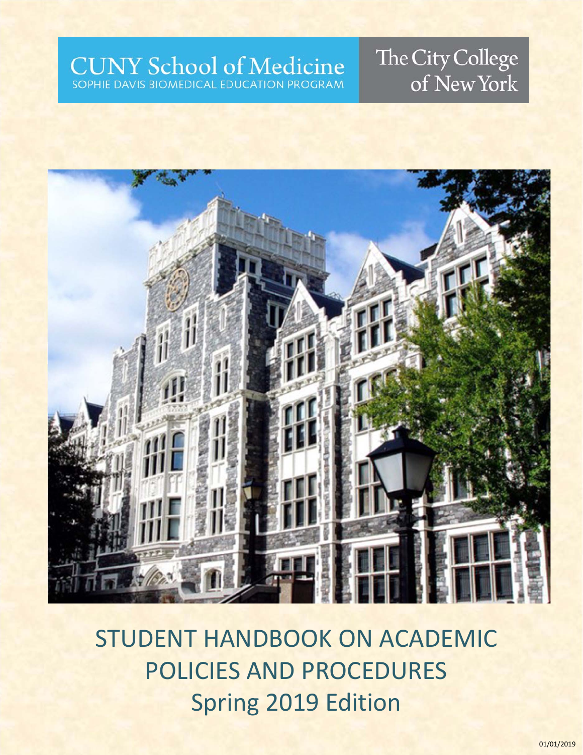CUNY School of Medicine
SOPHIE DAVIS BIOMEDICAL EDUCATION PROGRAM

The City College of New York

# STUDENT HANDBOOK ON ACADEMIC POLICIES AND PROCEDURES
## Spring 2019 Edition

01/01/2019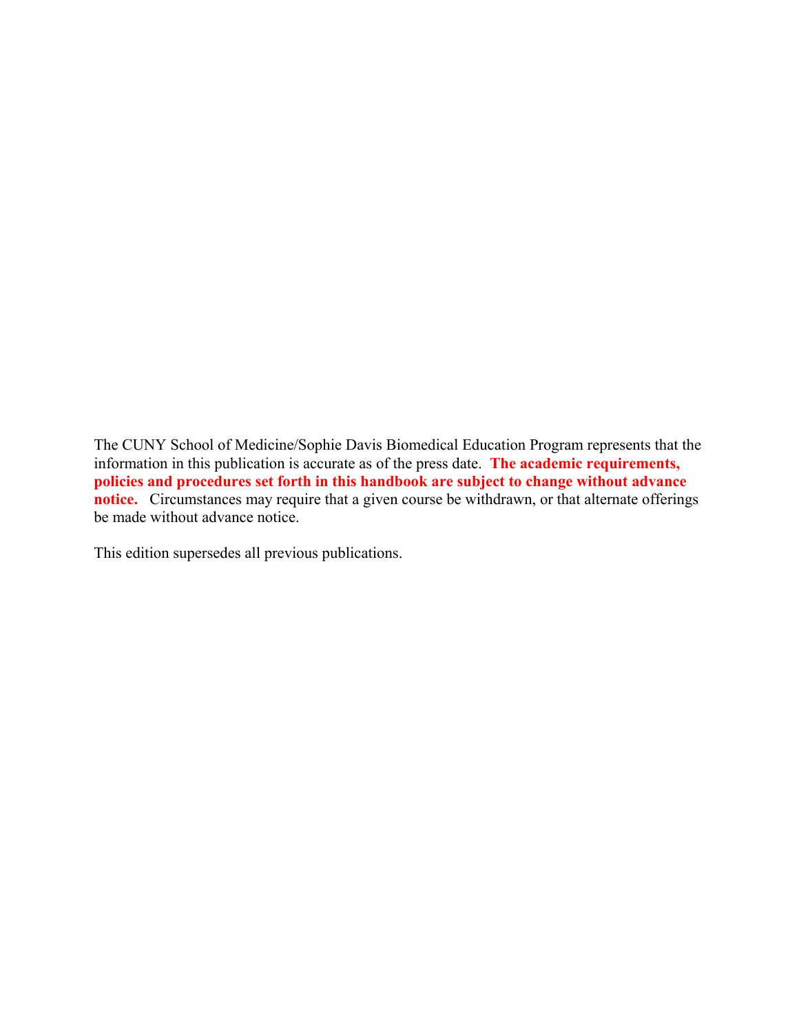The CUNY School of Medicine/Sophie Davis Biomedical Education Program represents that the information in this publication is accurate as of the press date. **The academic requirements, policies and procedures set forth in this handbook are subject to change without advance notice.** Circumstances may require that a given course be withdrawn, or that alternate offerings be made without advance notice.

This edition supersedes all previous publications.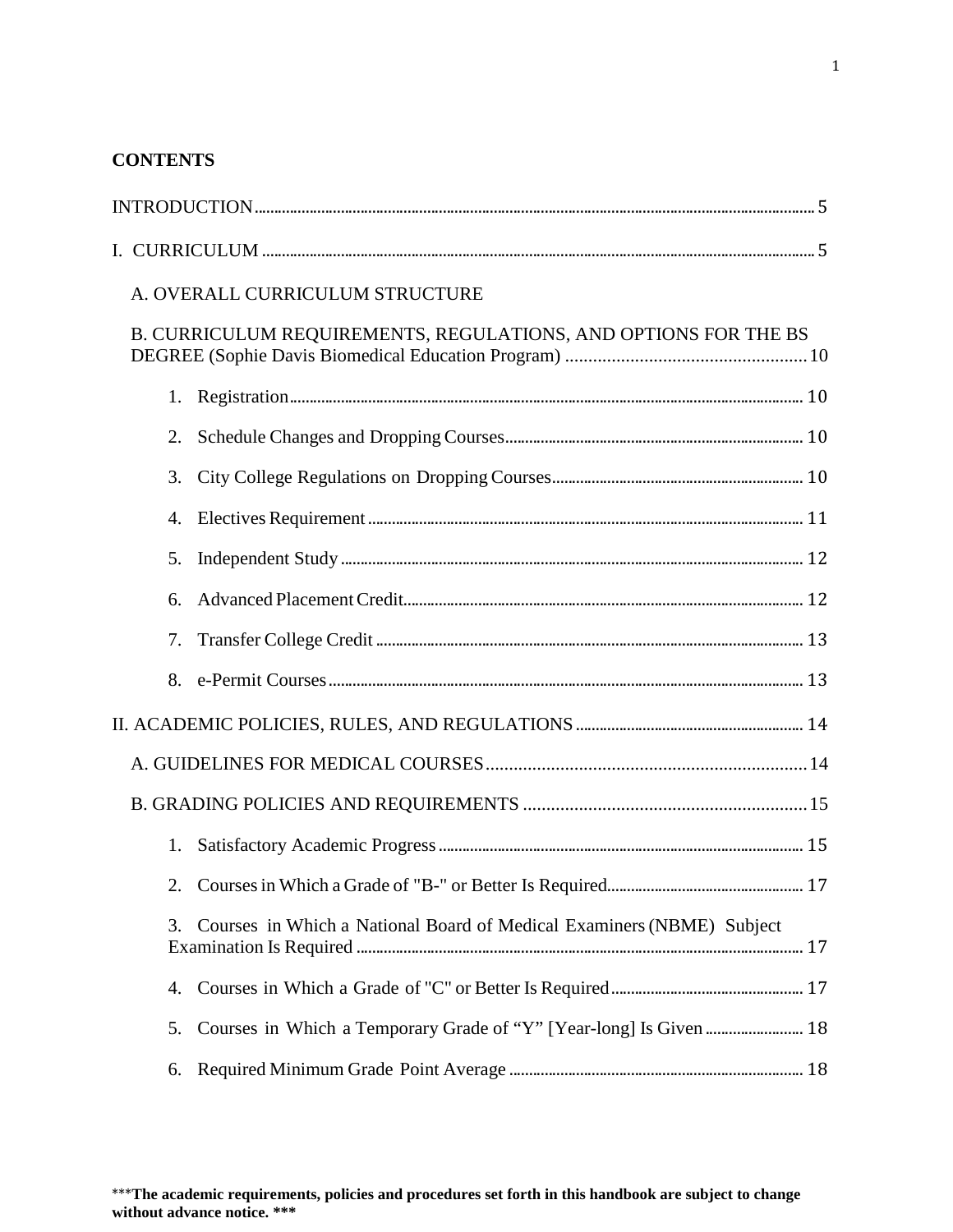## CONTENTS

INTRODUCTION.......... 5

I. CURRICULUM .......... 5

A. OVERALL CURRICULUM STRUCTURE

B. CURRICULUM REQUIREMENTS, REGULATIONS, AND OPTIONS FOR THE BS DEGREE (Sophie Davis Biomedical Education Program) .......... 10

1. Registration.......... 10
2. Schedule Changes and Dropping Courses.......... 10
3. City College Regulations on Dropping Courses.......... 10
4. Electives Requirement .......... 11
5. Independent Study .......... 12
6. Advanced Placement Credit.......... 12
7. Transfer College Credit .......... 13
8. e-Permit Courses.......... 13

II. ACADEMIC POLICIES, RULES, AND REGULATIONS .......... 14

A. GUIDELINES FOR MEDICAL COURSES.......... 14

B. GRADING POLICIES AND REQUIREMENTS .......... 15

1. Satisfactory Academic Progress .......... 15
2. Courses in Which a Grade of "B-" or Better Is Required.......... 17
3. Courses in Which a National Board of Medical Examiners (NBME) Subject Examination Is Required .......... 17
4. Courses in Which a Grade of "C" or Better Is Required.......... 17
5. Courses in Which a Temporary Grade of “Y” [Year-long] Is Given .......... 18
6. Required Minimum Grade Point Average .......... 18

***The academic requirements, policies and procedures set forth in this handbook are subject to change without advance notice. ***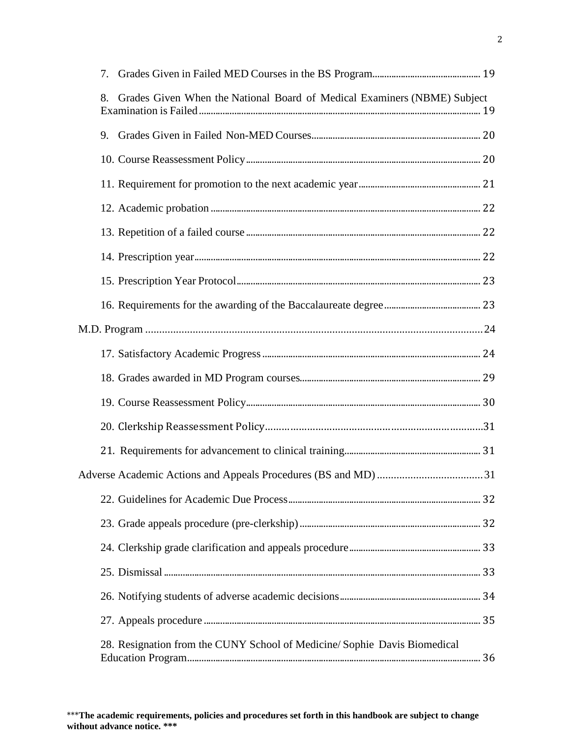7. Grades Given in Failed MED Courses in the BS Program ..... 19

8. Grades Given When the National Board of Medical Examiners (NBME) Subject Examination is Failed ..... 19

9. Grades Given in Failed Non-MED Courses ..... 20

10. Course Reassessment Policy ..... 20

11. Requirement for promotion to the next academic year ..... 21

12. Academic probation ..... 22

13. Repetition of a failed course ..... 22

14. Prescription year ..... 22

15. Prescription Year Protocol ..... 23

16. Requirements for the awarding of the Baccalaureate degree ..... 23

M.D. Program ..... 24

17. Satisfactory Academic Progress ..... 24

18. Grades awarded in MD Program courses ..... 29

19. Course Reassessment Policy ..... 30

20. Clerkship Reassessment Policy ..... 31

21. Requirements for advancement to clinical training ..... 31

Adverse Academic Actions and Appeals Procedures (BS and MD) ..... 31

22. Guidelines for Academic Due Process ..... 32

23. Grade appeals procedure (pre-clerkship) ..... 32

24. Clerkship grade clarification and appeals procedure ..... 33

25. Dismissal ..... 33

26. Notifying students of adverse academic decisions ..... 34

27. Appeals procedure ..... 35

28. Resignation from the CUNY School of Medicine/ Sophie Davis Biomedical Education Program ..... 36

***The academic requirements, policies and procedures set forth in this handbook are subject to change without advance notice. ***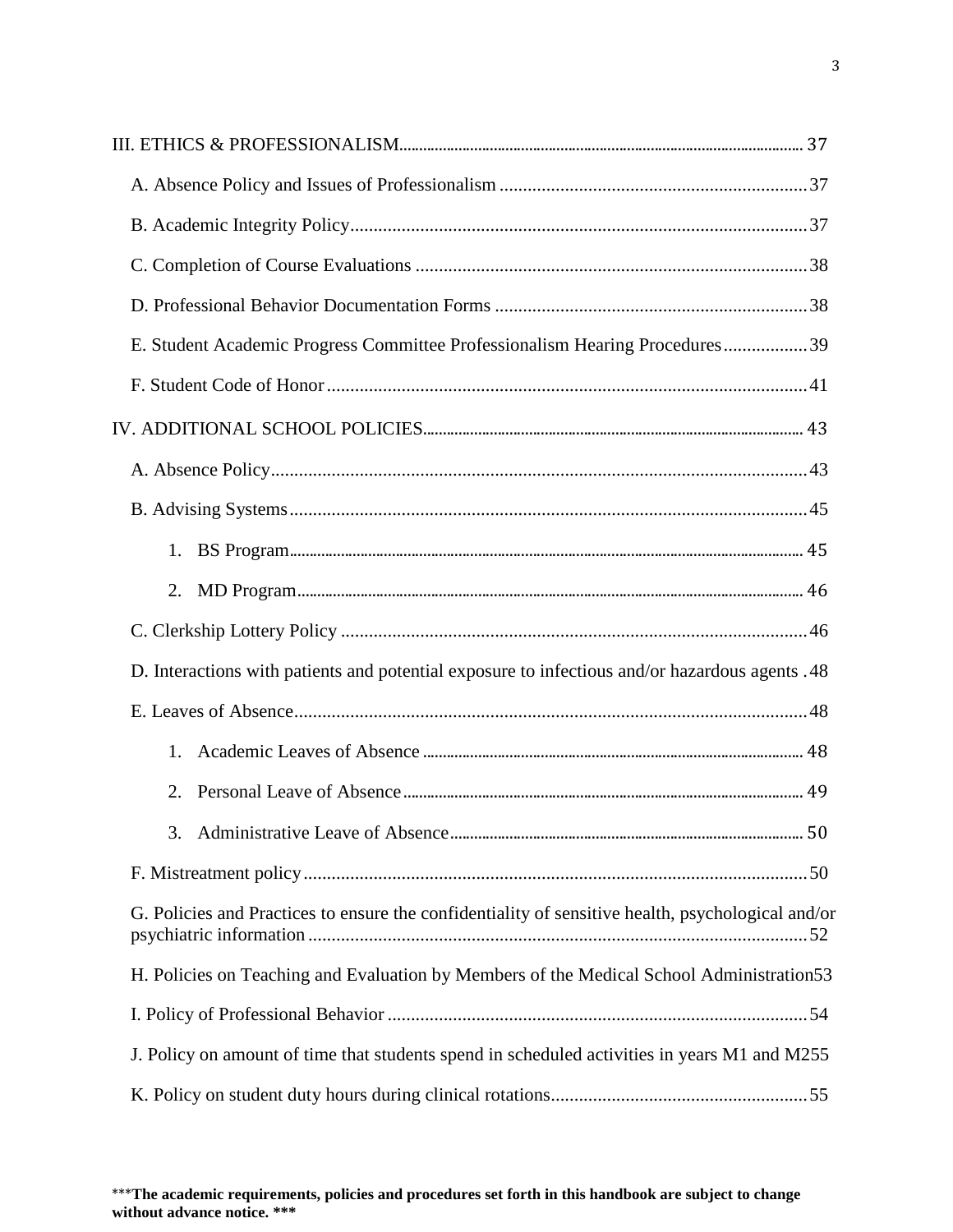III. ETHICS & PROFESSIONALISM ........ 37

- A. Absence Policy and Issues of Professionalism ........ 37
- B. Academic Integrity Policy ........ 37
- C. Completion of Course Evaluations ........ 38
- D. Professional Behavior Documentation Forms ........ 38
- E. Student Academic Progress Committee Professionalism Hearing Procedures ........ 39
- F. Student Code of Honor ........ 41

IV. ADDITIONAL SCHOOL POLICIES ........ 43

- A. Absence Policy ........ 43
- B. Advising Systems ........ 45
  1. BS Program ........ 45
  2. MD Program ........ 46
- C. Clerkship Lottery Policy ........ 46
- D. Interactions with patients and potential exposure to infectious and/or hazardous agents . 48
- E. Leaves of Absence ........ 48
  1. Academic Leaves of Absence ........ 48
  2. Personal Leave of Absence ........ 49
  3. Administrative Leave of Absence ........ 50
- F. Mistreatment policy ........ 50
- G. Policies and Practices to ensure the confidentiality of sensitive health, psychological and/or psychiatric information ........ 52
- H. Policies on Teaching and Evaluation by Members of the Medical School Administration53
- I. Policy of Professional Behavior ........ 54
- J. Policy on amount of time that students spend in scheduled activities in years M1 and M255
- K. Policy on student duty hours during clinical rotations ........ 55

***The academic requirements, policies and procedures set forth in this handbook are subject to change without advance notice. ***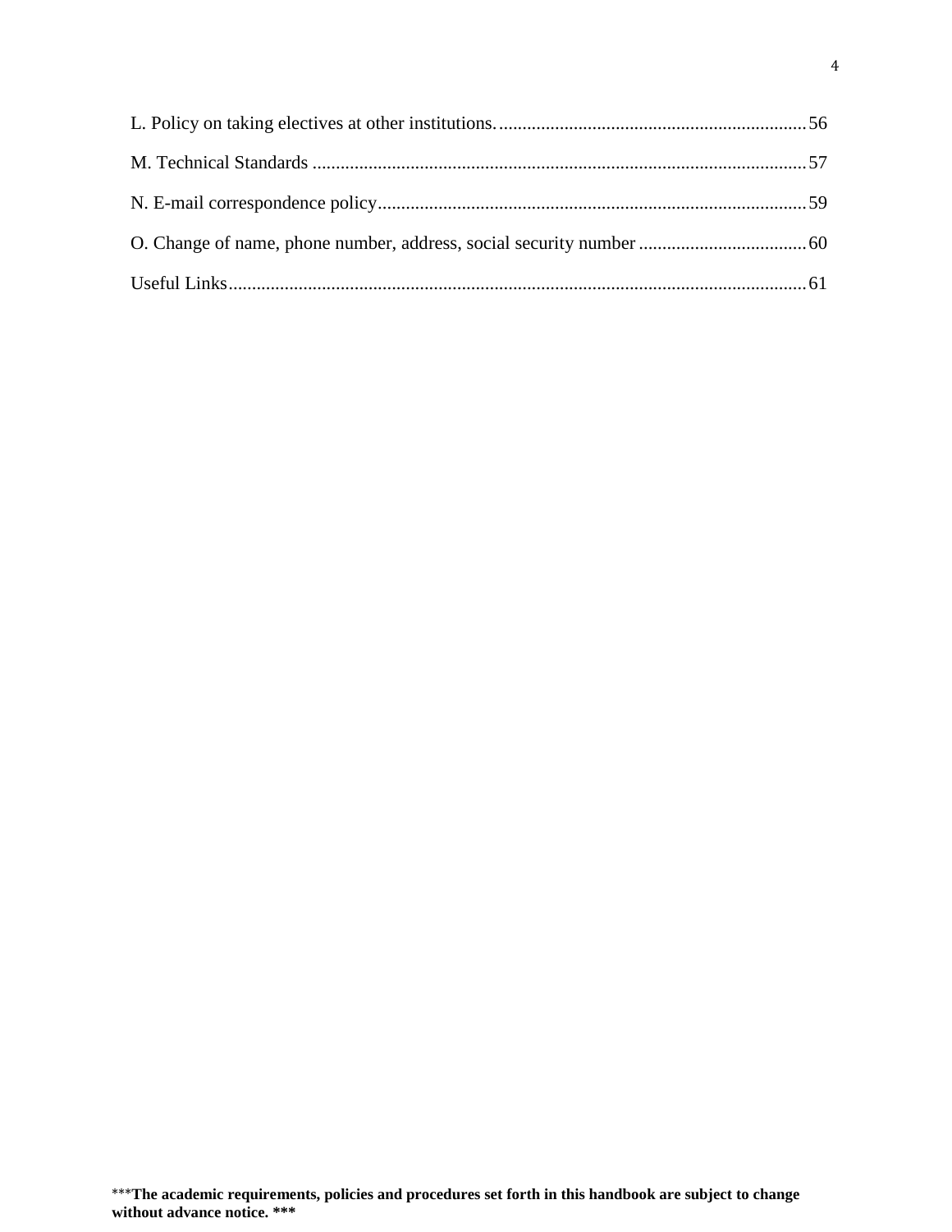L. Policy on taking electives at other institutions. 56

M. Technical Standards 57

N. E-mail correspondence policy 59

O. Change of name, phone number, address, social security number 60

Useful Links 61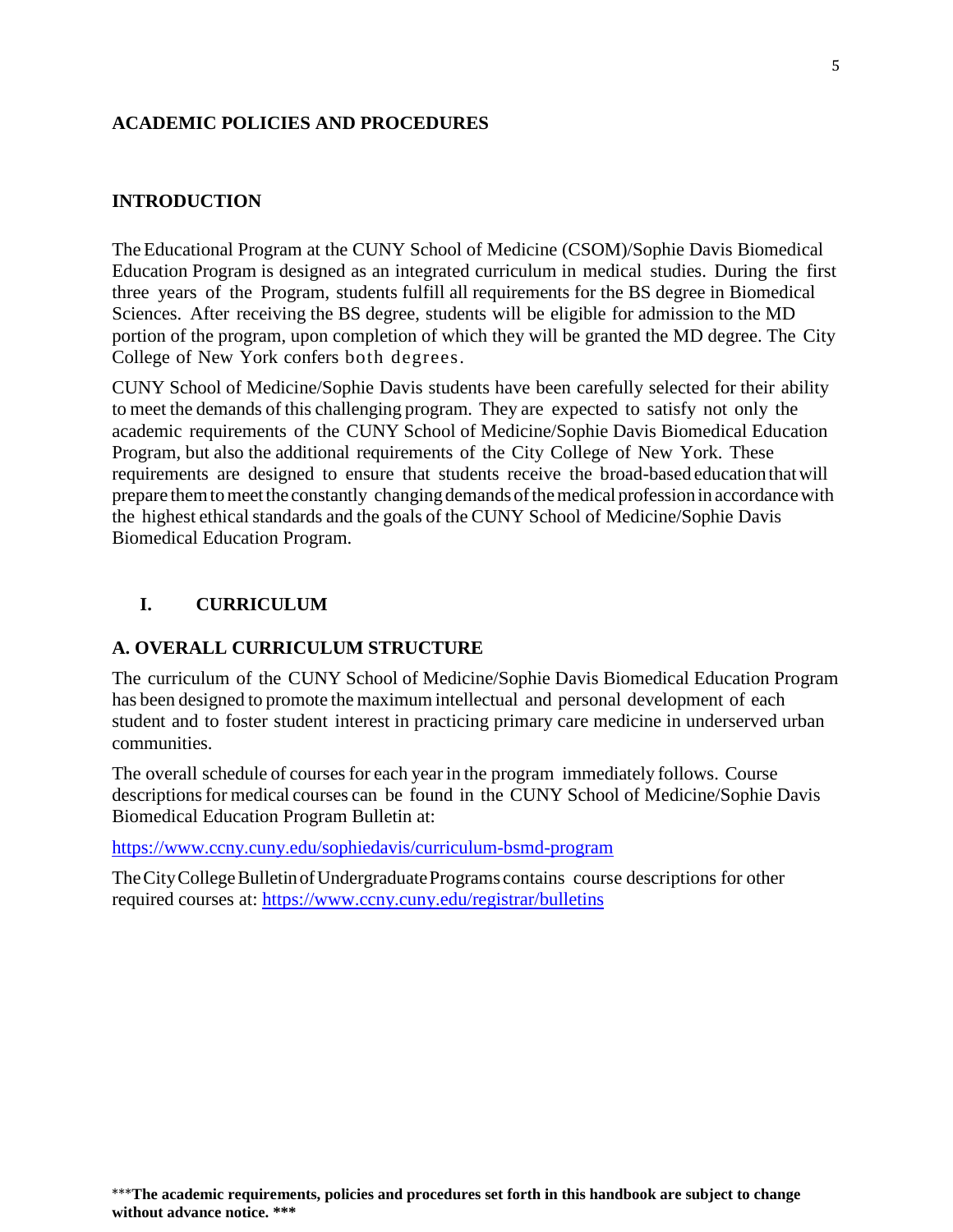## ACADEMIC POLICIES AND PROCEDURES

## INTRODUCTION

The Educational Program at the CUNY School of Medicine (CSOM)/Sophie Davis Biomedical Education Program is designed as an integrated curriculum in medical studies. During the first three years of the Program, students fulfill all requirements for the BS degree in Biomedical Sciences. After receiving the BS degree, students will be eligible for admission to the MD portion of the program, upon completion of which they will be granted the MD degree. The City College of New York confers both degrees.

CUNY School of Medicine/Sophie Davis students have been carefully selected for their ability to meet the demands of this challenging program. They are expected to satisfy not only the academic requirements of the CUNY School of Medicine/Sophie Davis Biomedical Education Program, but also the additional requirements of the City College of New York. These requirements are designed to ensure that students receive the broad-based education that will prepare them to meet the constantly changing demands of the medical profession in accordance with the highest ethical standards and the goals of the CUNY School of Medicine/Sophie Davis Biomedical Education Program.

## I. CURRICULUM

### A. OVERALL CURRICULUM STRUCTURE

The curriculum of the CUNY School of Medicine/Sophie Davis Biomedical Education Program has been designed to promote the maximum intellectual and personal development of each student and to foster student interest in practicing primary care medicine in underserved urban communities.

The overall schedule of courses for each year in the program immediately follows. Course descriptions for medical courses can be found in the CUNY School of Medicine/Sophie Davis Biomedical Education Program Bulletin at:

[https://www.ccny.cuny.edu/sophiedavis/curriculum-bsmd-program](https://www.ccny.cuny.edu/sophiedavis/curriculum-bsmd-program)

The City College Bulletin of Undergraduate Programs contains course descriptions for other required courses at: [https://www.ccny.cuny.edu/registrar/bulletins](https://www.ccny.cuny.edu/registrar/bulletins)

***The academic requirements, policies and procedures set forth in this handbook are subject to change without advance notice. ***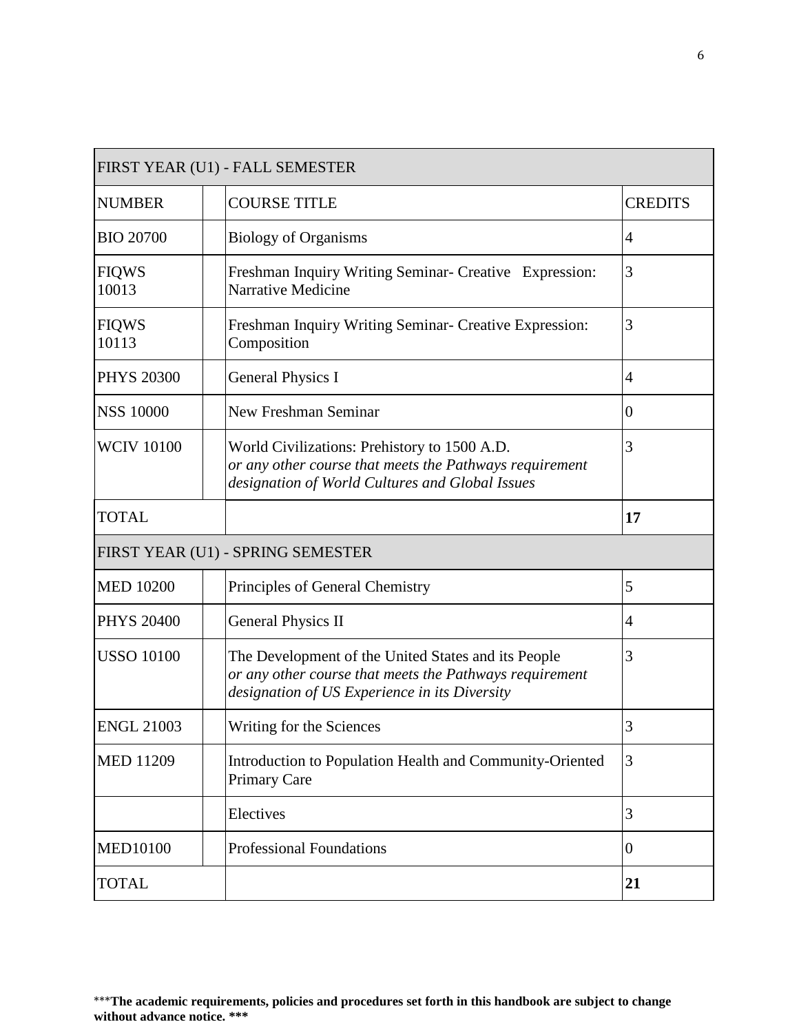| FIRST YEAR (U1) - FALL SEMESTER | | | |
|---|---|---|---|
| NUMBER | | COURSE TITLE | CREDITS |
| BIO 20700 | | Biology of Organisms | 4 |
| FIQWS 10013 | | Freshman Inquiry Writing Seminar- Creative Expression: Narrative Medicine | 3 |
| FIQWS 10113 | | Freshman Inquiry Writing Seminar- Creative Expression: Composition | 3 |
| PHYS 20300 | | General Physics I | 4 |
| NSS 10000 | | New Freshman Seminar | 0 |
| WCIV 10100 | | World Civilizations: Prehistory to 1500 A.D. *or any other course that meets the Pathways requirement designation of World Cultures and Global Issues* | 3 |
| TOTAL | | | **17** |
| FIRST YEAR (U1) - SPRING SEMESTER | | | |
| MED 10200 | | Principles of General Chemistry | 5 |
| PHYS 20400 | | General Physics II | 4 |
| USSO 10100 | | The Development of the United States and its People *or any other course that meets the Pathways requirement designation of US Experience in its Diversity* | 3 |
| ENGL 21003 | | Writing for the Sciences | 3 |
| MED 11209 | | Introduction to Population Health and Community-Oriented Primary Care | 3 |
| | | Electives | 3 |
| MED10100 | | Professional Foundations | 0 |
| TOTAL | | | **21** |

***The academic requirements, policies and procedures set forth in this handbook are subject to change without advance notice. *****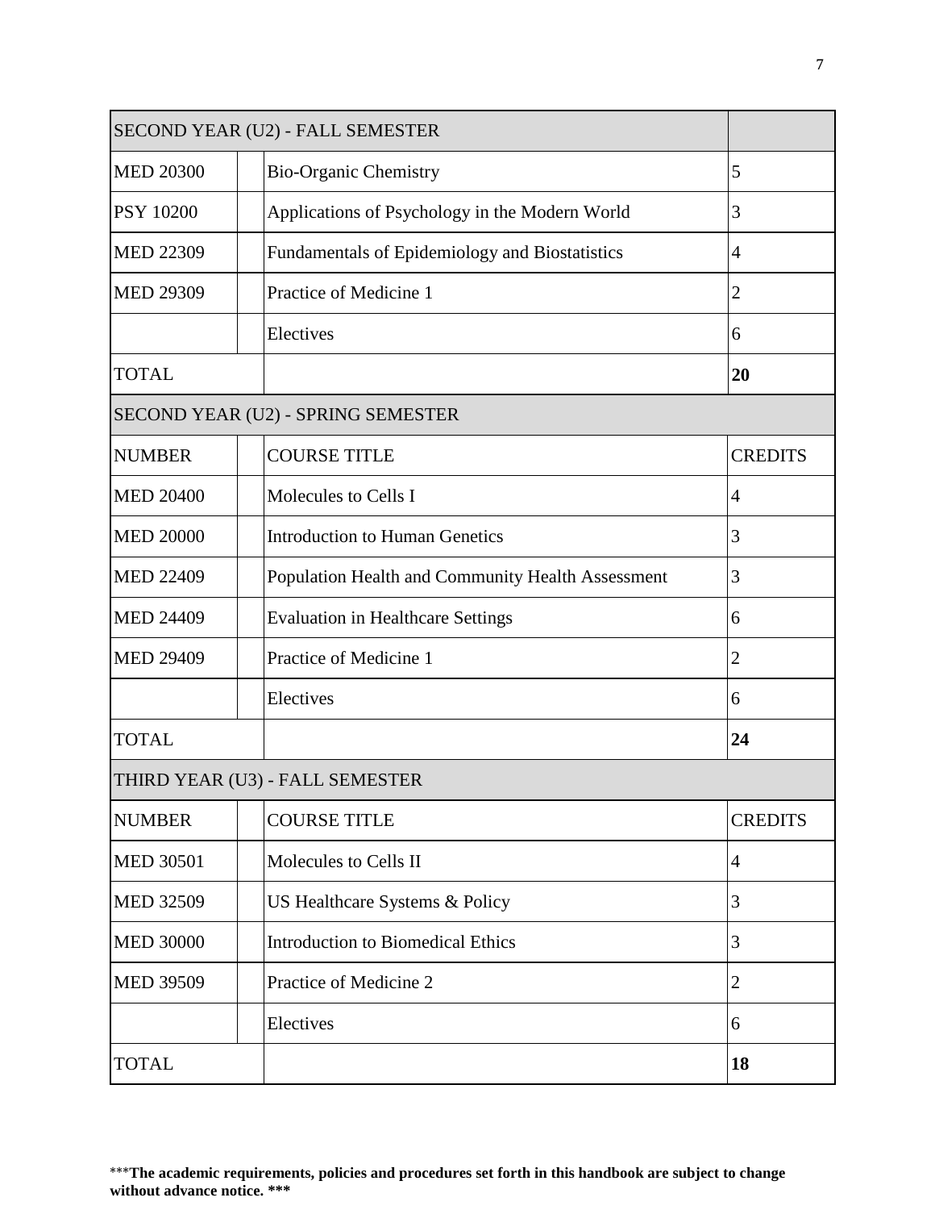| SECOND YEAR (U2) - FALL SEMESTER | | | |
|---|---|---|---|
| MED 20300 | | Bio-Organic Chemistry | 5 |
| PSY 10200 | | Applications of Psychology in the Modern World | 3 |
| MED 22309 | | Fundamentals of Epidemiology and Biostatistics | 4 |
| MED 29309 | | Practice of Medicine 1 | 2 |
| | | Electives | 6 |
| TOTAL | | | **20** |
| SECOND YEAR (U2) - SPRING SEMESTER | | | |
| NUMBER | | COURSE TITLE | CREDITS |
| MED 20400 | | Molecules to Cells I | 4 |
| MED 20000 | | Introduction to Human Genetics | 3 |
| MED 22409 | | Population Health and Community Health Assessment | 3 |
| MED 24409 | | Evaluation in Healthcare Settings | 6 |
| MED 29409 | | Practice of Medicine 1 | 2 |
| | | Electives | 6 |
| TOTAL | | | **24** |
| THIRD YEAR (U3) - FALL SEMESTER | | | |
| NUMBER | | COURSE TITLE | CREDITS |
| MED 30501 | | Molecules to Cells II | 4 |
| MED 32509 | | US Healthcare Systems & Policy | 3 |
| MED 30000 | | Introduction to Biomedical Ethics | 3 |
| MED 39509 | | Practice of Medicine 2 | 2 |
| | | Electives | 6 |
| TOTAL | | | **18** |

***The academic requirements, policies and procedures set forth in this handbook are subject to change without advance notice. ***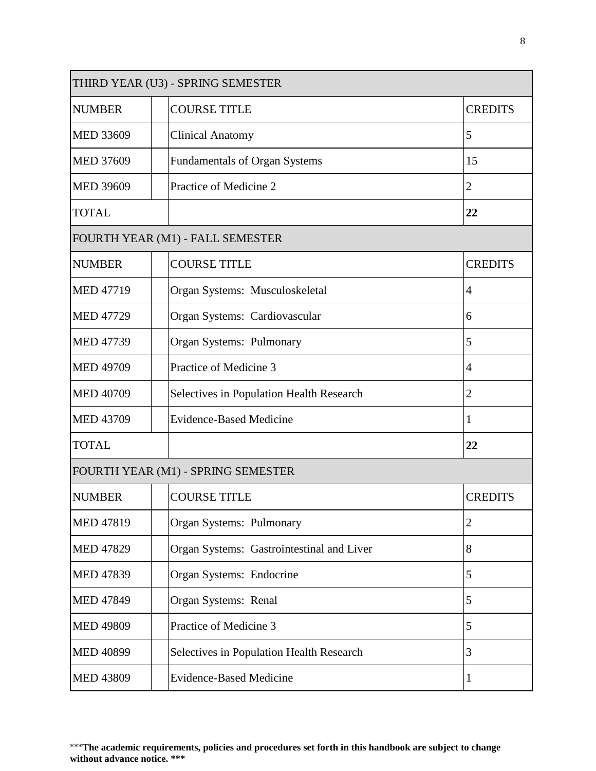| THIRD YEAR (U3) - SPRING SEMESTER | | | |
|---|---|---|---|
| NUMBER | | COURSE TITLE | CREDITS |
| MED 33609 | | Clinical Anatomy | 5 |
| MED 37609 | | Fundamentals of Organ Systems | 15 |
| MED 39609 | | Practice of Medicine 2 | 2 |
| TOTAL | | | **22** |

| FOURTH YEAR (M1) - FALL SEMESTER | | | |
|---|---|---|---|
| NUMBER | | COURSE TITLE | CREDITS |
| MED 47719 | | Organ Systems: Musculoskeletal | 4 |
| MED 47729 | | Organ Systems: Cardiovascular | 6 |
| MED 47739 | | Organ Systems: Pulmonary | 5 |
| MED 49709 | | Practice of Medicine 3 | 4 |
| MED 40709 | | Selectives in Population Health Research | 2 |
| MED 43709 | | Evidence-Based Medicine | 1 |
| TOTAL | | | **22** |

| FOURTH YEAR (M1) - SPRING SEMESTER | | | |
|---|---|---|---|
| NUMBER | | COURSE TITLE | CREDITS |
| MED 47819 | | Organ Systems: Pulmonary | 2 |
| MED 47829 | | Organ Systems: Gastrointestinal and Liver | 8 |
| MED 47839 | | Organ Systems: Endocrine | 5 |
| MED 47849 | | Organ Systems: Renal | 5 |
| MED 49809 | | Practice of Medicine 3 | 5 |
| MED 40899 | | Selectives in Population Health Research | 3 |
| MED 43809 | | Evidence-Based Medicine | 1 |

***The academic requirements, policies and procedures set forth in this handbook are subject to change without advance notice. ***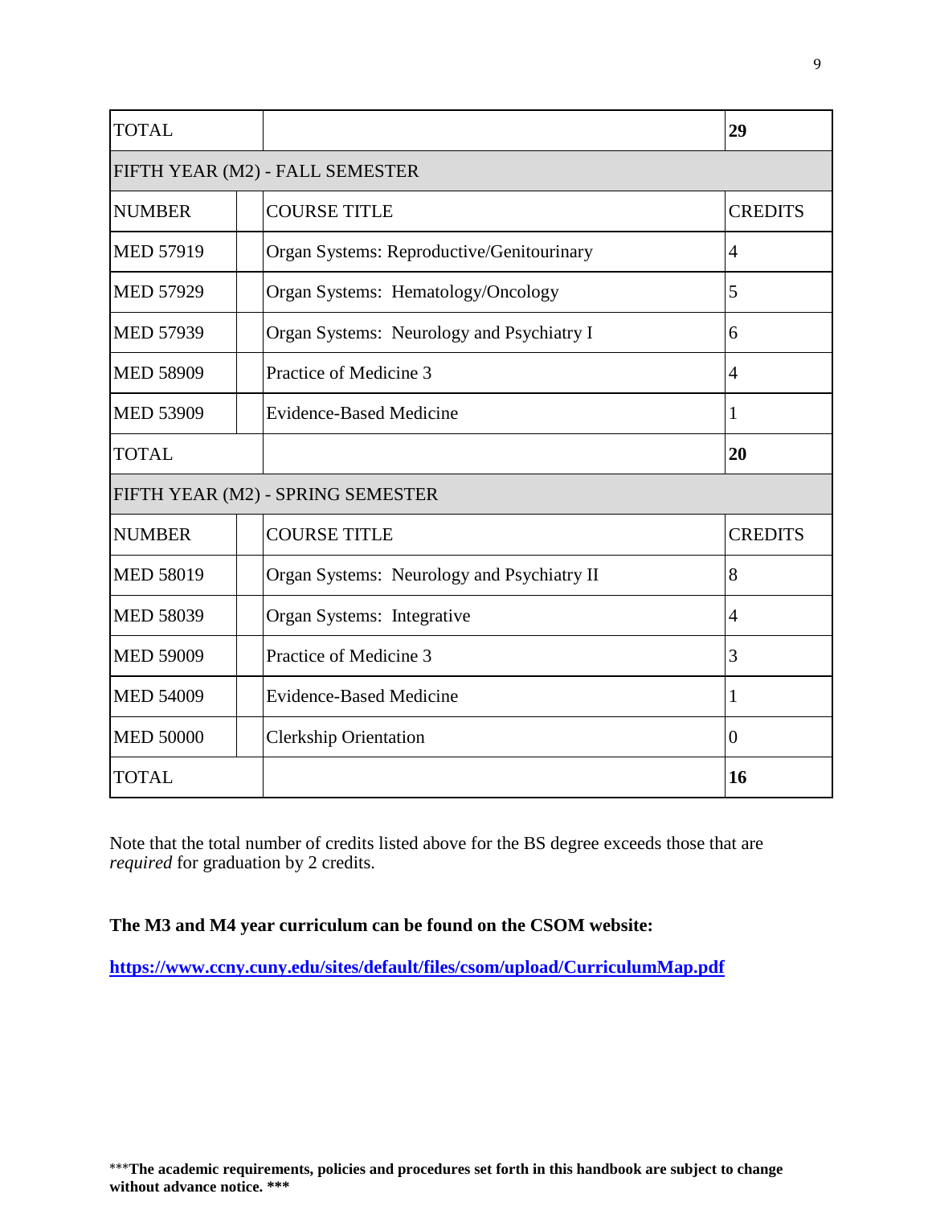| TOTAL | | | 29 |
|---|---|---|---|
| FIFTH YEAR (M2) - FALL SEMESTER | | | |
| NUMBER | | COURSE TITLE | CREDITS |
| MED 57919 | | Organ Systems: Reproductive/Genitourinary | 4 |
| MED 57929 | | Organ Systems: Hematology/Oncology | 5 |
| MED 57939 | | Organ Systems: Neurology and Psychiatry I | 6 |
| MED 58909 | | Practice of Medicine 3 | 4 |
| MED 53909 | | Evidence-Based Medicine | 1 |
| TOTAL | | | **20** |
| FIFTH YEAR (M2) - SPRING SEMESTER | | | |
| NUMBER | | COURSE TITLE | CREDITS |
| MED 58019 | | Organ Systems: Neurology and Psychiatry II | 8 |
| MED 58039 | | Organ Systems: Integrative | 4 |
| MED 59009 | | Practice of Medicine 3 | 3 |
| MED 54009 | | Evidence-Based Medicine | 1 |
| MED 50000 | | Clerkship Orientation | 0 |
| TOTAL | | | **16** |

Note that the total number of credits listed above for the BS degree exceeds those that are *required* for graduation by 2 credits.

**The M3 and M4 year curriculum can be found on the CSOM website:**

**https://www.ccny.cuny.edu/sites/default/files/csom/upload/CurriculumMap.pdf**

***__The academic requirements, policies and procedures set forth in this handbook are subject to change without advance notice. ***__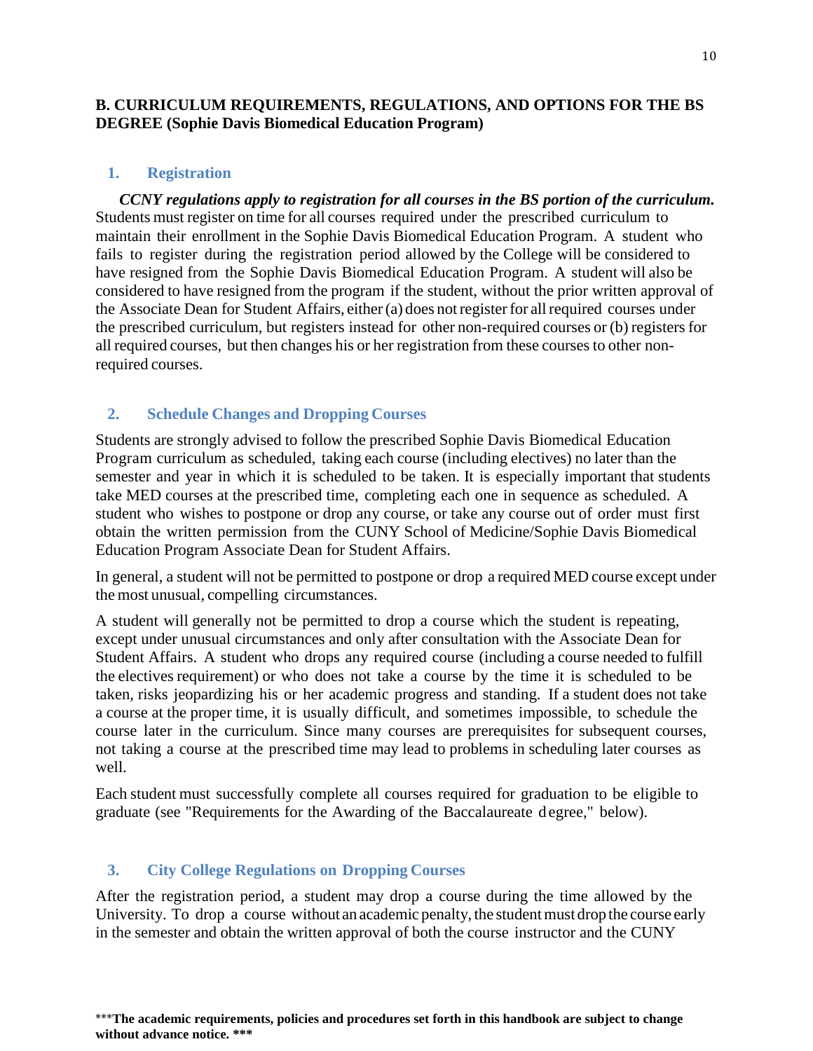## B. CURRICULUM REQUIREMENTS, REGULATIONS, AND OPTIONS FOR THE BS DEGREE (Sophie Davis Biomedical Education Program)

### 1. Registration

***CCNY regulations apply to registration for all courses in the BS portion of the curriculum.*** Students must register on time for all courses required under the prescribed curriculum to maintain their enrollment in the Sophie Davis Biomedical Education Program. A student who fails to register during the registration period allowed by the College will be considered to have resigned from the Sophie Davis Biomedical Education Program. A student will also be considered to have resigned from the program if the student, without the prior written approval of the Associate Dean for Student Affairs, either (a) does not register for all required courses under the prescribed curriculum, but registers instead for other non-required courses or (b) registers for all required courses, but then changes his or her registration from these courses to other non-required courses.

### 2. Schedule Changes and Dropping Courses

Students are strongly advised to follow the prescribed Sophie Davis Biomedical Education Program curriculum as scheduled, taking each course (including electives) no later than the semester and year in which it is scheduled to be taken. It is especially important that students take MED courses at the prescribed time, completing each one in sequence as scheduled. A student who wishes to postpone or drop any course, or take any course out of order must first obtain the written permission from the CUNY School of Medicine/Sophie Davis Biomedical Education Program Associate Dean for Student Affairs.

In general, a student will not be permitted to postpone or drop a required MED course except under the most unusual, compelling circumstances.

A student will generally not be permitted to drop a course which the student is repeating, except under unusual circumstances and only after consultation with the Associate Dean for Student Affairs. A student who drops any required course (including a course needed to fulfill the electives requirement) or who does not take a course by the time it is scheduled to be taken, risks jeopardizing his or her academic progress and standing. If a student does not take a course at the proper time, it is usually difficult, and sometimes impossible, to schedule the course later in the curriculum. Since many courses are prerequisites for subsequent courses, not taking a course at the prescribed time may lead to problems in scheduling later courses as well.

Each student must successfully complete all courses required for graduation to be eligible to graduate (see "Requirements for the Awarding of the Baccalaureate degree," below).

### 3. City College Regulations on Dropping Courses

After the registration period, a student may drop a course during the time allowed by the University. To drop a course without an academic penalty, the student must drop the course early in the semester and obtain the written approval of both the course instructor and the CUNY

***The academic requirements, policies and procedures set forth in this handbook are subject to change without advance notice. \*\*\***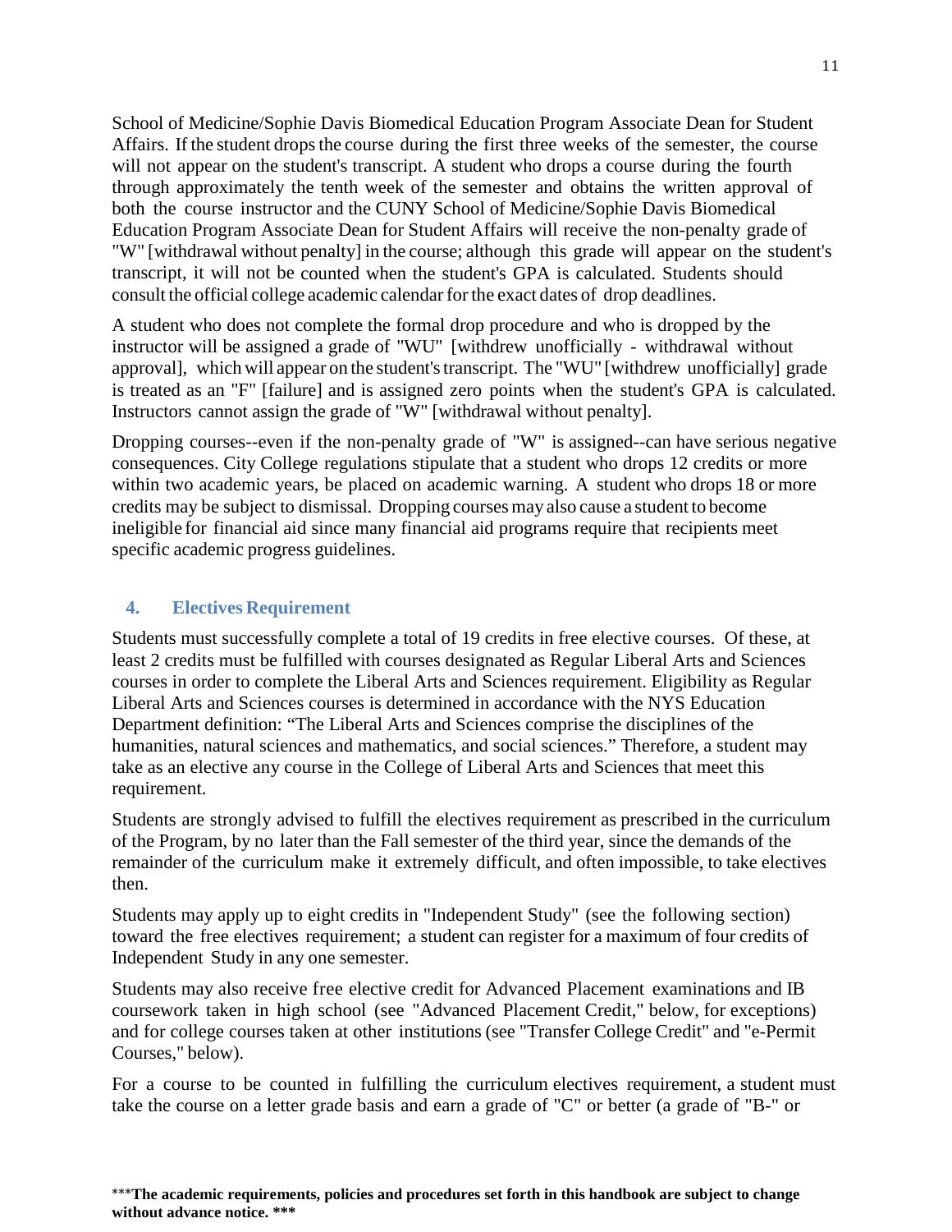School of Medicine/Sophie Davis Biomedical Education Program Associate Dean for Student Affairs. If the student drops the course during the first three weeks of the semester, the course will not appear on the student's transcript. A student who drops a course during the fourth through approximately the tenth week of the semester and obtains the written approval of both the course instructor and the CUNY School of Medicine/Sophie Davis Biomedical Education Program Associate Dean for Student Affairs will receive the non-penalty grade of "W" [withdrawal without penalty] in the course; although this grade will appear on the student's transcript, it will not be counted when the student's GPA is calculated. Students should consult the official college academic calendar for the exact dates of drop deadlines.

A student who does not complete the formal drop procedure and who is dropped by the instructor will be assigned a grade of "WU" [withdrew unofficially - withdrawal without approval], which will appear on the student's transcript. The "WU" [withdrew unofficially] grade is treated as an "F" [failure] and is assigned zero points when the student's GPA is calculated. Instructors cannot assign the grade of "W" [withdrawal without penalty].

Dropping courses--even if the non-penalty grade of "W" is assigned--can have serious negative consequences. City College regulations stipulate that a student who drops 12 credits or more within two academic years, be placed on academic warning. A student who drops 18 or more credits may be subject to dismissal. Dropping courses may also cause a student to become ineligible for financial aid since many financial aid programs require that recipients meet specific academic progress guidelines.

### 4. Electives Requirement

Students must successfully complete a total of 19 credits in free elective courses. Of these, at least 2 credits must be fulfilled with courses designated as Regular Liberal Arts and Sciences courses in order to complete the Liberal Arts and Sciences requirement. Eligibility as Regular Liberal Arts and Sciences courses is determined in accordance with the NYS Education Department definition: "The Liberal Arts and Sciences comprise the disciplines of the humanities, natural sciences and mathematics, and social sciences." Therefore, a student may take as an elective any course in the College of Liberal Arts and Sciences that meet this requirement.

Students are strongly advised to fulfill the electives requirement as prescribed in the curriculum of the Program, by no later than the Fall semester of the third year, since the demands of the remainder of the curriculum make it extremely difficult, and often impossible, to take electives then.

Students may apply up to eight credits in "Independent Study" (see the following section) toward the free electives requirement; a student can register for a maximum of four credits of Independent Study in any one semester.

Students may also receive free elective credit for Advanced Placement examinations and IB coursework taken in high school (see "Advanced Placement Credit," below, for exceptions) and for college courses taken at other institutions (see "Transfer College Credit" and "e-Permit Courses," below).

For a course to be counted in fulfilling the curriculum electives requirement, a student must take the course on a letter grade basis and earn a grade of "C" or better (a grade of "B-" or

***The academic requirements, policies and procedures set forth in this handbook are subject to change without advance notice. ***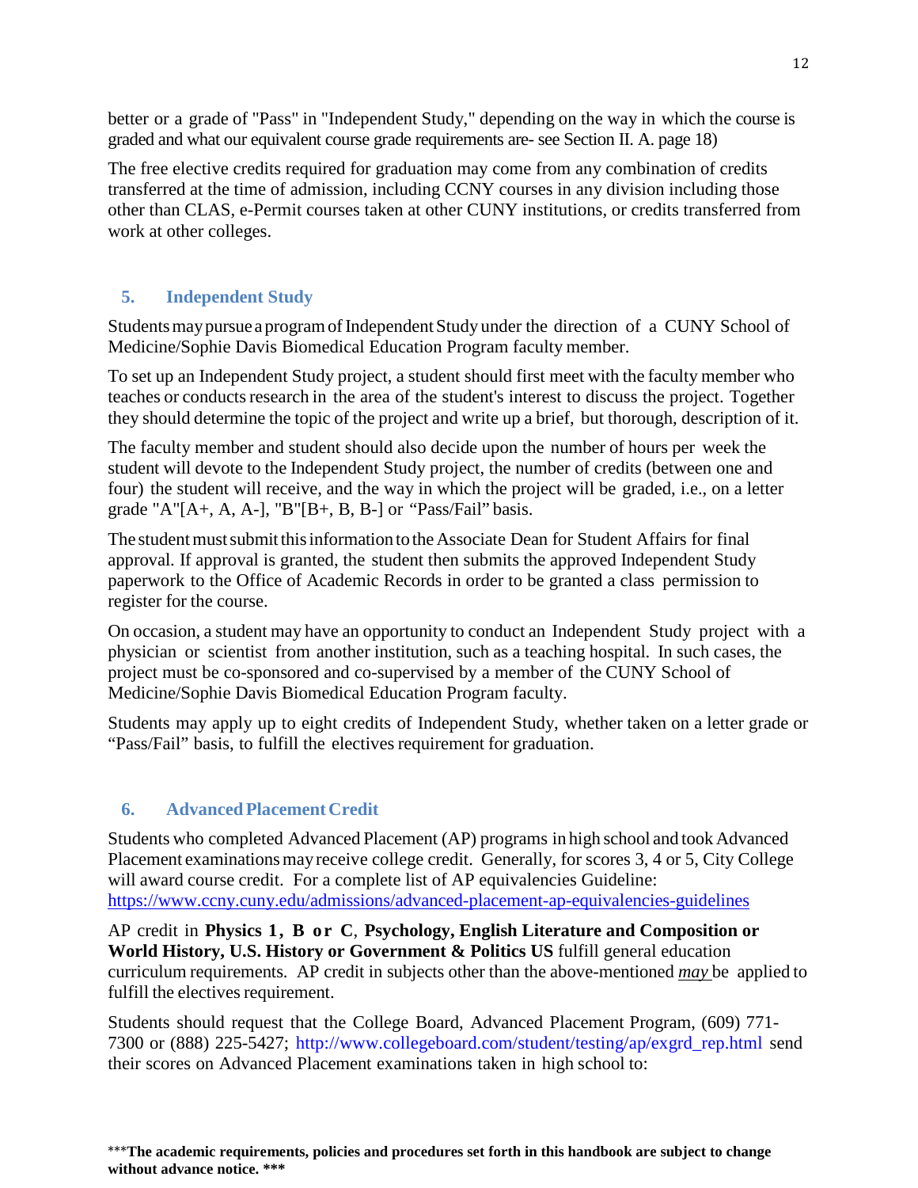better or a grade of "Pass" in "Independent Study," depending on the way in which the course is graded and what our equivalent course grade requirements are- see Section II. A. page 18)

The free elective credits required for graduation may come from any combination of credits transferred at the time of admission, including CCNY courses in any division including those other than CLAS, e-Permit courses taken at other CUNY institutions, or credits transferred from work at other colleges.

### 5. Independent Study

Students may pursue a program of Independent Study under the direction of a CUNY School of Medicine/Sophie Davis Biomedical Education Program faculty member.

To set up an Independent Study project, a student should first meet with the faculty member who teaches or conducts research in the area of the student's interest to discuss the project. Together they should determine the topic of the project and write up a brief, but thorough, description of it.

The faculty member and student should also decide upon the number of hours per week the student will devote to the Independent Study project, the number of credits (between one and four) the student will receive, and the way in which the project will be graded, i.e., on a letter grade "A"[A+, A, A-], "B"[B+, B, B-] or "Pass/Fail" basis.

The student must submit this information to the Associate Dean for Student Affairs for final approval. If approval is granted, the student then submits the approved Independent Study paperwork to the Office of Academic Records in order to be granted a class permission to register for the course.

On occasion, a student may have an opportunity to conduct an Independent Study project with a physician or scientist from another institution, such as a teaching hospital. In such cases, the project must be co-sponsored and co-supervised by a member of the CUNY School of Medicine/Sophie Davis Biomedical Education Program faculty.

Students may apply up to eight credits of Independent Study, whether taken on a letter grade or "Pass/Fail" basis, to fulfill the electives requirement for graduation.

### 6. Advanced Placement Credit

Students who completed Advanced Placement (AP) programs in high school and took Advanced Placement examinations may receive college credit. Generally, for scores 3, 4 or 5, City College will award course credit. For a complete list of AP equivalencies Guideline: https://www.ccny.cuny.edu/admissions/advanced-placement-ap-equivalencies-guidelines

AP credit in **Physics 1, B or C**, **Psychology, English Literature and Composition or World History, U.S. History or Government & Politics US** fulfill general education curriculum requirements. AP credit in subjects other than the above-mentioned ***may*** be applied to fulfill the electives requirement.

Students should request that the College Board, Advanced Placement Program, (609) 771-7300 or (888) 225-5427; http://www.collegeboard.com/student/testing/ap/exgrd_rep.html send their scores on Advanced Placement examinations taken in high school to:

***The academic requirements, policies and procedures set forth in this handbook are subject to change without advance notice. ***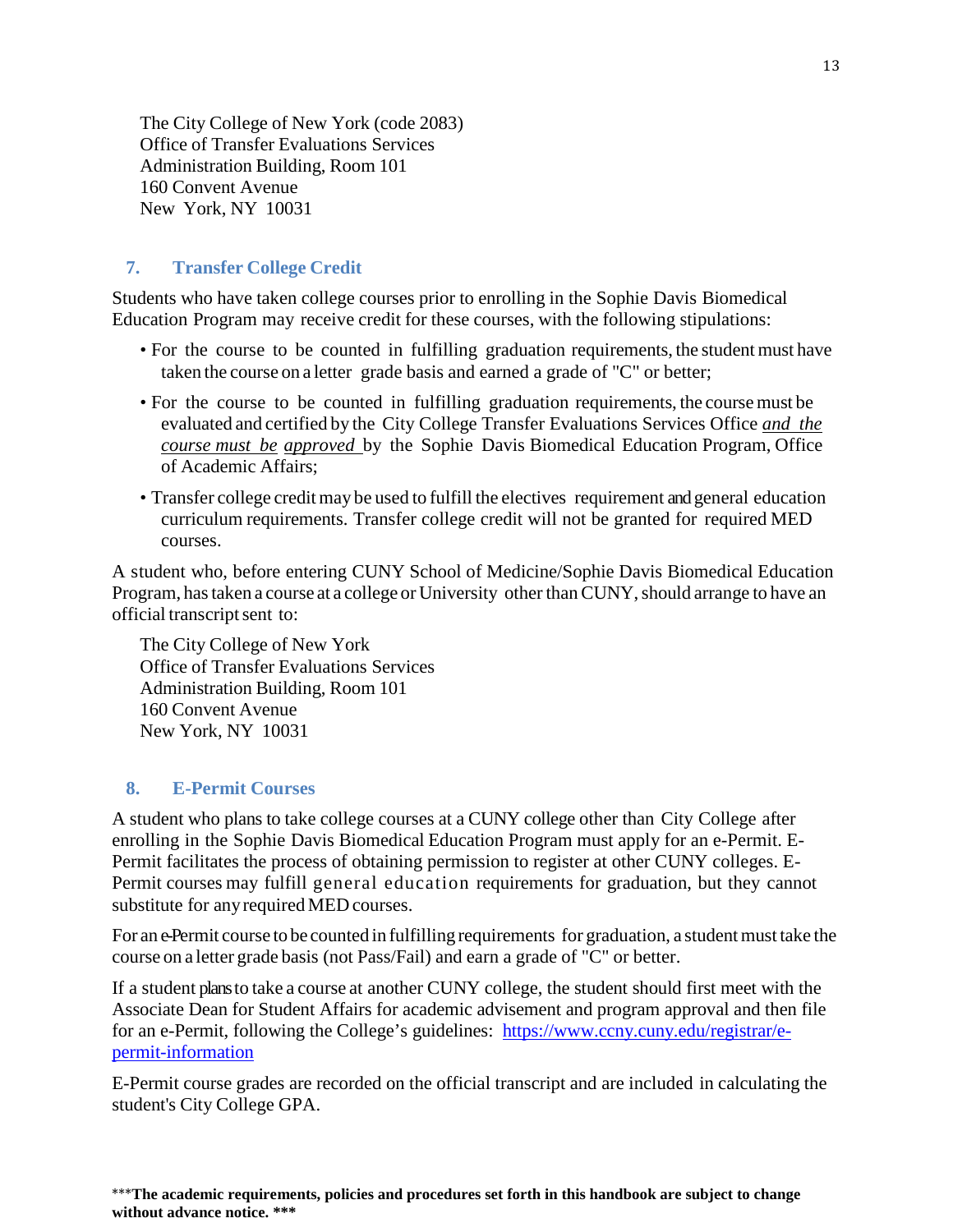The City College of New York (code 2083)  
Office of Transfer Evaluations Services  
Administration Building, Room 101  
160 Convent Avenue  
New York, NY 10031

## 7. Transfer College Credit

Students who have taken college courses prior to enrolling in the Sophie Davis Biomedical Education Program may receive credit for these courses, with the following stipulations:

- For the course to be counted in fulfilling graduation requirements, the student must have taken the course on a letter grade basis and earned a grade of "C" or better;
- For the course to be counted in fulfilling graduation requirements, the course must be evaluated and certified by the City College Transfer Evaluations Services Office *and the course must be approved* by the Sophie Davis Biomedical Education Program, Office of Academic Affairs;
- Transfer college credit may be used to fulfill the electives requirement and general education curriculum requirements. Transfer college credit will not be granted for required MED courses.

A student who, before entering CUNY School of Medicine/Sophie Davis Biomedical Education Program, has taken a course at a college or University other than CUNY, should arrange to have an official transcript sent to:

The City College of New York  
Office of Transfer Evaluations Services  
Administration Building, Room 101  
160 Convent Avenue  
New York, NY 10031

## 8. E-Permit Courses

A student who plans to take college courses at a CUNY college other than City College after enrolling in the Sophie Davis Biomedical Education Program must apply for an e-Permit. E-Permit facilitates the process of obtaining permission to register at other CUNY colleges. E-Permit courses may fulfill general education requirements for graduation, but they cannot substitute for any required MED courses.

For an e-Permit course to be counted in fulfilling requirements for graduation, a student must take the course on a letter grade basis (not Pass/Fail) and earn a grade of "C" or better.

If a student plans to take a course at another CUNY college, the student should first meet with the Associate Dean for Student Affairs for academic advisement and program approval and then file for an e-Permit, following the College's guidelines: [https://www.ccny.cuny.edu/registrar/e-permit-information](https://www.ccny.cuny.edu/registrar/e-permit-information)

E-Permit course grades are recorded on the official transcript and are included in calculating the student's City College GPA.

***The academic requirements, policies and procedures set forth in this handbook are subject to change without advance notice. ***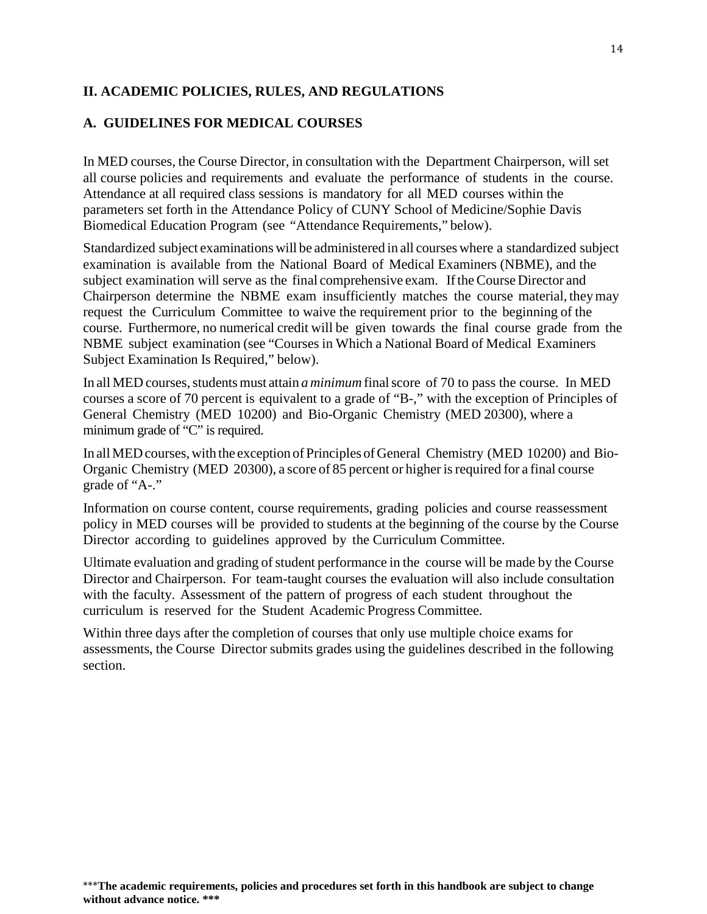## II. ACADEMIC POLICIES, RULES, AND REGULATIONS

### A. GUIDELINES FOR MEDICAL COURSES

In MED courses, the Course Director, in consultation with the Department Chairperson, will set all course policies and requirements and evaluate the performance of students in the course. Attendance at all required class sessions is mandatory for all MED courses within the parameters set forth in the Attendance Policy of CUNY School of Medicine/Sophie Davis Biomedical Education Program (see "Attendance Requirements," below).

Standardized subject examinations will be administered in all courses where a standardized subject examination is available from the National Board of Medical Examiners (NBME), and the subject examination will serve as the final comprehensive exam. If the Course Director and Chairperson determine the NBME exam insufficiently matches the course material, they may request the Curriculum Committee to waive the requirement prior to the beginning of the course. Furthermore, no numerical credit will be given towards the final course grade from the NBME subject examination (see "Courses in Which a National Board of Medical Examiners Subject Examination Is Required," below).

In all MED courses, students must attain *a minimum* final score of 70 to pass the course. In MED courses a score of 70 percent is equivalent to a grade of "B-," with the exception of Principles of General Chemistry (MED 10200) and Bio-Organic Chemistry (MED 20300), where a minimum grade of "C" is required.

In all MED courses, with the exception of Principles of General Chemistry (MED 10200) and Bio-Organic Chemistry (MED 20300), a score of 85 percent or higher is required for a final course grade of "A-."

Information on course content, course requirements, grading policies and course reassessment policy in MED courses will be provided to students at the beginning of the course by the Course Director according to guidelines approved by the Curriculum Committee.

Ultimate evaluation and grading of student performance in the course will be made by the Course Director and Chairperson. For team-taught courses the evaluation will also include consultation with the faculty. Assessment of the pattern of progress of each student throughout the curriculum is reserved for the Student Academic Progress Committee.

Within three days after the completion of courses that only use multiple choice exams for assessments, the Course Director submits grades using the guidelines described in the following section.

***The academic requirements, policies and procedures set forth in this handbook are subject to change without advance notice. ***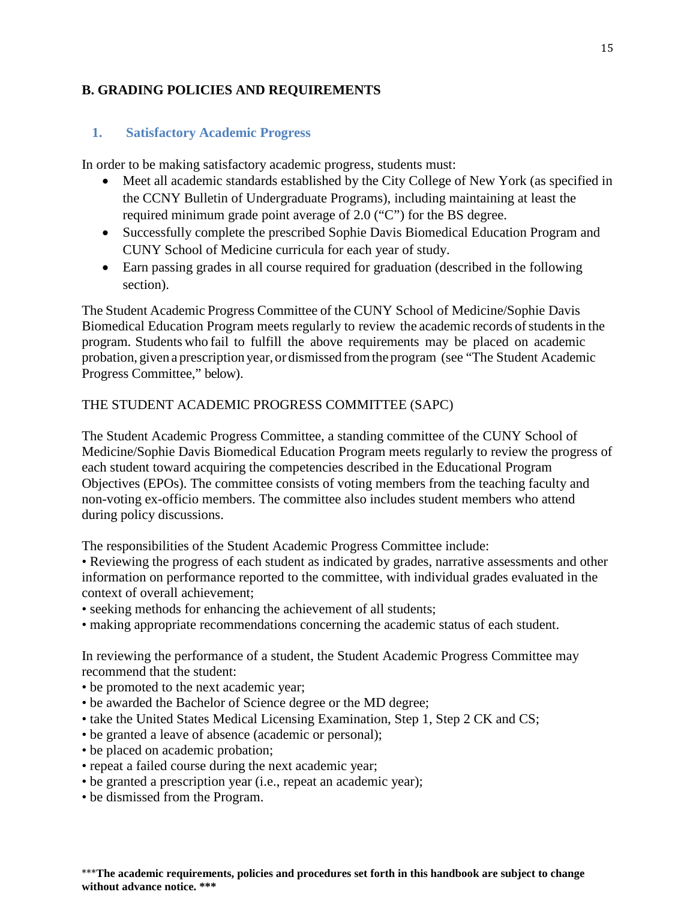## B. GRADING POLICIES AND REQUIREMENTS

### 1. Satisfactory Academic Progress

In order to be making satisfactory academic progress, students must:

- Meet all academic standards established by the City College of New York (as specified in the CCNY Bulletin of Undergraduate Programs), including maintaining at least the required minimum grade point average of 2.0 ("C") for the BS degree.
- Successfully complete the prescribed Sophie Davis Biomedical Education Program and CUNY School of Medicine curricula for each year of study.
- Earn passing grades in all course required for graduation (described in the following section).

The Student Academic Progress Committee of the CUNY School of Medicine/Sophie Davis Biomedical Education Program meets regularly to review the academic records of students in the program. Students who fail to fulfill the above requirements may be placed on academic probation, given a prescription year, or dismissed from the program (see "The Student Academic Progress Committee," below).

THE STUDENT ACADEMIC PROGRESS COMMITTEE (SAPC)

The Student Academic Progress Committee, a standing committee of the CUNY School of Medicine/Sophie Davis Biomedical Education Program meets regularly to review the progress of each student toward acquiring the competencies described in the Educational Program Objectives (EPOs). The committee consists of voting members from the teaching faculty and non-voting ex-officio members. The committee also includes student members who attend during policy discussions.

The responsibilities of the Student Academic Progress Committee include:

- Reviewing the progress of each student as indicated by grades, narrative assessments and other information on performance reported to the committee, with individual grades evaluated in the context of overall achievement;
- seeking methods for enhancing the achievement of all students;
- making appropriate recommendations concerning the academic status of each student.

In reviewing the performance of a student, the Student Academic Progress Committee may recommend that the student:

- be promoted to the next academic year;
- be awarded the Bachelor of Science degree or the MD degree;
- take the United States Medical Licensing Examination, Step 1, Step 2 CK and CS;
- be granted a leave of absence (academic or personal);
- be placed on academic probation;
- repeat a failed course during the next academic year;
- be granted a prescription year (i.e., repeat an academic year);
- be dismissed from the Program.

***The academic requirements, policies and procedures set forth in this handbook are subject to change without advance notice. ***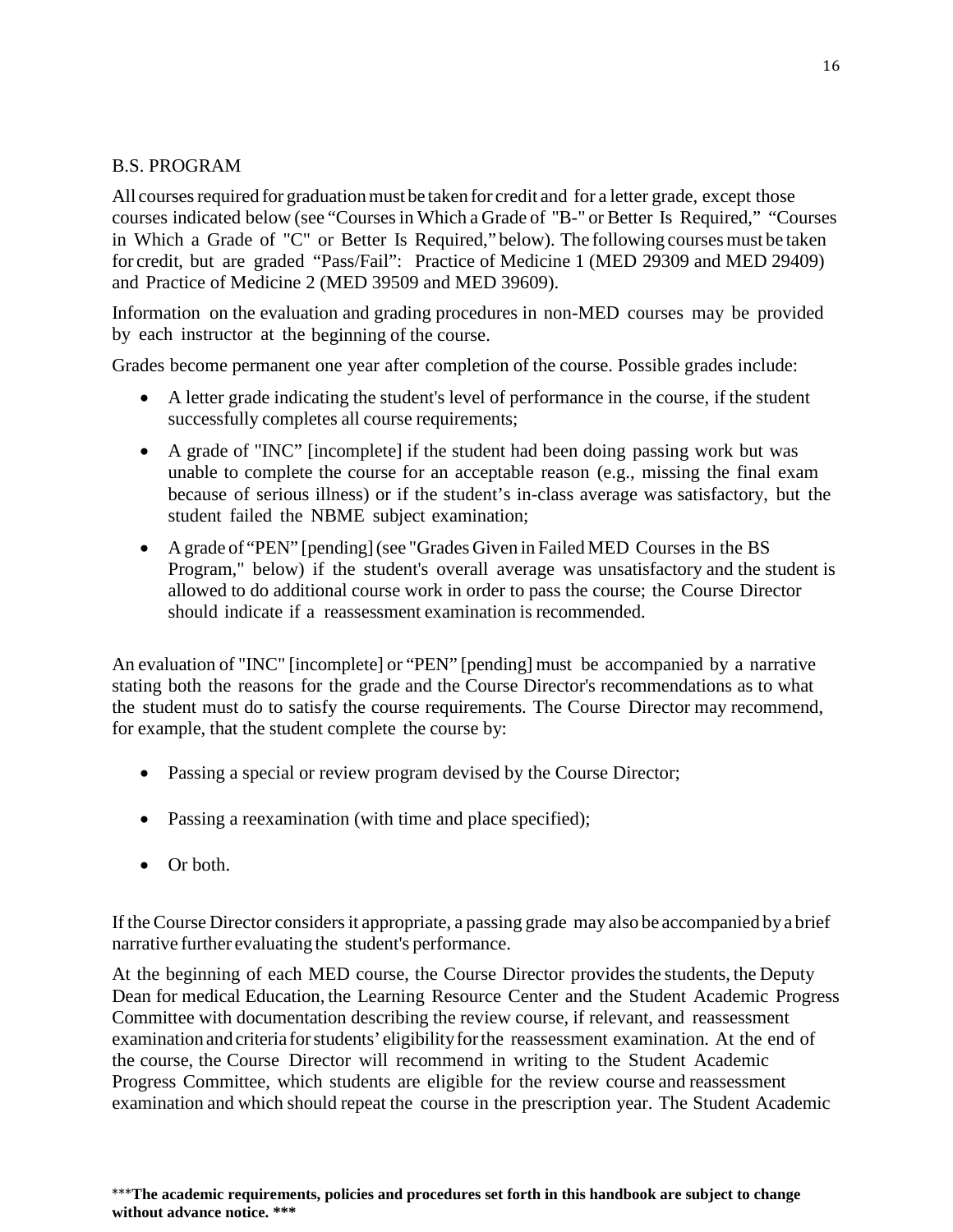B.S. PROGRAM

All courses required for graduation must be taken for credit and for a letter grade, except those courses indicated below (see "Courses in Which a Grade of "B-" or Better Is Required," "Courses in Which a Grade of "C" or Better Is Required," below). The following courses must be taken for credit, but are graded "Pass/Fail": Practice of Medicine 1 (MED 29309 and MED 29409) and Practice of Medicine 2 (MED 39509 and MED 39609).

Information on the evaluation and grading procedures in non-MED courses may be provided by each instructor at the beginning of the course.

Grades become permanent one year after completion of the course. Possible grades include:

- A letter grade indicating the student's level of performance in the course, if the student successfully completes all course requirements;
- A grade of "INC" [incomplete] if the student had been doing passing work but was unable to complete the course for an acceptable reason (e.g., missing the final exam because of serious illness) or if the student's in-class average was satisfactory, but the student failed the NBME subject examination;
- A grade of "PEN" [pending] (see "Grades Given in Failed MED Courses in the BS Program," below) if the student's overall average was unsatisfactory and the student is allowed to do additional course work in order to pass the course; the Course Director should indicate if a reassessment examination is recommended.

An evaluation of "INC" [incomplete] or "PEN" [pending] must be accompanied by a narrative stating both the reasons for the grade and the Course Director's recommendations as to what the student must do to satisfy the course requirements. The Course Director may recommend, for example, that the student complete the course by:

- Passing a special or review program devised by the Course Director;
- Passing a reexamination (with time and place specified);
- Or both.

If the Course Director considers it appropriate, a passing grade may also be accompanied by a brief narrative further evaluating the student's performance.

At the beginning of each MED course, the Course Director provides the students, the Deputy Dean for medical Education, the Learning Resource Center and the Student Academic Progress Committee with documentation describing the review course, if relevant, and reassessment examination and criteria for students' eligibility for the reassessment examination. At the end of the course, the Course Director will recommend in writing to the Student Academic Progress Committee, which students are eligible for the review course and reassessment examination and which should repeat the course in the prescription year. The Student Academic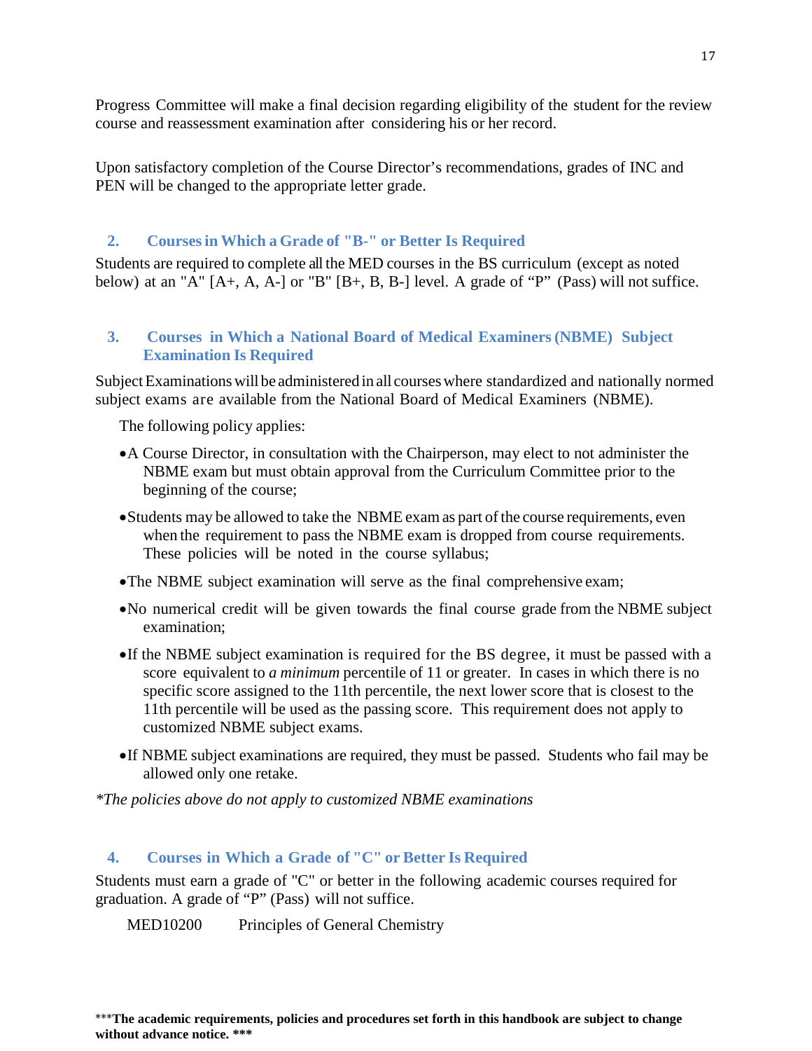Progress Committee will make a final decision regarding eligibility of the student for the review course and reassessment examination after considering his or her record.

Upon satisfactory completion of the Course Director's recommendations, grades of INC and PEN will be changed to the appropriate letter grade.

### 2. Courses in Which a Grade of "B-" or Better Is Required

Students are required to complete all the MED courses in the BS curriculum (except as noted below) at an "A" [A+, A, A-] or "B" [B+, B, B-] level. A grade of "P" (Pass) will not suffice.

### 3. Courses in Which a National Board of Medical Examiners (NBME) Subject Examination Is Required

Subject Examinations will be administered in all courses where standardized and nationally normed subject exams are available from the National Board of Medical Examiners (NBME).

The following policy applies:

- A Course Director, in consultation with the Chairperson, may elect to not administer the NBME exam but must obtain approval from the Curriculum Committee prior to the beginning of the course;
- Students may be allowed to take the NBME exam as part of the course requirements, even when the requirement to pass the NBME exam is dropped from course requirements. These policies will be noted in the course syllabus;
- The NBME subject examination will serve as the final comprehensive exam;
- No numerical credit will be given towards the final course grade from the NBME subject examination;
- If the NBME subject examination is required for the BS degree, it must be passed with a score equivalent to *a minimum* percentile of 11 or greater. In cases in which there is no specific score assigned to the 11th percentile, the next lower score that is closest to the 11th percentile will be used as the passing score. This requirement does not apply to customized NBME subject exams.
- If NBME subject examinations are required, they must be passed. Students who fail may be allowed only one retake.

*\*The policies above do not apply to customized NBME examinations*

### 4. Courses in Which a Grade of "C" or Better Is Required

Students must earn a grade of "C" or better in the following academic courses required for graduation. A grade of "P" (Pass) will not suffice.

MED10200 Principles of General Chemistry

***The academic requirements, policies and procedures set forth in this handbook are subject to change without advance notice. ***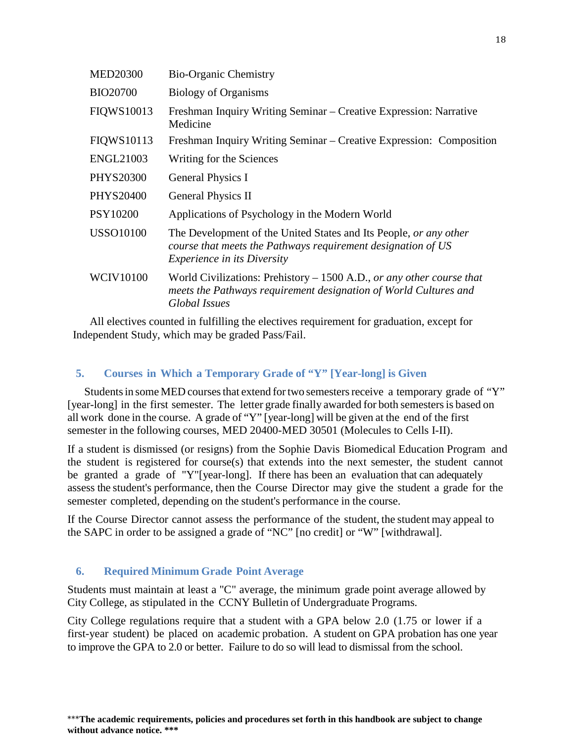| | |
|---|---|
| MED20300 | Bio-Organic Chemistry |
| BIO20700 | Biology of Organisms |
| FIQWS10013 | Freshman Inquiry Writing Seminar – Creative Expression: Narrative Medicine |
| FIQWS10113 | Freshman Inquiry Writing Seminar – Creative Expression: Composition |
| ENGL21003 | Writing for the Sciences |
| PHYS20300 | General Physics I |
| PHYS20400 | General Physics II |
| PSY10200 | Applications of Psychology in the Modern World |
| USSO10100 | The Development of the United States and Its People, *or any other course that meets the Pathways requirement designation of US Experience in its Diversity* |
| WCIV10100 | World Civilizations: Prehistory – 1500 A.D., *or any other course that meets the Pathways requirement designation of World Cultures and Global Issues* |

All electives counted in fulfilling the electives requirement for graduation, except for Independent Study, which may be graded Pass/Fail.

## 5. Courses in Which a Temporary Grade of "Y" [Year-long] is Given

Students in some MED courses that extend for two semesters receive a temporary grade of "Y" [year-long] in the first semester. The letter grade finally awarded for both semesters is based on all work done in the course. A grade of "Y" [year-long] will be given at the end of the first semester in the following courses, MED 20400-MED 30501 (Molecules to Cells I-II).

If a student is dismissed (or resigns) from the Sophie Davis Biomedical Education Program and the student is registered for course(s) that extends into the next semester, the student cannot be granted a grade of "Y"[year-long]. If there has been an evaluation that can adequately assess the student's performance, then the Course Director may give the student a grade for the semester completed, depending on the student's performance in the course.

If the Course Director cannot assess the performance of the student, the student may appeal to the SAPC in order to be assigned a grade of "NC" [no credit] or "W" [withdrawal].

## 6. Required Minimum Grade Point Average

Students must maintain at least a "C" average, the minimum grade point average allowed by City College, as stipulated in the CCNY Bulletin of Undergraduate Programs.

City College regulations require that a student with a GPA below 2.0 (1.75 or lower if a first-year student) be placed on academic probation. A student on GPA probation has one year to improve the GPA to 2.0 or better. Failure to do so will lead to dismissal from the school.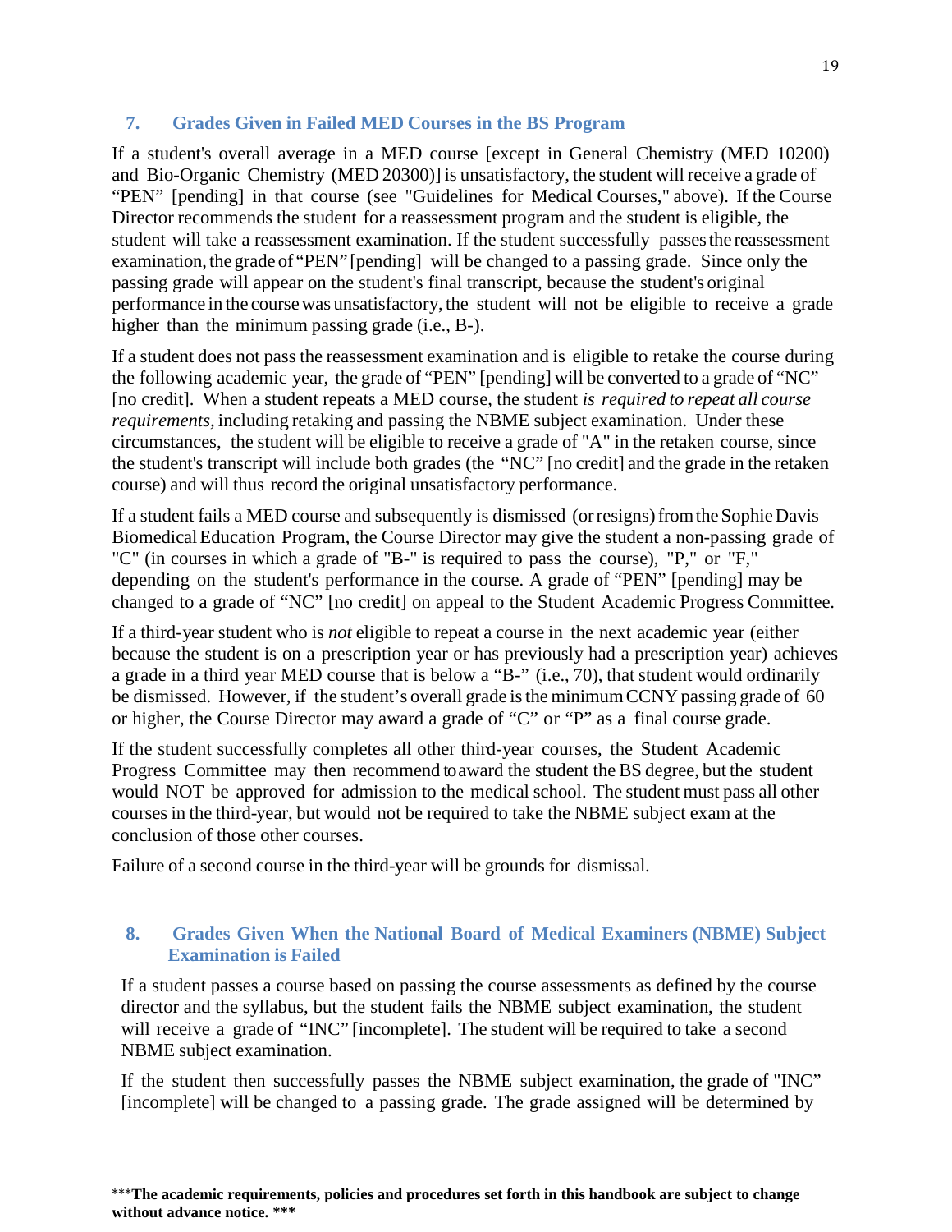### 7. Grades Given in Failed MED Courses in the BS Program

If a student's overall average in a MED course [except in General Chemistry (MED 10200) and Bio-Organic Chemistry (MED 20300)] is unsatisfactory, the student will receive a grade of "PEN" [pending] in that course (see "Guidelines for Medical Courses," above). If the Course Director recommends the student for a reassessment program and the student is eligible, the student will take a reassessment examination. If the student successfully passes the reassessment examination, the grade of "PEN" [pending] will be changed to a passing grade. Since only the passing grade will appear on the student's final transcript, because the student's original performance in the course was unsatisfactory, the student will not be eligible to receive a grade higher than the minimum passing grade (i.e., B-).

If a student does not pass the reassessment examination and is eligible to retake the course during the following academic year, the grade of "PEN" [pending] will be converted to a grade of "NC" [no credit]. When a student repeats a MED course, the student *is required to repeat all course requirements,* including retaking and passing the NBME subject examination. Under these circumstances, the student will be eligible to receive a grade of "A" in the retaken course, since the student's transcript will include both grades (the "NC" [no credit] and the grade in the retaken course) and will thus record the original unsatisfactory performance.

If a student fails a MED course and subsequently is dismissed (or resigns) from the Sophie Davis Biomedical Education Program, the Course Director may give the student a non-passing grade of "C" (in courses in which a grade of "B-" is required to pass the course), "P," or "F," depending on the student's performance in the course. A grade of "PEN" [pending] may be changed to a grade of "NC" [no credit] on appeal to the Student Academic Progress Committee.

If <u>a third-year student who is *not* eligible</u> to repeat a course in the next academic year (either because the student is on a prescription year or has previously had a prescription year) achieves a grade in a third year MED course that is below a "B-" (i.e., 70), that student would ordinarily be dismissed. However, if the student's overall grade is the minimum CCNY passing grade of 60 or higher, the Course Director may award a grade of "C" or "P" as a final course grade.

If the student successfully completes all other third-year courses, the Student Academic Progress Committee may then recommend to award the student the BS degree, but the student would NOT be approved for admission to the medical school. The student must pass all other courses in the third-year, but would not be required to take the NBME subject exam at the conclusion of those other courses.

Failure of a second course in the third-year will be grounds for dismissal.

### 8. Grades Given When the National Board of Medical Examiners (NBME) Subject Examination is Failed

If a student passes a course based on passing the course assessments as defined by the course director and the syllabus, but the student fails the NBME subject examination, the student will receive a grade of "INC" [incomplete]. The student will be required to take a second NBME subject examination.

If the student then successfully passes the NBME subject examination, the grade of "INC" [incomplete] will be changed to a passing grade. The grade assigned will be determined by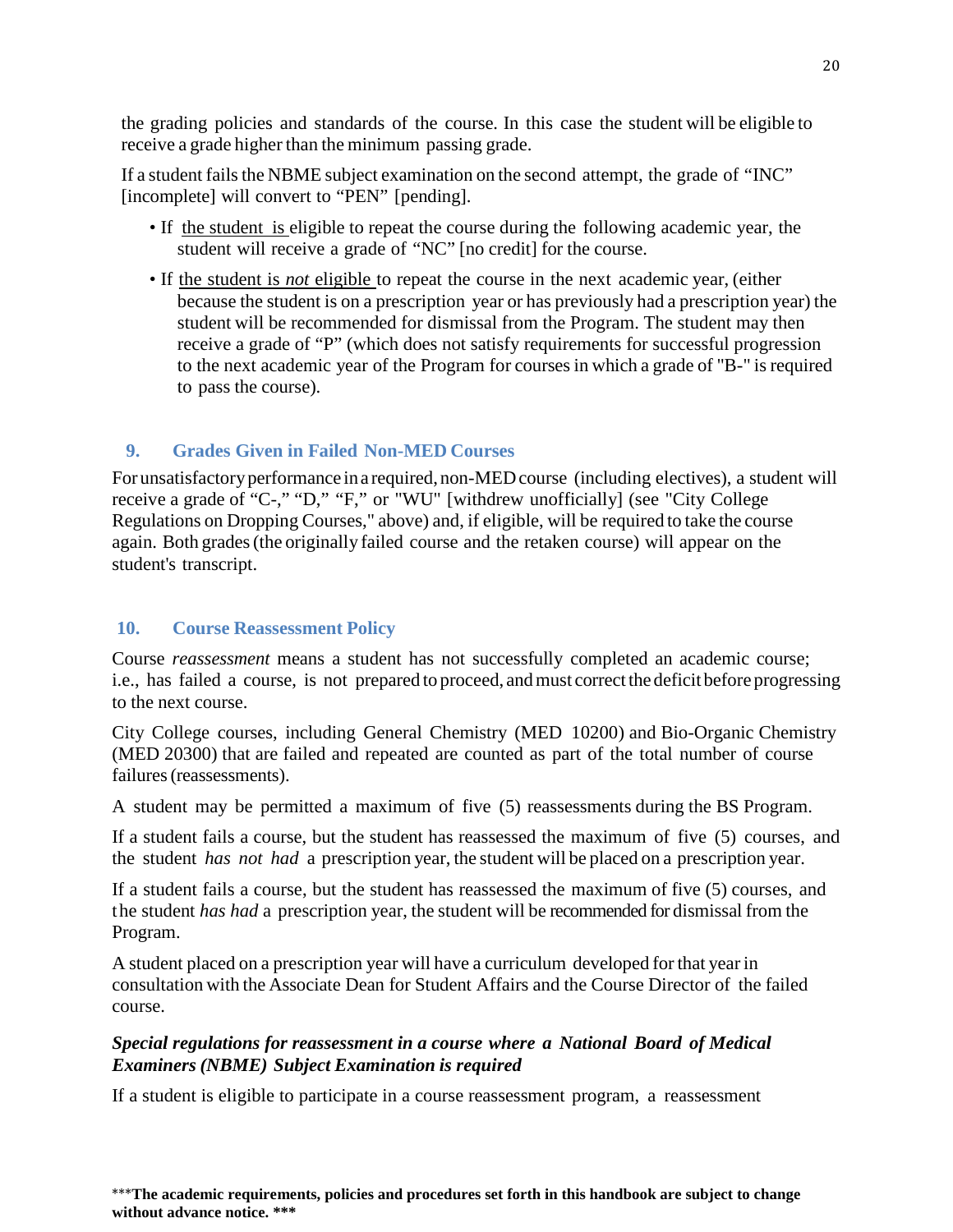the grading policies and standards of the course. In this case the student will be eligible to receive a grade higher than the minimum passing grade.

If a student fails the NBME subject examination on the second attempt, the grade of "INC" [incomplete] will convert to "PEN" [pending].

- If the student is eligible to repeat the course during the following academic year, the student will receive a grade of "NC" [no credit] for the course.
- If the student is *not* eligible to repeat the course in the next academic year, (either because the student is on a prescription year or has previously had a prescription year) the student will be recommended for dismissal from the Program. The student may then receive a grade of "P" (which does not satisfy requirements for successful progression to the next academic year of the Program for courses in which a grade of "B-" is required to pass the course).

## 9. Grades Given in Failed Non-MED Courses

For unsatisfactory performance in a required, non-MED course (including electives), a student will receive a grade of "C-," "D," "F," or "WU" [withdrew unofficially] (see "City College Regulations on Dropping Courses," above) and, if eligible, will be required to take the course again. Both grades (the originally failed course and the retaken course) will appear on the student's transcript.

## 10. Course Reassessment Policy

Course *reassessment* means a student has not successfully completed an academic course; i.e., has failed a course, is not prepared to proceed, and must correct the deficit before progressing to the next course.

City College courses, including General Chemistry (MED 10200) and Bio-Organic Chemistry (MED 20300) that are failed and repeated are counted as part of the total number of course failures (reassessments).

A student may be permitted a maximum of five (5) reassessments during the BS Program.

If a student fails a course, but the student has reassessed the maximum of five (5) courses, and the student *has not had* a prescription year, the student will be placed on a prescription year.

If a student fails a course, but the student has reassessed the maximum of five (5) courses, and the student *has had* a prescription year, the student will be recommended for dismissal from the Program.

A student placed on a prescription year will have a curriculum developed for that year in consultation with the Associate Dean for Student Affairs and the Course Director of the failed course.

***Special regulations for reassessment in a course where a National Board of Medical Examiners (NBME) Subject Examination is required***

If a student is eligible to participate in a course reassessment program, a reassessment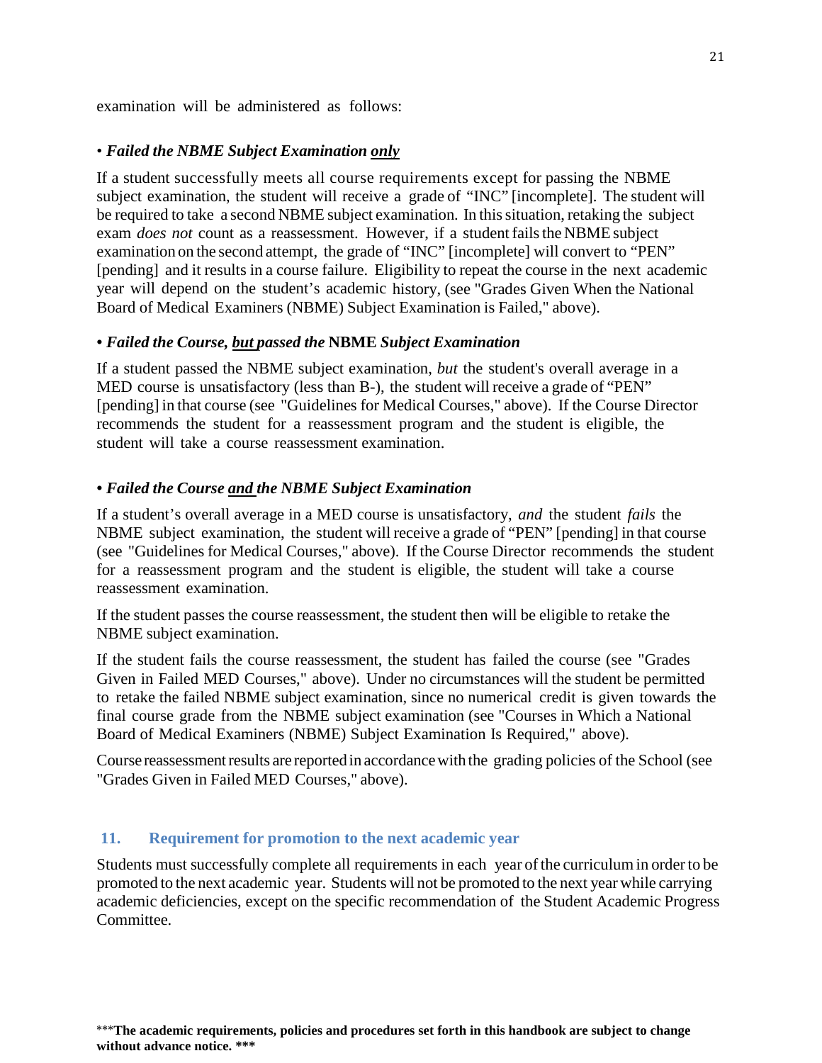examination will be administered as follows:

• ***Failed the NBME Subject Examination <u>only</u>***

If a student successfully meets all course requirements except for passing the NBME subject examination, the student will receive a grade of "INC" [incomplete]. The student will be required to take a second NBME subject examination. In this situation, retaking the subject exam *does not* count as a reassessment. However, if a student fails the NBME subject examination on the second attempt, the grade of "INC" [incomplete] will convert to "PEN" [pending] and it results in a course failure. Eligibility to repeat the course in the next academic year will depend on the student's academic history, (see "Grades Given When the National Board of Medical Examiners (NBME) Subject Examination is Failed," above).

• ***Failed the Course, <u>but</u> passed the* NBME *Subject Examination***

If a student passed the NBME subject examination, *but* the student's overall average in a MED course is unsatisfactory (less than B-), the student will receive a grade of "PEN" [pending] in that course (see "Guidelines for Medical Courses," above). If the Course Director recommends the student for a reassessment program and the student is eligible, the student will take a course reassessment examination.

• ***Failed the Course <u>and</u> the NBME Subject Examination***

If a student's overall average in a MED course is unsatisfactory, *and* the student *fails* the NBME subject examination, the student will receive a grade of "PEN" [pending] in that course (see "Guidelines for Medical Courses," above). If the Course Director recommends the student for a reassessment program and the student is eligible, the student will take a course reassessment examination.

If the student passes the course reassessment, the student then will be eligible to retake the NBME subject examination.

If the student fails the course reassessment, the student has failed the course (see "Grades Given in Failed MED Courses," above). Under no circumstances will the student be permitted to retake the failed NBME subject examination, since no numerical credit is given towards the final course grade from the NBME subject examination (see "Courses in Which a National Board of Medical Examiners (NBME) Subject Examination Is Required," above).

Course reassessment results are reported in accordance with the grading policies of the School (see "Grades Given in Failed MED Courses," above).

## 11. Requirement for promotion to the next academic year

Students must successfully complete all requirements in each year of the curriculum in order to be promoted to the next academic year. Students will not be promoted to the next year while carrying academic deficiencies, except on the specific recommendation of the Student Academic Progress Committee.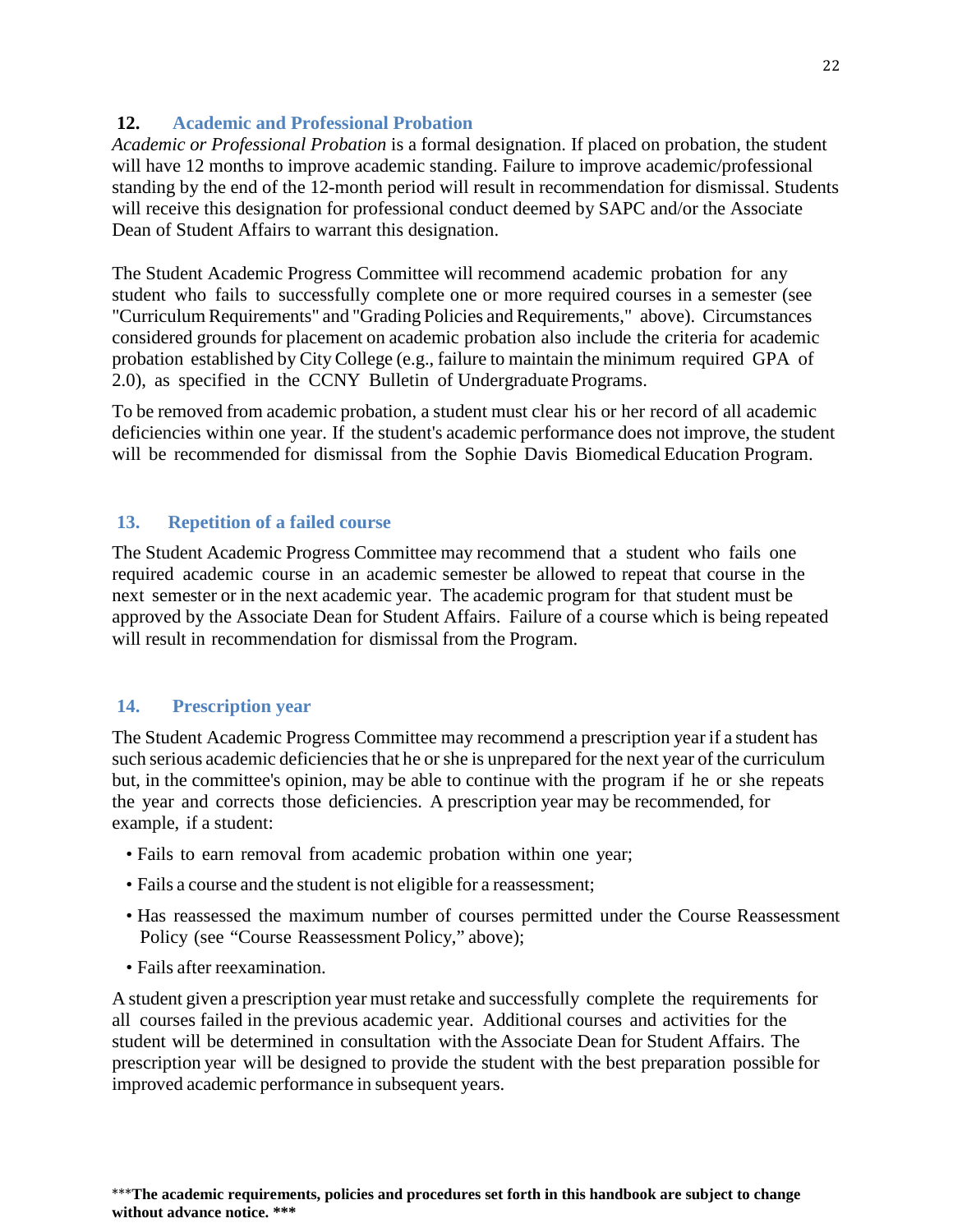## 12. Academic and Professional Probation

*Academic or Professional Probation* is a formal designation. If placed on probation, the student will have 12 months to improve academic standing. Failure to improve academic/professional standing by the end of the 12-month period will result in recommendation for dismissal. Students will receive this designation for professional conduct deemed by SAPC and/or the Associate Dean of Student Affairs to warrant this designation.

The Student Academic Progress Committee will recommend academic probation for any student who fails to successfully complete one or more required courses in a semester (see "Curriculum Requirements" and "Grading Policies and Requirements," above). Circumstances considered grounds for placement on academic probation also include the criteria for academic probation established by City College (e.g., failure to maintain the minimum required GPA of 2.0), as specified in the CCNY Bulletin of Undergraduate Programs.

To be removed from academic probation, a student must clear his or her record of all academic deficiencies within one year. If the student's academic performance does not improve, the student will be recommended for dismissal from the Sophie Davis Biomedical Education Program.

## 13. Repetition of a failed course

The Student Academic Progress Committee may recommend that a student who fails one required academic course in an academic semester be allowed to repeat that course in the next semester or in the next academic year. The academic program for that student must be approved by the Associate Dean for Student Affairs. Failure of a course which is being repeated will result in recommendation for dismissal from the Program.

## 14. Prescription year

The Student Academic Progress Committee may recommend a prescription year if a student has such serious academic deficiencies that he or she is unprepared for the next year of the curriculum but, in the committee's opinion, may be able to continue with the program if he or she repeats the year and corrects those deficiencies. A prescription year may be recommended, for example, if a student:

- Fails to earn removal from academic probation within one year;
- Fails a course and the student is not eligible for a reassessment;
- Has reassessed the maximum number of courses permitted under the Course Reassessment Policy (see "Course Reassessment Policy," above);
- Fails after reexamination.

A student given a prescription year must retake and successfully complete the requirements for all courses failed in the previous academic year. Additional courses and activities for the student will be determined in consultation with the Associate Dean for Student Affairs. The prescription year will be designed to provide the student with the best preparation possible for improved academic performance in subsequent years.

***The academic requirements, policies and procedures set forth in this handbook are subject to change without advance notice. ***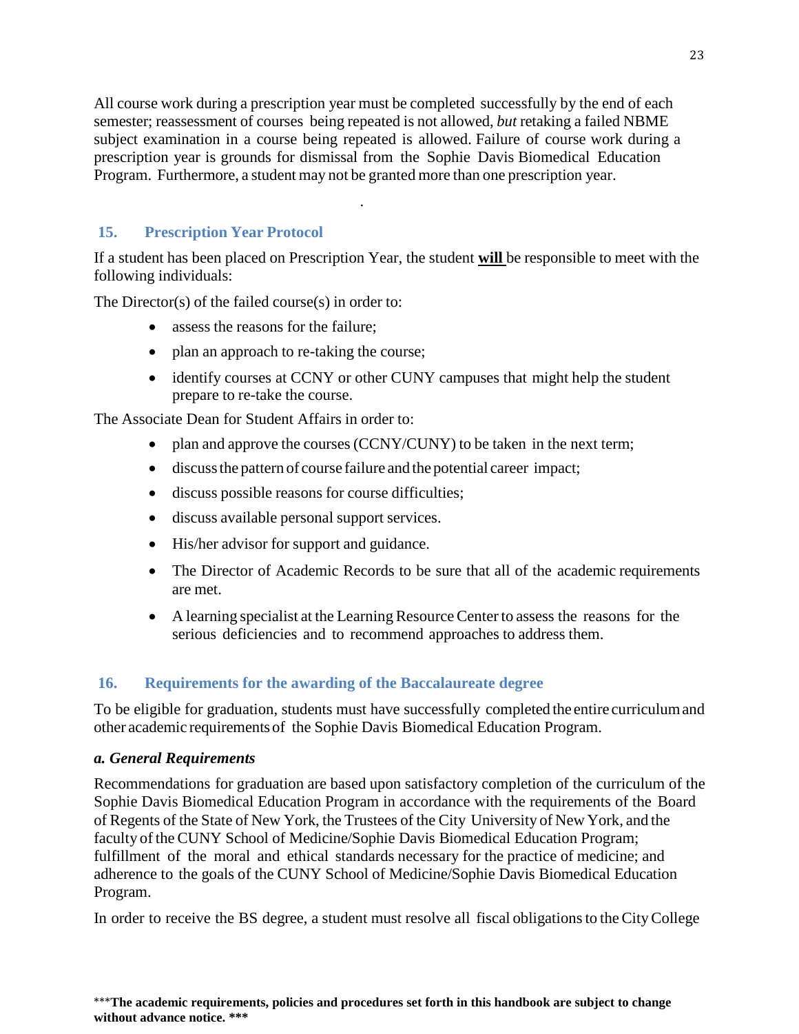All course work during a prescription year must be completed successfully by the end of each semester; reassessment of courses being repeated is not allowed, *but* retaking a failed NBME subject examination in a course being repeated is allowed. Failure of course work during a prescription year is grounds for dismissal from the Sophie Davis Biomedical Education Program. Furthermore, a student may not be granted more than one prescription year.

.

## 15. Prescription Year Protocol

If a student has been placed on Prescription Year, the student **<u>will</u>** be responsible to meet with the following individuals:

The Director(s) of the failed course(s) in order to:

- assess the reasons for the failure;
- plan an approach to re-taking the course;
- identify courses at CCNY or other CUNY campuses that might help the student prepare to re-take the course.

The Associate Dean for Student Affairs in order to:

- plan and approve the courses (CCNY/CUNY) to be taken in the next term;
- discuss the pattern of course failure and the potential career impact;
- discuss possible reasons for course difficulties;
- discuss available personal support services.
- His/her advisor for support and guidance.
- The Director of Academic Records to be sure that all of the academic requirements are met.
- A learning specialist at the Learning Resource Center to assess the reasons for the serious deficiencies and to recommend approaches to address them.

## 16. Requirements for the awarding of the Baccalaureate degree

To be eligible for graduation, students must have successfully completed the entire curriculum and other academic requirements of the Sophie Davis Biomedical Education Program.

### *a. General Requirements*

Recommendations for graduation are based upon satisfactory completion of the curriculum of the Sophie Davis Biomedical Education Program in accordance with the requirements of the Board of Regents of the State of New York, the Trustees of the City University of New York, and the faculty of the CUNY School of Medicine/Sophie Davis Biomedical Education Program; fulfillment of the moral and ethical standards necessary for the practice of medicine; and adherence to the goals of the CUNY School of Medicine/Sophie Davis Biomedical Education Program.

In order to receive the BS degree, a student must resolve all fiscal obligations to the City College

***The academic requirements, policies and procedures set forth in this handbook are subject to change without advance notice. ***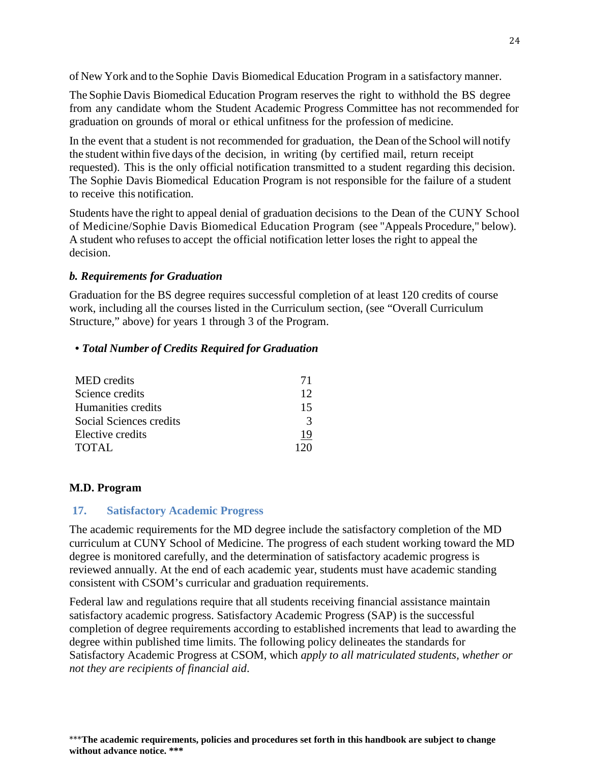of New York and to the Sophie Davis Biomedical Education Program in a satisfactory manner.

The Sophie Davis Biomedical Education Program reserves the right to withhold the BS degree from any candidate whom the Student Academic Progress Committee has not recommended for graduation on grounds of moral or ethical unfitness for the profession of medicine.

In the event that a student is not recommended for graduation, the Dean of the School will notify the student within five days of the decision, in writing (by certified mail, return receipt requested). This is the only official notification transmitted to a student regarding this decision. The Sophie Davis Biomedical Education Program is not responsible for the failure of a student to receive this notification.

Students have the right to appeal denial of graduation decisions to the Dean of the CUNY School of Medicine/Sophie Davis Biomedical Education Program (see "Appeals Procedure," below). A student who refuses to accept the official notification letter loses the right to appeal the decision.

### *b. Requirements for Graduation*

Graduation for the BS degree requires successful completion of at least 120 credits of course work, including all the courses listed in the Curriculum section, (see "Overall Curriculum Structure," above) for years 1 through 3 of the Program.

- ***Total Number of Credits Required for Graduation***

| | |
|---|---|
| MED credits | 71 |
| Science credits | 12 |
| Humanities credits | 15 |
| Social Sciences credits | 3 |
| Elective credits | 19 |
| TOTAL | 120 |

## M.D. Program

### 17. Satisfactory Academic Progress

The academic requirements for the MD degree include the satisfactory completion of the MD curriculum at CUNY School of Medicine. The progress of each student working toward the MD degree is monitored carefully, and the determination of satisfactory academic progress is reviewed annually. At the end of each academic year, students must have academic standing consistent with CSOM's curricular and graduation requirements.

Federal law and regulations require that all students receiving financial assistance maintain satisfactory academic progress. Satisfactory Academic Progress (SAP) is the successful completion of degree requirements according to established increments that lead to awarding the degree within published time limits. The following policy delineates the standards for Satisfactory Academic Progress at CSOM, which *apply to all matriculated students, whether or not they are recipients of financial aid*.

***The academic requirements, policies and procedures set forth in this handbook are subject to change without advance notice. ***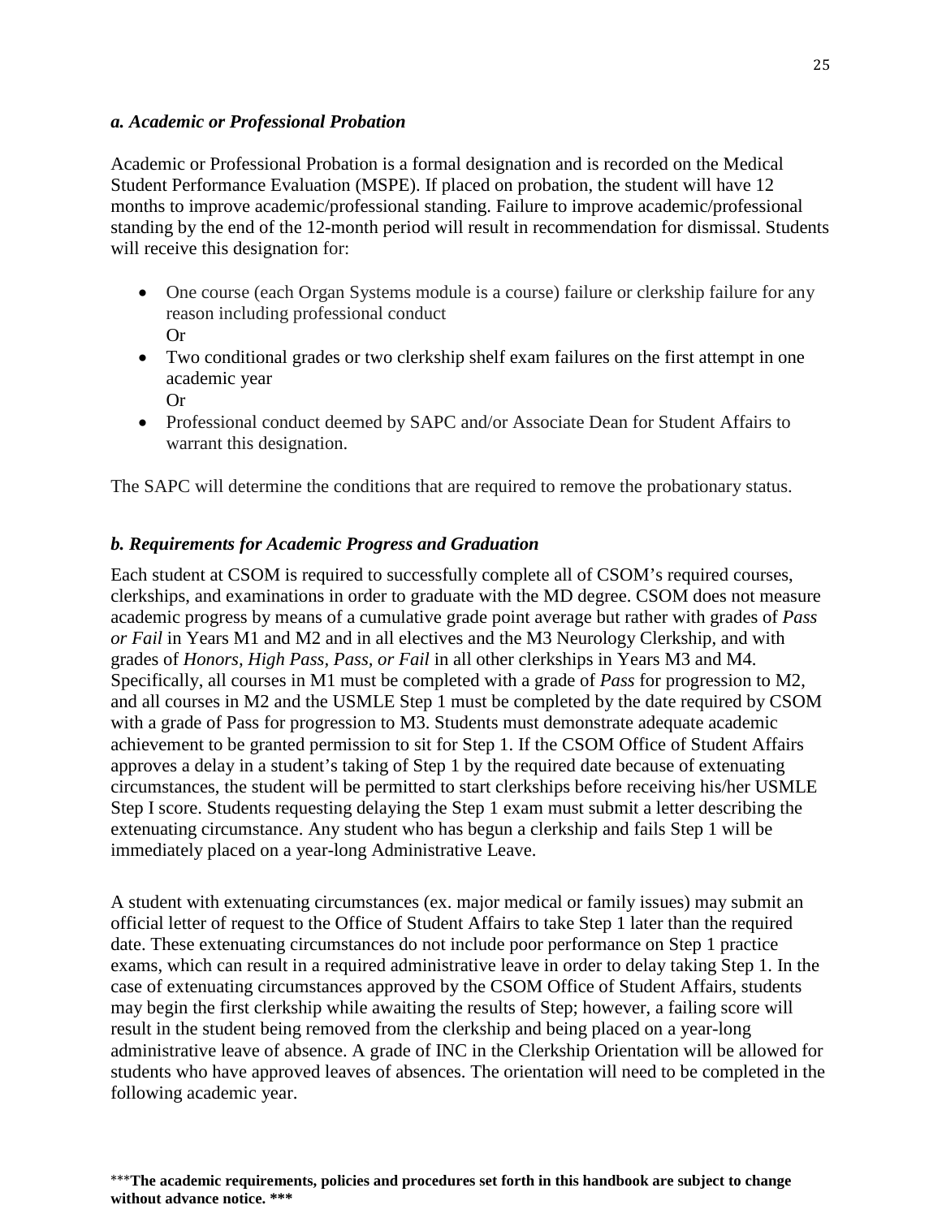### *a. Academic or Professional Probation*

Academic or Professional Probation is a formal designation and is recorded on the Medical Student Performance Evaluation (MSPE). If placed on probation, the student will have 12 months to improve academic/professional standing. Failure to improve academic/professional standing by the end of the 12-month period will result in recommendation for dismissal. Students will receive this designation for:

- One course (each Organ Systems module is a course) failure or clerkship failure for any reason including professional conduct
  Or
- Two conditional grades or two clerkship shelf exam failures on the first attempt in one academic year
  Or
- Professional conduct deemed by SAPC and/or Associate Dean for Student Affairs to warrant this designation.

The SAPC will determine the conditions that are required to remove the probationary status.

### *b. Requirements for Academic Progress and Graduation*

Each student at CSOM is required to successfully complete all of CSOM's required courses, clerkships, and examinations in order to graduate with the MD degree. CSOM does not measure academic progress by means of a cumulative grade point average but rather with grades of *Pass or Fail* in Years M1 and M2 and in all electives and the M3 Neurology Clerkship, and with grades of *Honors, High Pass, Pass, or Fail* in all other clerkships in Years M3 and M4. Specifically, all courses in M1 must be completed with a grade of *Pass* for progression to M2, and all courses in M2 and the USMLE Step 1 must be completed by the date required by CSOM with a grade of Pass for progression to M3. Students must demonstrate adequate academic achievement to be granted permission to sit for Step 1. If the CSOM Office of Student Affairs approves a delay in a student's taking of Step 1 by the required date because of extenuating circumstances, the student will be permitted to start clerkships before receiving his/her USMLE Step I score. Students requesting delaying the Step 1 exam must submit a letter describing the extenuating circumstance. Any student who has begun a clerkship and fails Step 1 will be immediately placed on a year-long Administrative Leave.

A student with extenuating circumstances (ex. major medical or family issues) may submit an official letter of request to the Office of Student Affairs to take Step 1 later than the required date. These extenuating circumstances do not include poor performance on Step 1 practice exams, which can result in a required administrative leave in order to delay taking Step 1. In the case of extenuating circumstances approved by the CSOM Office of Student Affairs, students may begin the first clerkship while awaiting the results of Step; however, a failing score will result in the student being removed from the clerkship and being placed on a year-long administrative leave of absence. A grade of INC in the Clerkship Orientation will be allowed for students who have approved leaves of absences. The orientation will need to be completed in the following academic year.

***The academic requirements, policies and procedures set forth in this handbook are subject to change without advance notice. ***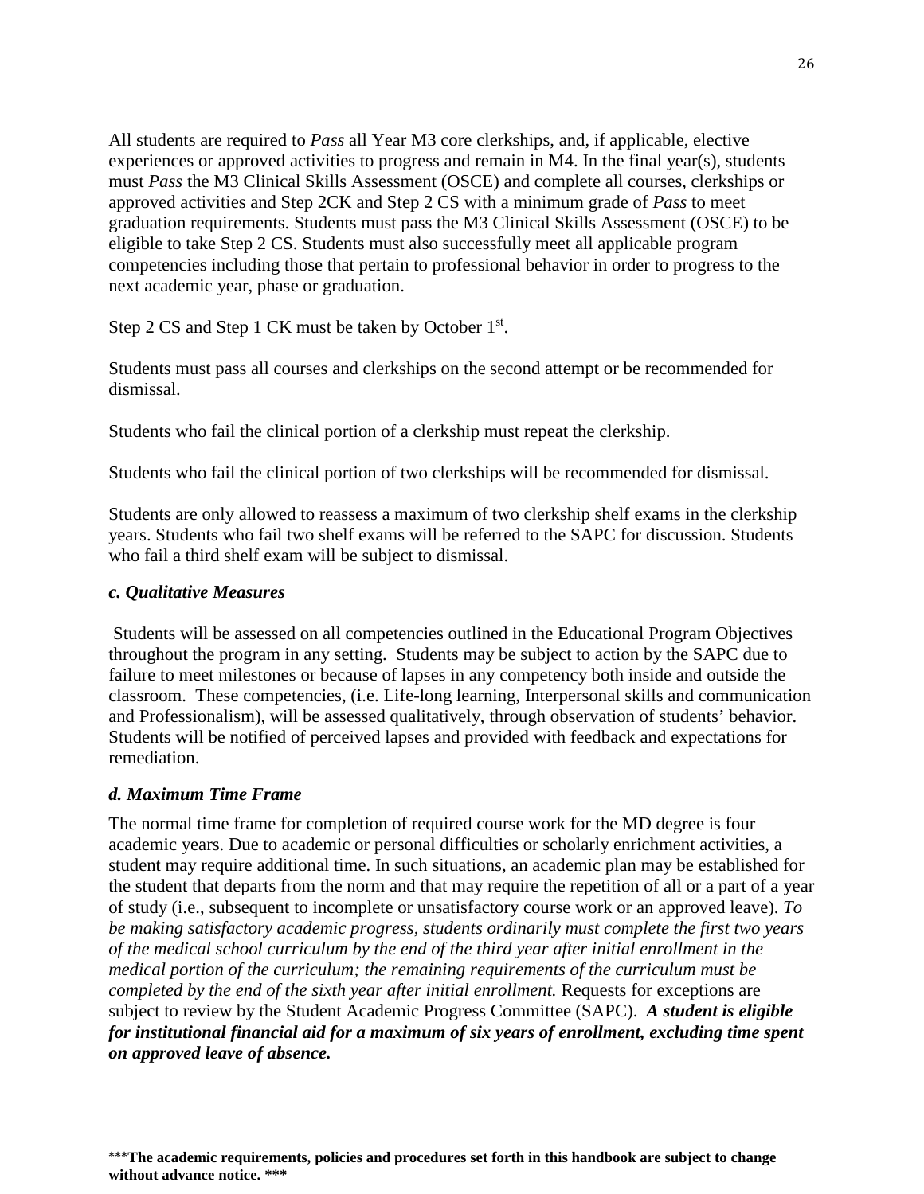All students are required to *Pass* all Year M3 core clerkships, and, if applicable, elective experiences or approved activities to progress and remain in M4. In the final year(s), students must *Pass* the M3 Clinical Skills Assessment (OSCE) and complete all courses, clerkships or approved activities and Step 2CK and Step 2 CS with a minimum grade of *Pass* to meet graduation requirements. Students must pass the M3 Clinical Skills Assessment (OSCE) to be eligible to take Step 2 CS. Students must also successfully meet all applicable program competencies including those that pertain to professional behavior in order to progress to the next academic year, phase or graduation.

Step 2 CS and Step 1 CK must be taken by October 1st.

Students must pass all courses and clerkships on the second attempt or be recommended for dismissal.

Students who fail the clinical portion of a clerkship must repeat the clerkship.

Students who fail the clinical portion of two clerkships will be recommended for dismissal.

Students are only allowed to reassess a maximum of two clerkship shelf exams in the clerkship years. Students who fail two shelf exams will be referred to the SAPC for discussion. Students who fail a third shelf exam will be subject to dismissal.

### *c. Qualitative Measures*

Students will be assessed on all competencies outlined in the Educational Program Objectives throughout the program in any setting. Students may be subject to action by the SAPC due to failure to meet milestones or because of lapses in any competency both inside and outside the classroom. These competencies, (i.e. Life-long learning, Interpersonal skills and communication and Professionalism), will be assessed qualitatively, through observation of students' behavior. Students will be notified of perceived lapses and provided with feedback and expectations for remediation.

### *d. Maximum Time Frame*

The normal time frame for completion of required course work for the MD degree is four academic years. Due to academic or personal difficulties or scholarly enrichment activities, a student may require additional time. In such situations, an academic plan may be established for the student that departs from the norm and that may require the repetition of all or a part of a year of study (i.e., subsequent to incomplete or unsatisfactory course work or an approved leave). *To be making satisfactory academic progress, students ordinarily must complete the first two years of the medical school curriculum by the end of the third year after initial enrollment in the medical portion of the curriculum; the remaining requirements of the curriculum must be completed by the end of the sixth year after initial enrollment.* Requests for exceptions are subject to review by the Student Academic Progress Committee (SAPC). ***A student is eligible for institutional financial aid for a maximum of six years of enrollment, excluding time spent on approved leave of absence.***

***The academic requirements, policies and procedures set forth in this handbook are subject to change without advance notice.***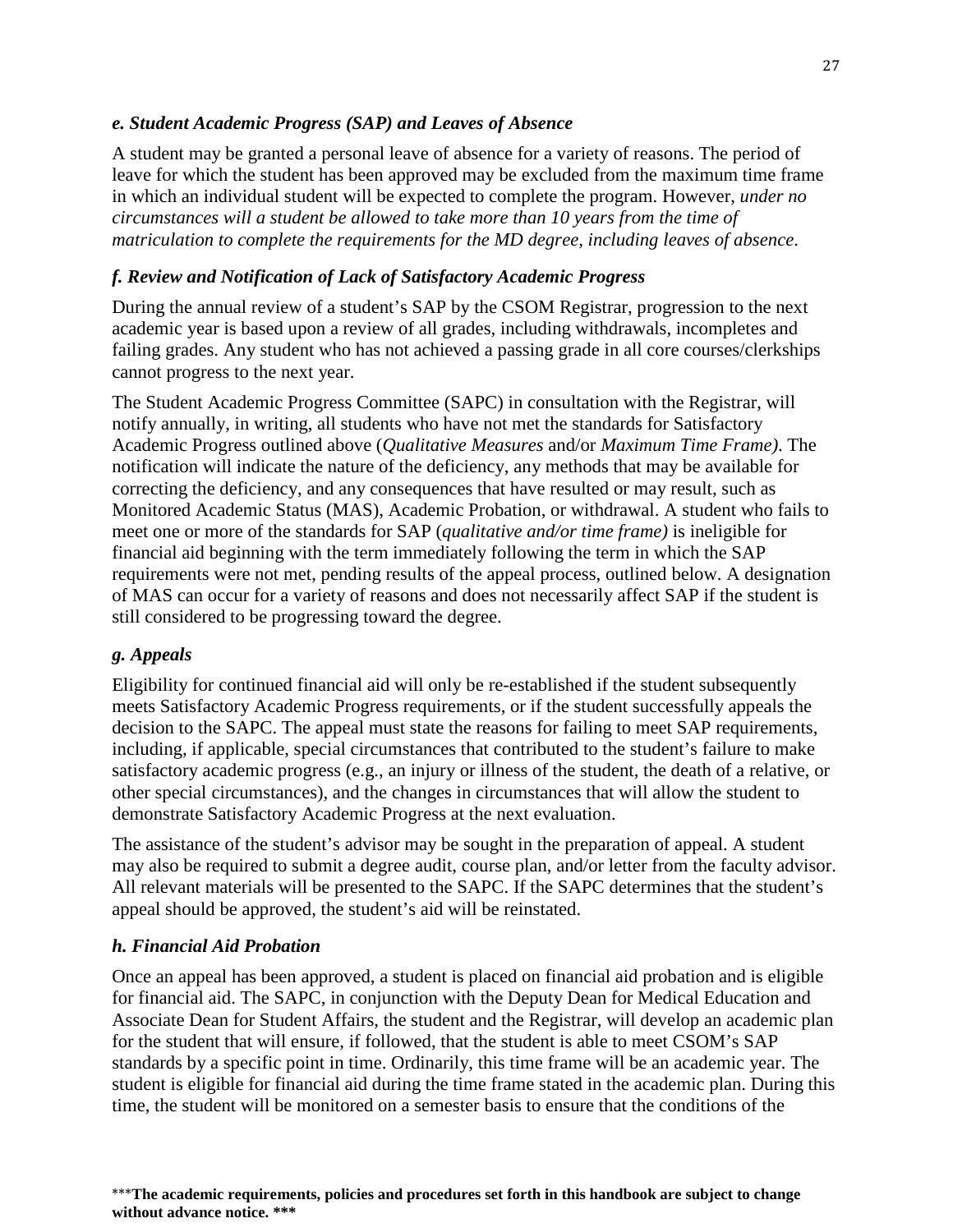### *e. Student Academic Progress (SAP) and Leaves of Absence*

A student may be granted a personal leave of absence for a variety of reasons. The period of leave for which the student has been approved may be excluded from the maximum time frame in which an individual student will be expected to complete the program. However, *under no circumstances will a student be allowed to take more than 10 years from the time of matriculation to complete the requirements for the MD degree, including leaves of absence*.

### *f. Review and Notification of Lack of Satisfactory Academic Progress*

During the annual review of a student's SAP by the CSOM Registrar, progression to the next academic year is based upon a review of all grades, including withdrawals, incompletes and failing grades. Any student who has not achieved a passing grade in all core courses/clerkships cannot progress to the next year.

The Student Academic Progress Committee (SAPC) in consultation with the Registrar, will notify annually, in writing, all students who have not met the standards for Satisfactory Academic Progress outlined above (*Qualitative Measures* and/or *Maximum Time Frame)*. The notification will indicate the nature of the deficiency, any methods that may be available for correcting the deficiency, and any consequences that have resulted or may result, such as Monitored Academic Status (MAS), Academic Probation, or withdrawal. A student who fails to meet one or more of the standards for SAP (*qualitative and/or time frame)* is ineligible for financial aid beginning with the term immediately following the term in which the SAP requirements were not met, pending results of the appeal process, outlined below. A designation of MAS can occur for a variety of reasons and does not necessarily affect SAP if the student is still considered to be progressing toward the degree.

### *g. Appeals*

Eligibility for continued financial aid will only be re-established if the student subsequently meets Satisfactory Academic Progress requirements, or if the student successfully appeals the decision to the SAPC. The appeal must state the reasons for failing to meet SAP requirements, including, if applicable, special circumstances that contributed to the student's failure to make satisfactory academic progress (e.g., an injury or illness of the student, the death of a relative, or other special circumstances), and the changes in circumstances that will allow the student to demonstrate Satisfactory Academic Progress at the next evaluation.

The assistance of the student's advisor may be sought in the preparation of appeal. A student may also be required to submit a degree audit, course plan, and/or letter from the faculty advisor. All relevant materials will be presented to the SAPC. If the SAPC determines that the student's appeal should be approved, the student's aid will be reinstated.

### *h. Financial Aid Probation*

Once an appeal has been approved, a student is placed on financial aid probation and is eligible for financial aid. The SAPC, in conjunction with the Deputy Dean for Medical Education and Associate Dean for Student Affairs, the student and the Registrar, will develop an academic plan for the student that will ensure, if followed, that the student is able to meet CSOM's SAP standards by a specific point in time. Ordinarily, this time frame will be an academic year. The student is eligible for financial aid during the time frame stated in the academic plan. During this time, the student will be monitored on a semester basis to ensure that the conditions of the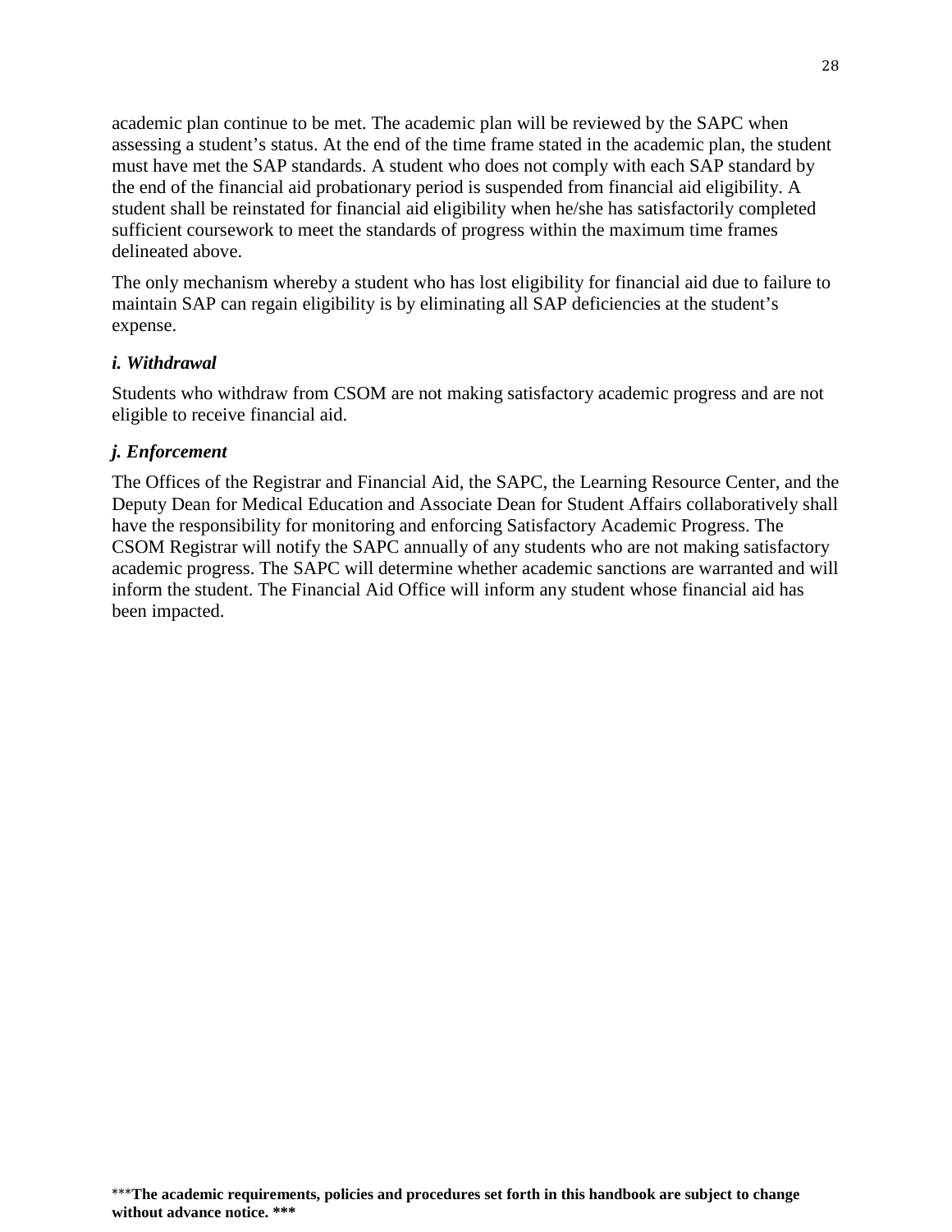academic plan continue to be met. The academic plan will be reviewed by the SAPC when assessing a student's status. At the end of the time frame stated in the academic plan, the student must have met the SAP standards. A student who does not comply with each SAP standard by the end of the financial aid probationary period is suspended from financial aid eligibility. A student shall be reinstated for financial aid eligibility when he/she has satisfactorily completed sufficient coursework to meet the standards of progress within the maximum time frames delineated above.

The only mechanism whereby a student who has lost eligibility for financial aid due to failure to maintain SAP can regain eligibility is by eliminating all SAP deficiencies at the student's expense.

### *i. Withdrawal*

Students who withdraw from CSOM are not making satisfactory academic progress and are not eligible to receive financial aid.

### *j. Enforcement*

The Offices of the Registrar and Financial Aid, the SAPC, the Learning Resource Center, and the Deputy Dean for Medical Education and Associate Dean for Student Affairs collaboratively shall have the responsibility for monitoring and enforcing Satisfactory Academic Progress. The CSOM Registrar will notify the SAPC annually of any students who are not making satisfactory academic progress. The SAPC will determine whether academic sanctions are warranted and will inform the student. The Financial Aid Office will inform any student whose financial aid has been impacted.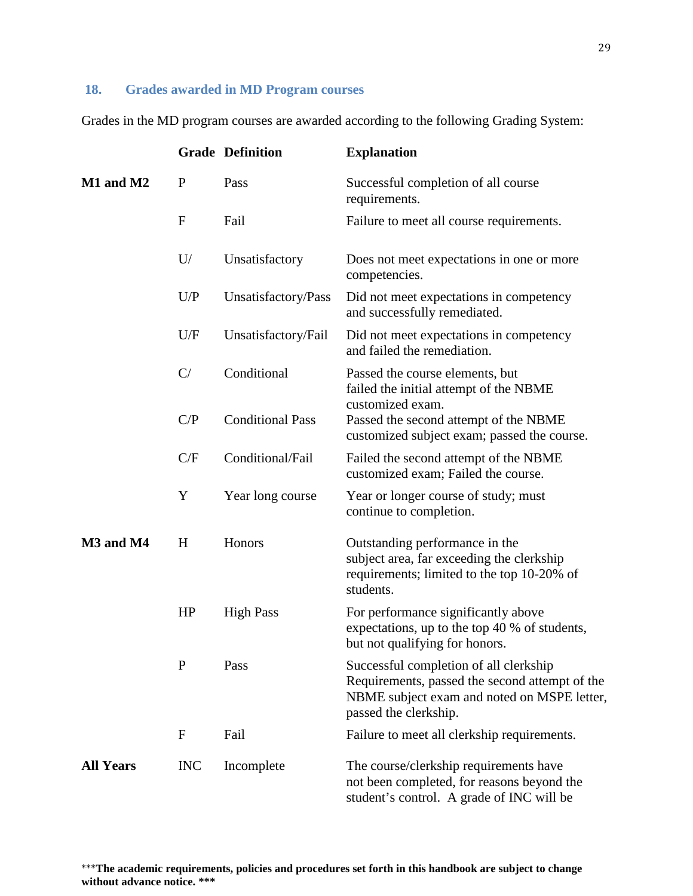## 18. Grades awarded in MD Program courses

Grades in the MD program courses are awarded according to the following Grading System:

| | Grade | Definition | Explanation |
|---|---|---|---|
| **M1 and M2** | P | Pass | Successful completion of all course requirements. |
| | F | Fail | Failure to meet all course requirements. |
| | U/ | Unsatisfactory | Does not meet expectations in one or more competencies. |
| | U/P | Unsatisfactory/Pass | Did not meet expectations in competency and successfully remediated. |
| | U/F | Unsatisfactory/Fail | Did not meet expectations in competency and failed the remediation. |
| | C/ | Conditional | Passed the course elements, but failed the initial attempt of the NBME customized exam. |
| | C/P | Conditional Pass | Passed the second attempt of the NBME customized subject exam; passed the course. |
| | C/F | Conditional/Fail | Failed the second attempt of the NBME customized exam; Failed the course. |
| | Y | Year long course | Year or longer course of study; must continue to completion. |
| **M3 and M4** | H | Honors | Outstanding performance in the subject area, far exceeding the clerkship requirements; limited to the top 10-20% of students. |
| | HP | High Pass | For performance significantly above expectations, up to the top 40 % of students, but not qualifying for honors. |
| | P | Pass | Successful completion of all clerkship Requirements, passed the second attempt of the NBME subject exam and noted on MSPE letter, passed the clerkship. |
| | F | Fail | Failure to meet all clerkship requirements. |
| **All Years** | INC | Incomplete | The course/clerkship requirements have not been completed, for reasons beyond the student's control. A grade of INC will be |

***The academic requirements, policies and procedures set forth in this handbook are subject to change without advance notice. ***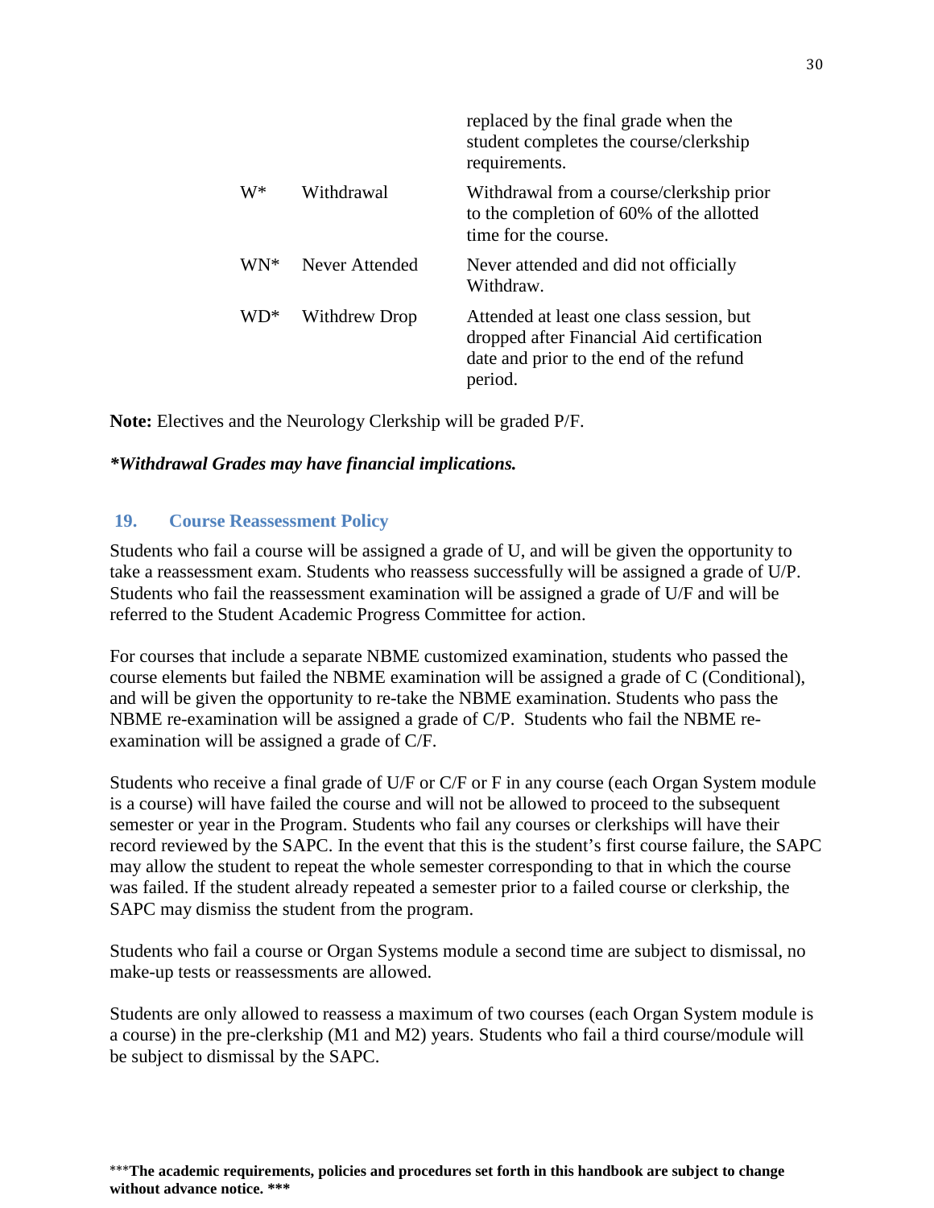| | | |
|---|---|---|
| | | replaced by the final grade when the student completes the course/clerkship requirements. |
| W* | Withdrawal | Withdrawal from a course/clerkship prior to the completion of 60% of the allotted time for the course. |
| WN* | Never Attended | Never attended and did not officially Withdraw. |
| WD* | Withdrew Drop | Attended at least one class session, but dropped after Financial Aid certification date and prior to the end of the refund period. |

**Note:** Electives and the Neurology Clerkship will be graded P/F.

***Withdrawal Grades may have financial implications.***

## 19. Course Reassessment Policy

Students who fail a course will be assigned a grade of U, and will be given the opportunity to take a reassessment exam. Students who reassess successfully will be assigned a grade of U/P. Students who fail the reassessment examination will be assigned a grade of U/F and will be referred to the Student Academic Progress Committee for action.

For courses that include a separate NBME customized examination, students who passed the course elements but failed the NBME examination will be assigned a grade of C (Conditional), and will be given the opportunity to re-take the NBME examination. Students who pass the NBME re-examination will be assigned a grade of C/P. Students who fail the NBME re-examination will be assigned a grade of C/F.

Students who receive a final grade of U/F or C/F or F in any course (each Organ System module is a course) will have failed the course and will not be allowed to proceed to the subsequent semester or year in the Program. Students who fail any courses or clerkships will have their record reviewed by the SAPC. In the event that this is the student's first course failure, the SAPC may allow the student to repeat the whole semester corresponding to that in which the course was failed. If the student already repeated a semester prior to a failed course or clerkship, the SAPC may dismiss the student from the program.

Students who fail a course or Organ Systems module a second time are subject to dismissal, no make-up tests or reassessments are allowed.

Students are only allowed to reassess a maximum of two courses (each Organ System module is a course) in the pre-clerkship (M1 and M2) years. Students who fail a third course/module will be subject to dismissal by the SAPC.

***The academic requirements, policies and procedures set forth in this handbook are subject to change without advance notice. ***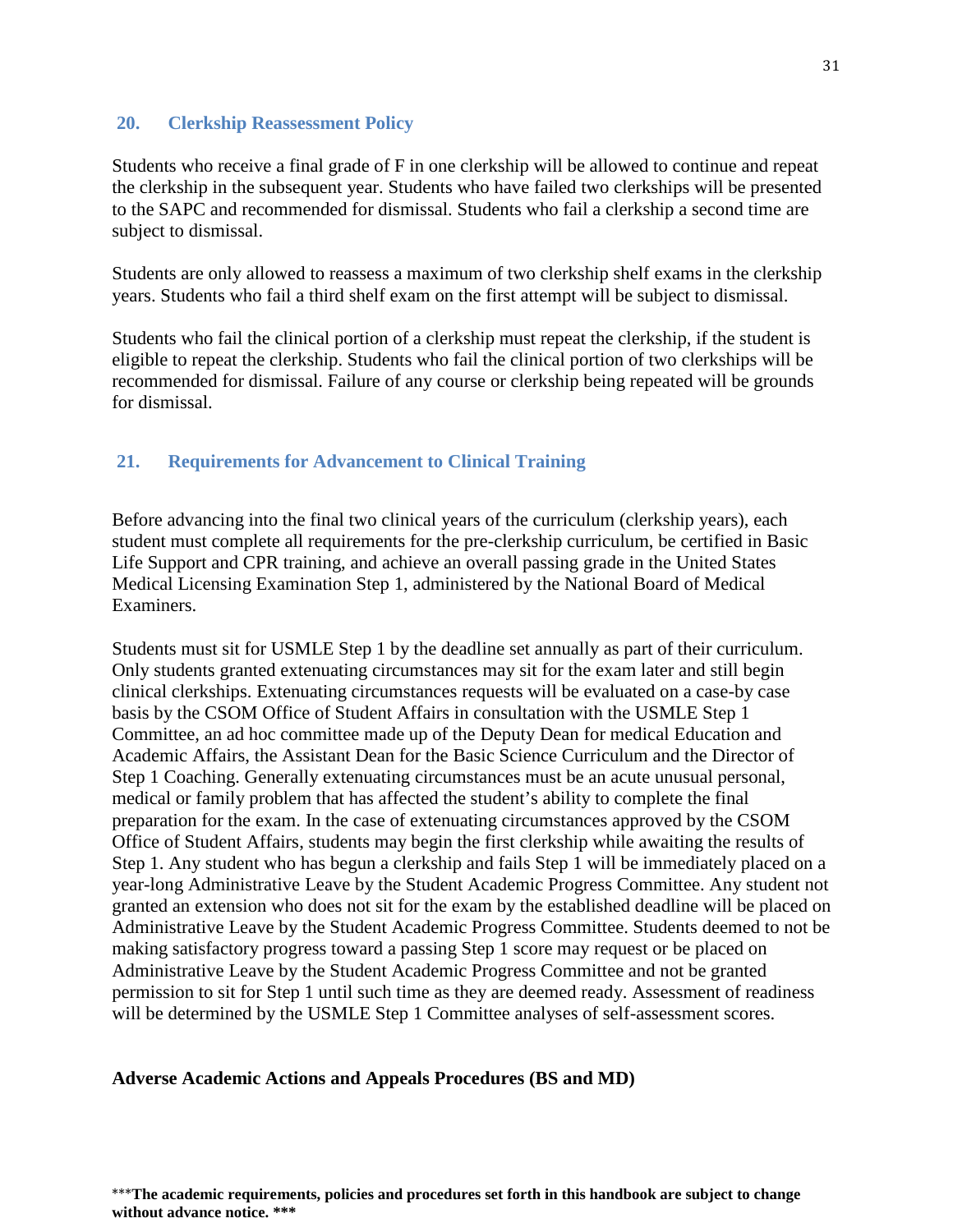## 20. Clerkship Reassessment Policy

Students who receive a final grade of F in one clerkship will be allowed to continue and repeat the clerkship in the subsequent year. Students who have failed two clerkships will be presented to the SAPC and recommended for dismissal. Students who fail a clerkship a second time are subject to dismissal.

Students are only allowed to reassess a maximum of two clerkship shelf exams in the clerkship years. Students who fail a third shelf exam on the first attempt will be subject to dismissal.

Students who fail the clinical portion of a clerkship must repeat the clerkship, if the student is eligible to repeat the clerkship. Students who fail the clinical portion of two clerkships will be recommended for dismissal. Failure of any course or clerkship being repeated will be grounds for dismissal.

## 21. Requirements for Advancement to Clinical Training

Before advancing into the final two clinical years of the curriculum (clerkship years), each student must complete all requirements for the pre-clerkship curriculum, be certified in Basic Life Support and CPR training, and achieve an overall passing grade in the United States Medical Licensing Examination Step 1, administered by the National Board of Medical Examiners.

Students must sit for USMLE Step 1 by the deadline set annually as part of their curriculum. Only students granted extenuating circumstances may sit for the exam later and still begin clinical clerkships. Extenuating circumstances requests will be evaluated on a case-by case basis by the CSOM Office of Student Affairs in consultation with the USMLE Step 1 Committee, an ad hoc committee made up of the Deputy Dean for medical Education and Academic Affairs, the Assistant Dean for the Basic Science Curriculum and the Director of Step 1 Coaching. Generally extenuating circumstances must be an acute unusual personal, medical or family problem that has affected the student's ability to complete the final preparation for the exam. In the case of extenuating circumstances approved by the CSOM Office of Student Affairs, students may begin the first clerkship while awaiting the results of Step 1. Any student who has begun a clerkship and fails Step 1 will be immediately placed on a year-long Administrative Leave by the Student Academic Progress Committee. Any student not granted an extension who does not sit for the exam by the established deadline will be placed on Administrative Leave by the Student Academic Progress Committee. Students deemed to not be making satisfactory progress toward a passing Step 1 score may request or be placed on Administrative Leave by the Student Academic Progress Committee and not be granted permission to sit for Step 1 until such time as they are deemed ready. Assessment of readiness will be determined by the USMLE Step 1 Committee analyses of self-assessment scores.

**Adverse Academic Actions and Appeals Procedures (BS and MD)**

***The academic requirements, policies and procedures set forth in this handbook are subject to change without advance notice. ***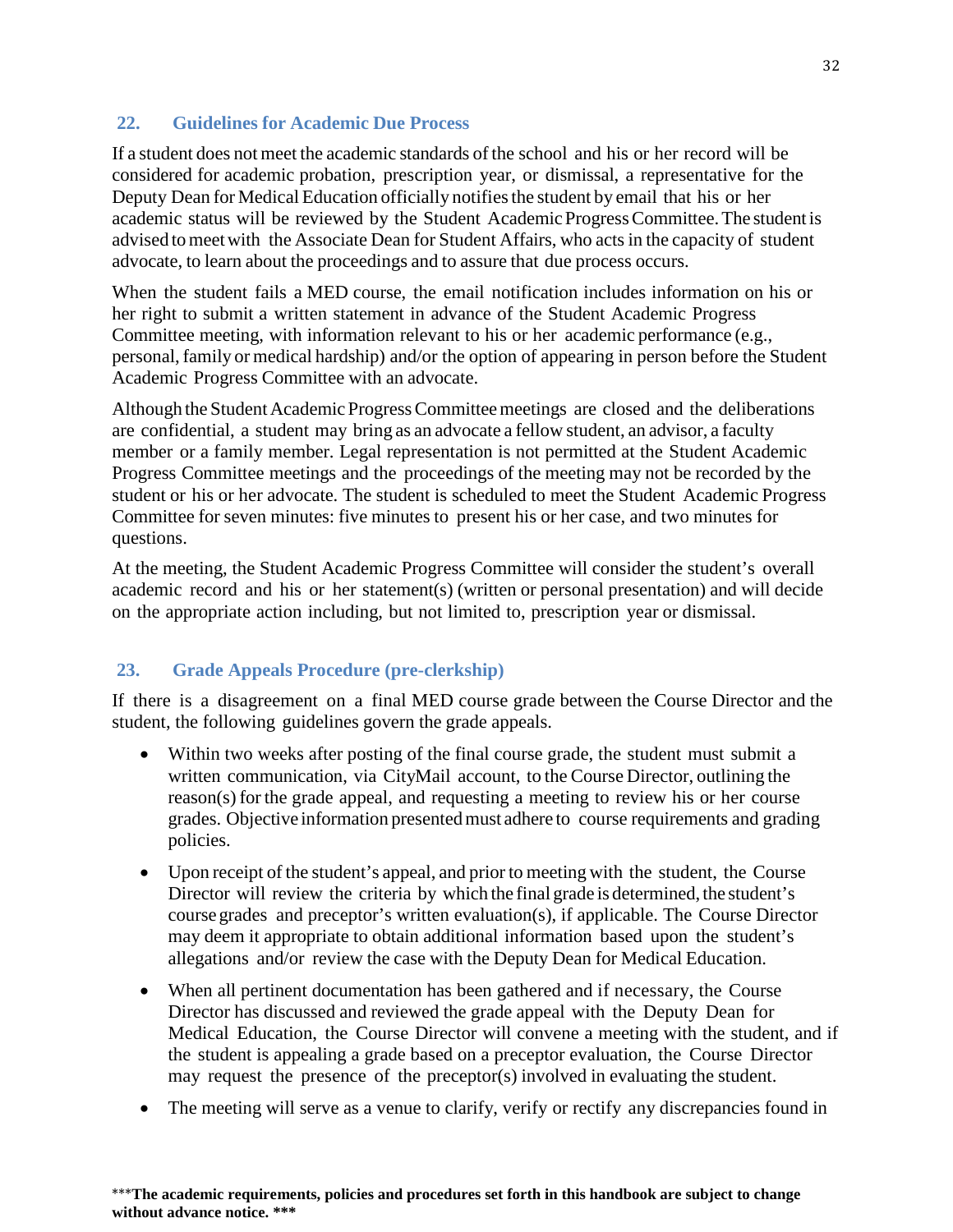## 22. Guidelines for Academic Due Process

If a student does not meet the academic standards of the school and his or her record will be considered for academic probation, prescription year, or dismissal, a representative for the Deputy Dean for Medical Education officially notifies the student by email that his or her academic status will be reviewed by the Student Academic Progress Committee. The student is advised to meet with the Associate Dean for Student Affairs, who acts in the capacity of student advocate, to learn about the proceedings and to assure that due process occurs.

When the student fails a MED course, the email notification includes information on his or her right to submit a written statement in advance of the Student Academic Progress Committee meeting, with information relevant to his or her academic performance (e.g., personal, family or medical hardship) and/or the option of appearing in person before the Student Academic Progress Committee with an advocate.

Although the Student Academic Progress Committee meetings are closed and the deliberations are confidential, a student may bring as an advocate a fellow student, an advisor, a faculty member or a family member. Legal representation is not permitted at the Student Academic Progress Committee meetings and the proceedings of the meeting may not be recorded by the student or his or her advocate. The student is scheduled to meet the Student Academic Progress Committee for seven minutes: five minutes to present his or her case, and two minutes for questions.

At the meeting, the Student Academic Progress Committee will consider the student's overall academic record and his or her statement(s) (written or personal presentation) and will decide on the appropriate action including, but not limited to, prescription year or dismissal.

## 23. Grade Appeals Procedure (pre-clerkship)

If there is a disagreement on a final MED course grade between the Course Director and the student, the following guidelines govern the grade appeals.

- Within two weeks after posting of the final course grade, the student must submit a written communication, via CityMail account, to the Course Director, outlining the reason(s) for the grade appeal, and requesting a meeting to review his or her course grades. Objective information presented must adhere to course requirements and grading policies.
- Upon receipt of the student's appeal, and prior to meeting with the student, the Course Director will review the criteria by which the final grade is determined, the student's course grades and preceptor's written evaluation(s), if applicable. The Course Director may deem it appropriate to obtain additional information based upon the student's allegations and/or review the case with the Deputy Dean for Medical Education.
- When all pertinent documentation has been gathered and if necessary, the Course Director has discussed and reviewed the grade appeal with the Deputy Dean for Medical Education, the Course Director will convene a meeting with the student, and if the student is appealing a grade based on a preceptor evaluation, the Course Director may request the presence of the preceptor(s) involved in evaluating the student.
- The meeting will serve as a venue to clarify, verify or rectify any discrepancies found in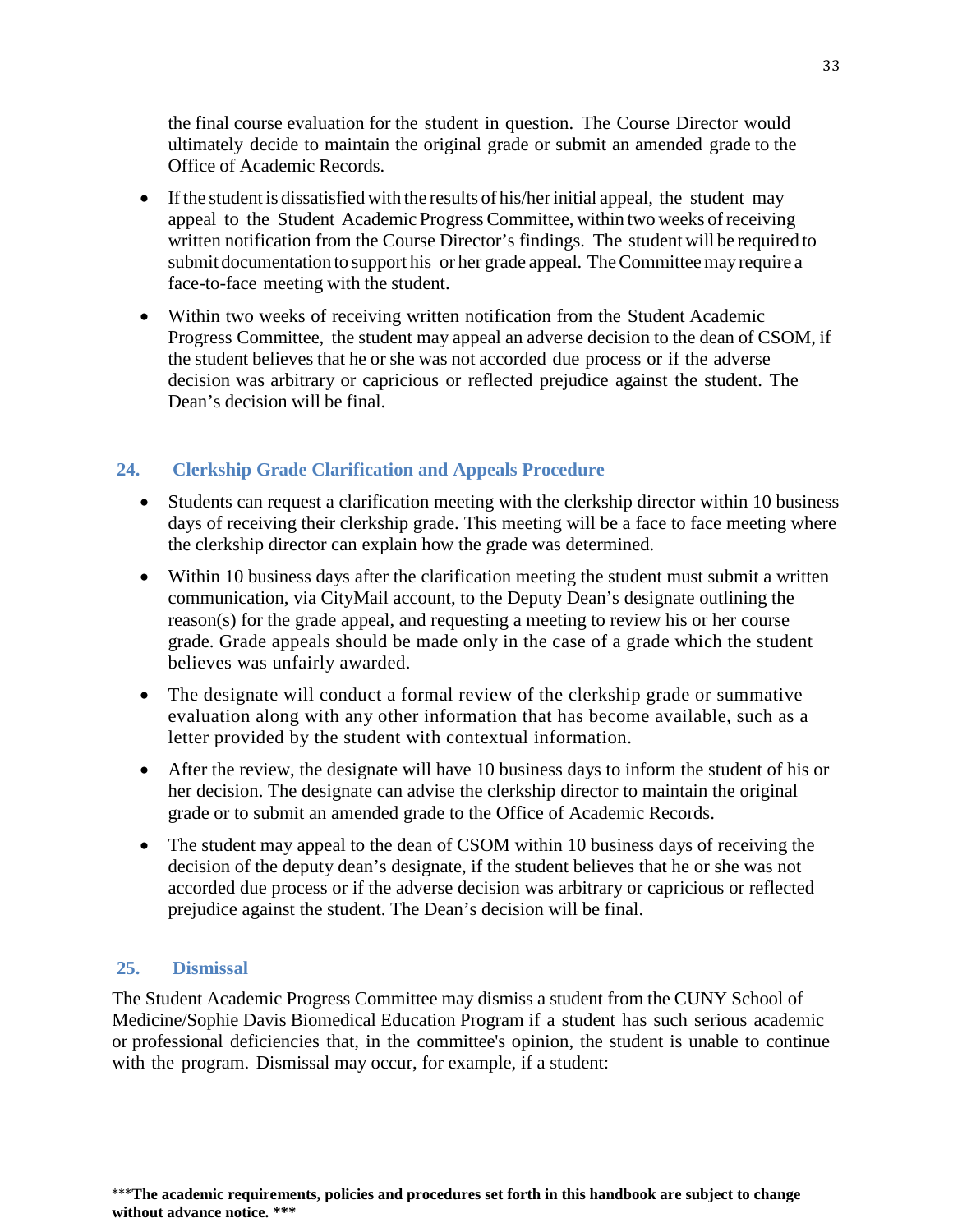the final course evaluation for the student in question. The Course Director would ultimately decide to maintain the original grade or submit an amended grade to the Office of Academic Records.

- If the student is dissatisfied with the results of his/her initial appeal, the student may appeal to the Student Academic Progress Committee, within two weeks of receiving written notification from the Course Director's findings. The student will be required to submit documentation to support his or her grade appeal. The Committee may require a face-to-face meeting with the student.
- Within two weeks of receiving written notification from the Student Academic Progress Committee, the student may appeal an adverse decision to the dean of CSOM, if the student believes that he or she was not accorded due process or if the adverse decision was arbitrary or capricious or reflected prejudice against the student. The Dean's decision will be final.

## 24. Clerkship Grade Clarification and Appeals Procedure

- Students can request a clarification meeting with the clerkship director within 10 business days of receiving their clerkship grade. This meeting will be a face to face meeting where the clerkship director can explain how the grade was determined.
- Within 10 business days after the clarification meeting the student must submit a written communication, via CityMail account, to the Deputy Dean's designate outlining the reason(s) for the grade appeal, and requesting a meeting to review his or her course grade. Grade appeals should be made only in the case of a grade which the student believes was unfairly awarded.
- The designate will conduct a formal review of the clerkship grade or summative evaluation along with any other information that has become available, such as a letter provided by the student with contextual information.
- After the review, the designate will have 10 business days to inform the student of his or her decision. The designate can advise the clerkship director to maintain the original grade or to submit an amended grade to the Office of Academic Records.
- The student may appeal to the dean of CSOM within 10 business days of receiving the decision of the deputy dean's designate, if the student believes that he or she was not accorded due process or if the adverse decision was arbitrary or capricious or reflected prejudice against the student. The Dean's decision will be final.

## 25. Dismissal

The Student Academic Progress Committee may dismiss a student from the CUNY School of Medicine/Sophie Davis Biomedical Education Program if a student has such serious academic or professional deficiencies that, in the committee's opinion, the student is unable to continue with the program. Dismissal may occur, for example, if a student: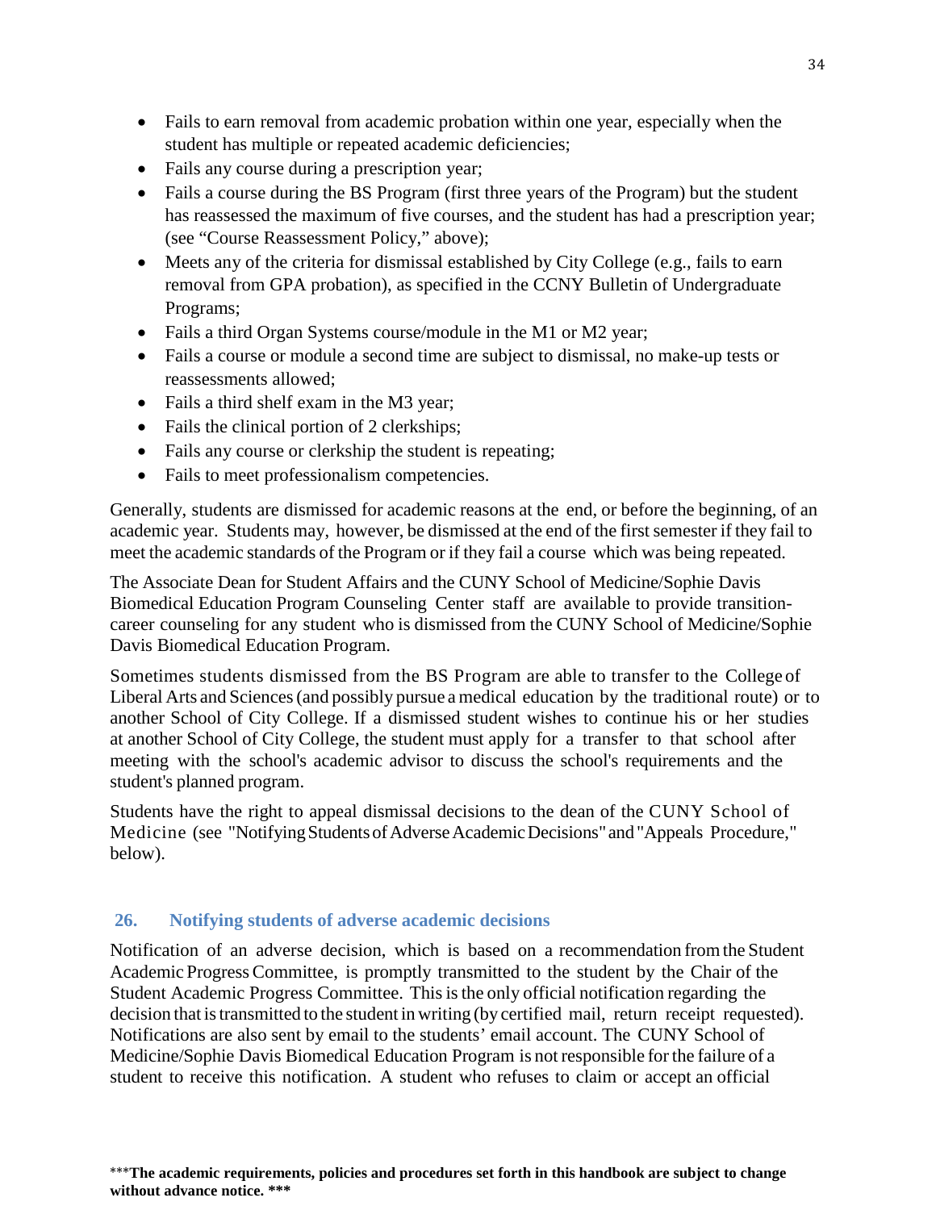- Fails to earn removal from academic probation within one year, especially when the student has multiple or repeated academic deficiencies;
- Fails any course during a prescription year;
- Fails a course during the BS Program (first three years of the Program) but the student has reassessed the maximum of five courses, and the student has had a prescription year; (see "Course Reassessment Policy," above);
- Meets any of the criteria for dismissal established by City College (e.g., fails to earn removal from GPA probation), as specified in the CCNY Bulletin of Undergraduate Programs;
- Fails a third Organ Systems course/module in the M1 or M2 year;
- Fails a course or module a second time are subject to dismissal, no make-up tests or reassessments allowed;
- Fails a third shelf exam in the M3 year;
- Fails the clinical portion of 2 clerkships;
- Fails any course or clerkship the student is repeating;
- Fails to meet professionalism competencies.

Generally, students are dismissed for academic reasons at the end, or before the beginning, of an academic year. Students may, however, be dismissed at the end of the first semester if they fail to meet the academic standards of the Program or if they fail a course which was being repeated.

The Associate Dean for Student Affairs and the CUNY School of Medicine/Sophie Davis Biomedical Education Program Counseling Center staff are available to provide transition-career counseling for any student who is dismissed from the CUNY School of Medicine/Sophie Davis Biomedical Education Program.

Sometimes students dismissed from the BS Program are able to transfer to the College of Liberal Arts and Sciences (and possibly pursue a medical education by the traditional route) or to another School of City College. If a dismissed student wishes to continue his or her studies at another School of City College, the student must apply for a transfer to that school after meeting with the school's academic advisor to discuss the school's requirements and the student's planned program.

Students have the right to appeal dismissal decisions to the dean of the CUNY School of Medicine (see "Notifying Students of Adverse Academic Decisions" and "Appeals Procedure," below).

## 26. Notifying students of adverse academic decisions

Notification of an adverse decision, which is based on a recommendation from the Student Academic Progress Committee, is promptly transmitted to the student by the Chair of the Student Academic Progress Committee. This is the only official notification regarding the decision that is transmitted to the student in writing (by certified mail, return receipt requested). Notifications are also sent by email to the students' email account. The CUNY School of Medicine/Sophie Davis Biomedical Education Program is not responsible for the failure of a student to receive this notification. A student who refuses to claim or accept an official

***The academic requirements, policies and procedures set forth in this handbook are subject to change without advance notice. ***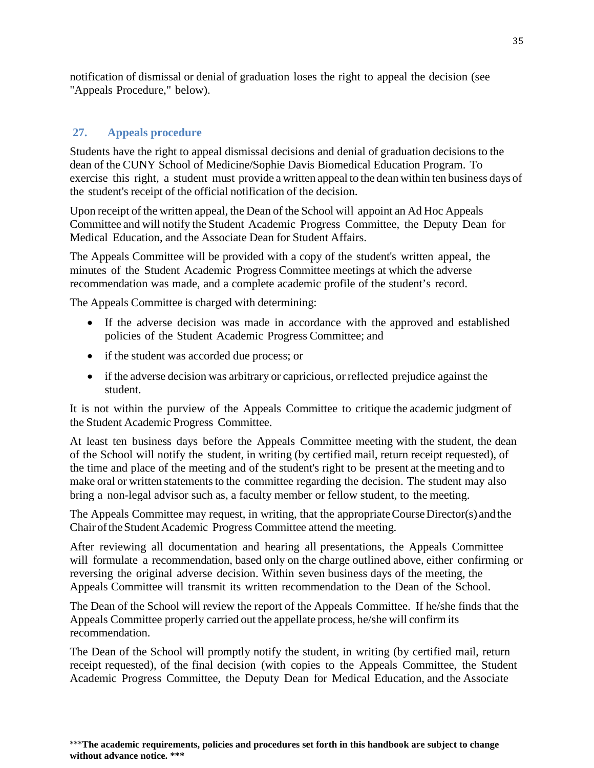notification of dismissal or denial of graduation loses the right to appeal the decision (see "Appeals Procedure," below).

## 27. Appeals procedure

Students have the right to appeal dismissal decisions and denial of graduation decisions to the dean of the CUNY School of Medicine/Sophie Davis Biomedical Education Program. To exercise this right, a student must provide a written appeal to the dean within ten business days of the student's receipt of the official notification of the decision.

Upon receipt of the written appeal, the Dean of the School will appoint an Ad Hoc Appeals Committee and will notify the Student Academic Progress Committee, the Deputy Dean for Medical Education, and the Associate Dean for Student Affairs.

The Appeals Committee will be provided with a copy of the student's written appeal, the minutes of the Student Academic Progress Committee meetings at which the adverse recommendation was made, and a complete academic profile of the student's record.

The Appeals Committee is charged with determining:

- If the adverse decision was made in accordance with the approved and established policies of the Student Academic Progress Committee; and
- if the student was accorded due process; or
- if the adverse decision was arbitrary or capricious, or reflected prejudice against the student.

It is not within the purview of the Appeals Committee to critique the academic judgment of the Student Academic Progress Committee.

At least ten business days before the Appeals Committee meeting with the student, the dean of the School will notify the student, in writing (by certified mail, return receipt requested), of the time and place of the meeting and of the student's right to be present at the meeting and to make oral or written statements to the committee regarding the decision. The student may also bring a non-legal advisor such as, a faculty member or fellow student, to the meeting.

The Appeals Committee may request, in writing, that the appropriate Course Director(s) and the Chair of the Student Academic Progress Committee attend the meeting.

After reviewing all documentation and hearing all presentations, the Appeals Committee will formulate a recommendation, based only on the charge outlined above, either confirming or reversing the original adverse decision. Within seven business days of the meeting, the Appeals Committee will transmit its written recommendation to the Dean of the School.

The Dean of the School will review the report of the Appeals Committee. If he/she finds that the Appeals Committee properly carried out the appellate process, he/she will confirm its recommendation.

The Dean of the School will promptly notify the student, in writing (by certified mail, return receipt requested), of the final decision (with copies to the Appeals Committee, the Student Academic Progress Committee, the Deputy Dean for Medical Education, and the Associate

***The academic requirements, policies and procedures set forth in this handbook are subject to change without advance notice. ***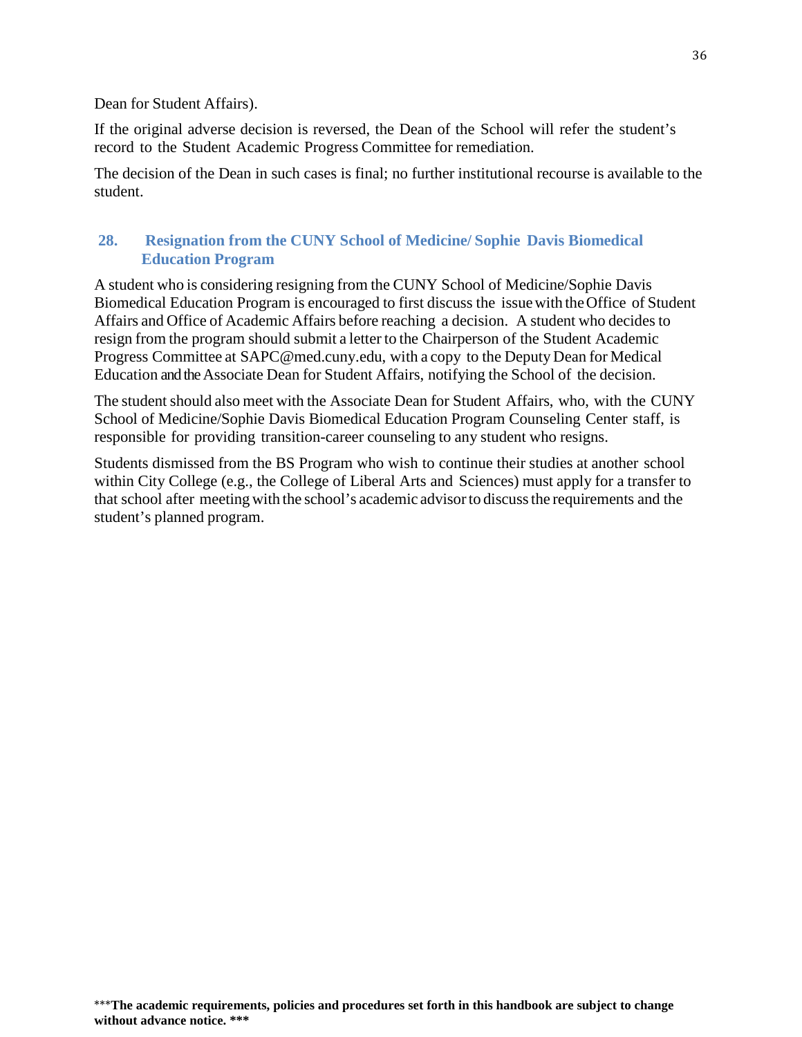Dean for Student Affairs).

If the original adverse decision is reversed, the Dean of the School will refer the student's record to the Student Academic Progress Committee for remediation.

The decision of the Dean in such cases is final; no further institutional recourse is available to the student.

## 28. Resignation from the CUNY School of Medicine/ Sophie Davis Biomedical Education Program

A student who is considering resigning from the CUNY School of Medicine/Sophie Davis Biomedical Education Program is encouraged to first discuss the issue with the Office of Student Affairs and Office of Academic Affairs before reaching a decision. A student who decides to resign from the program should submit a letter to the Chairperson of the Student Academic Progress Committee at SAPC@med.cuny.edu, with a copy to the Deputy Dean for Medical Education and the Associate Dean for Student Affairs, notifying the School of the decision.

The student should also meet with the Associate Dean for Student Affairs, who, with the CUNY School of Medicine/Sophie Davis Biomedical Education Program Counseling Center staff, is responsible for providing transition-career counseling to any student who resigns.

Students dismissed from the BS Program who wish to continue their studies at another school within City College (e.g., the College of Liberal Arts and Sciences) must apply for a transfer to that school after meeting with the school's academic advisor to discuss the requirements and the student's planned program.

***The academic requirements, policies and procedures set forth in this handbook are subject to change without advance notice. ***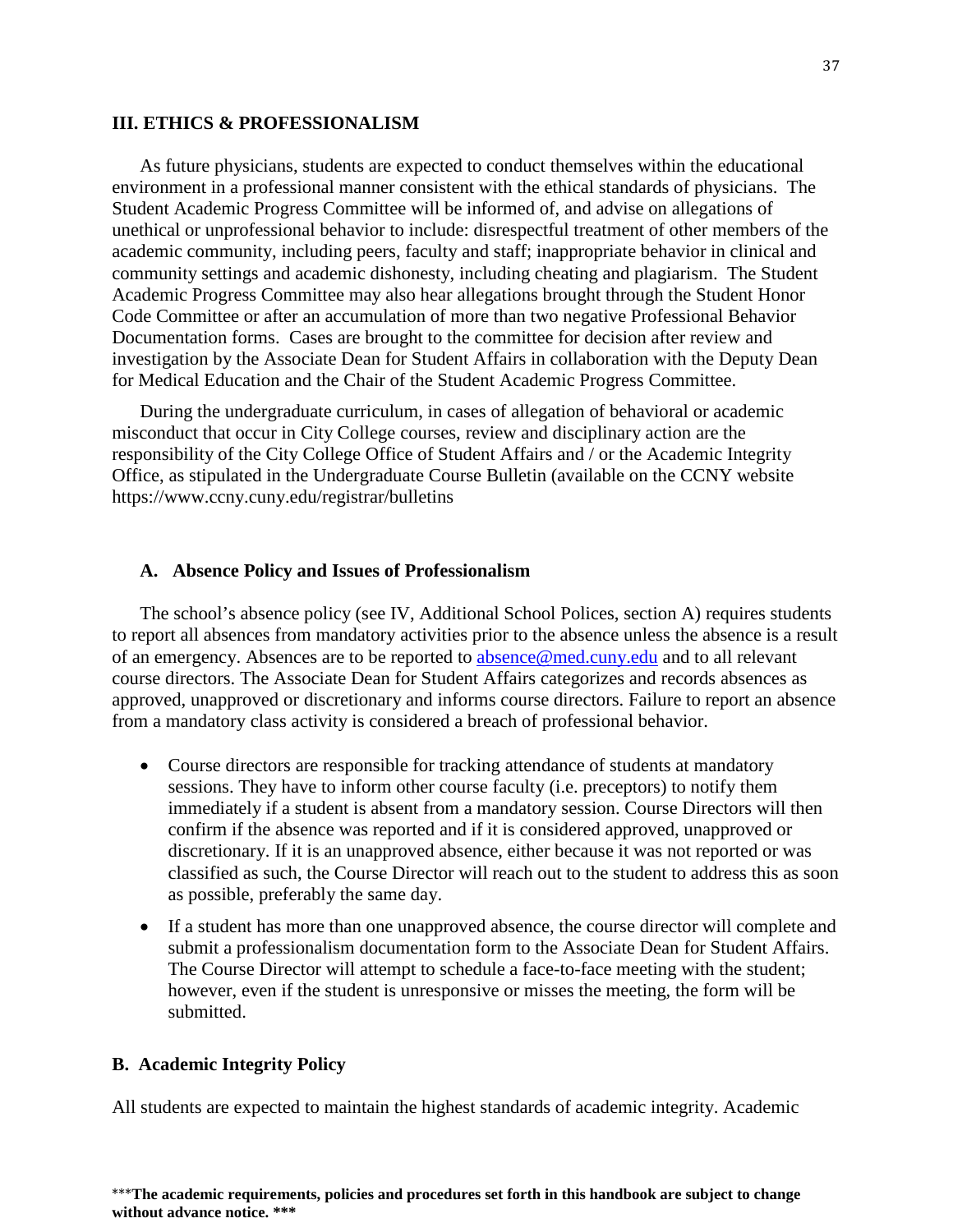## III. ETHICS & PROFESSIONALISM

As future physicians, students are expected to conduct themselves within the educational environment in a professional manner consistent with the ethical standards of physicians. The Student Academic Progress Committee will be informed of, and advise on allegations of unethical or unprofessional behavior to include: disrespectful treatment of other members of the academic community, including peers, faculty and staff; inappropriate behavior in clinical and community settings and academic dishonesty, including cheating and plagiarism. The Student Academic Progress Committee may also hear allegations brought through the Student Honor Code Committee or after an accumulation of more than two negative Professional Behavior Documentation forms. Cases are brought to the committee for decision after review and investigation by the Associate Dean for Student Affairs in collaboration with the Deputy Dean for Medical Education and the Chair of the Student Academic Progress Committee.

During the undergraduate curriculum, in cases of allegation of behavioral or academic misconduct that occur in City College courses, review and disciplinary action are the responsibility of the City College Office of Student Affairs and / or the Academic Integrity Office, as stipulated in the Undergraduate Course Bulletin (available on the CCNY website https://www.ccny.cuny.edu/registrar/bulletins

### A. Absence Policy and Issues of Professionalism

The school's absence policy (see IV, Additional School Polices, section A) requires students to report all absences from mandatory activities prior to the absence unless the absence is a result of an emergency. Absences are to be reported to absence@med.cuny.edu and to all relevant course directors. The Associate Dean for Student Affairs categorizes and records absences as approved, unapproved or discretionary and informs course directors. Failure to report an absence from a mandatory class activity is considered a breach of professional behavior.

- Course directors are responsible for tracking attendance of students at mandatory sessions. They have to inform other course faculty (i.e. preceptors) to notify them immediately if a student is absent from a mandatory session. Course Directors will then confirm if the absence was reported and if it is considered approved, unapproved or discretionary. If it is an unapproved absence, either because it was not reported or was classified as such, the Course Director will reach out to the student to address this as soon as possible, preferably the same day.
- If a student has more than one unapproved absence, the course director will complete and submit a professionalism documentation form to the Associate Dean for Student Affairs. The Course Director will attempt to schedule a face-to-face meeting with the student; however, even if the student is unresponsive or misses the meeting, the form will be submitted.

### B. Academic Integrity Policy

All students are expected to maintain the highest standards of academic integrity. Academic

***The academic requirements, policies and procedures set forth in this handbook are subject to change without advance notice. ***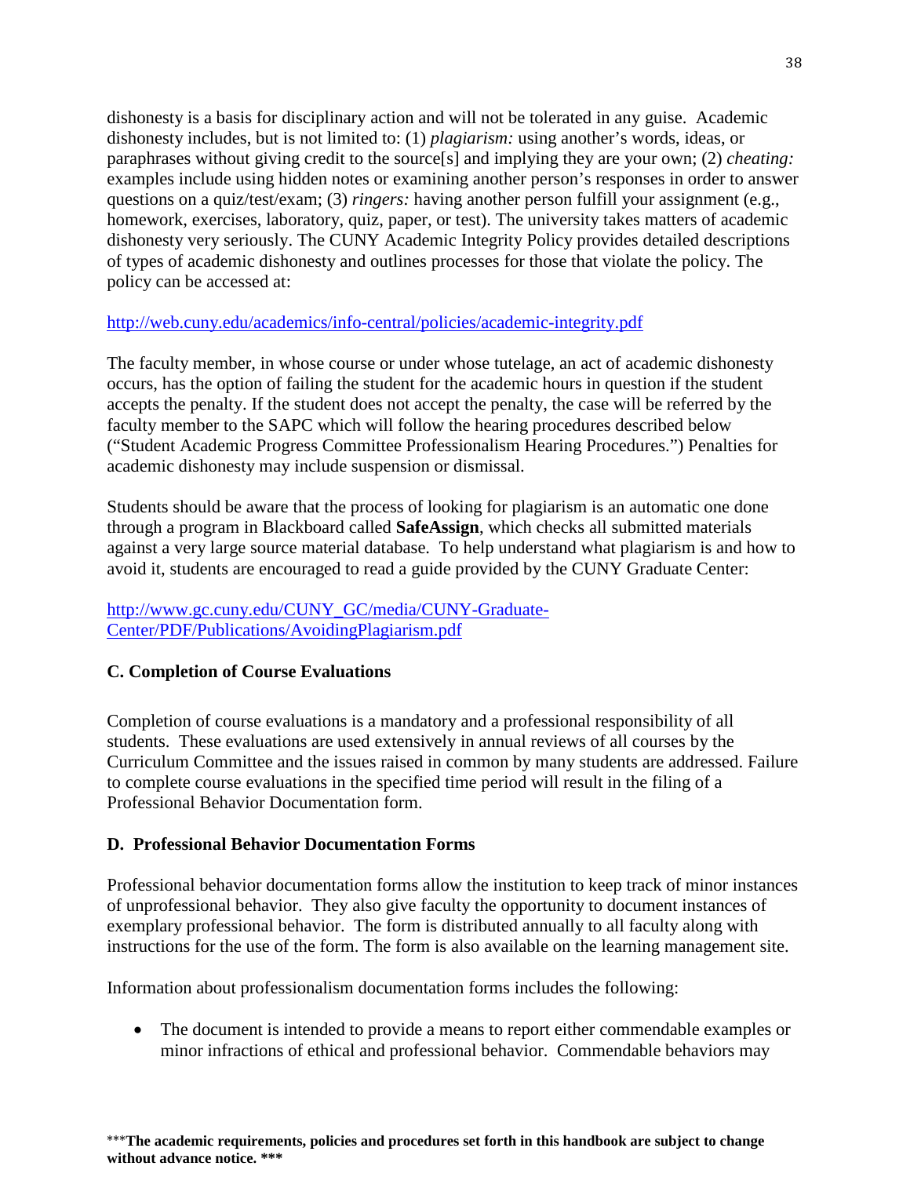dishonesty is a basis for disciplinary action and will not be tolerated in any guise. Academic dishonesty includes, but is not limited to: (1) *plagiarism:* using another's words, ideas, or paraphrases without giving credit to the source[s] and implying they are your own; (2) *cheating:* examples include using hidden notes or examining another person's responses in order to answer questions on a quiz/test/exam; (3) *ringers:* having another person fulfill your assignment (e.g., homework, exercises, laboratory, quiz, paper, or test). The university takes matters of academic dishonesty very seriously. The CUNY Academic Integrity Policy provides detailed descriptions of types of academic dishonesty and outlines processes for those that violate the policy. The policy can be accessed at:

http://web.cuny.edu/academics/info-central/policies/academic-integrity.pdf

The faculty member, in whose course or under whose tutelage, an act of academic dishonesty occurs, has the option of failing the student for the academic hours in question if the student accepts the penalty. If the student does not accept the penalty, the case will be referred by the faculty member to the SAPC which will follow the hearing procedures described below ("Student Academic Progress Committee Professionalism Hearing Procedures.") Penalties for academic dishonesty may include suspension or dismissal.

Students should be aware that the process of looking for plagiarism is an automatic one done through a program in Blackboard called **SafeAssign**, which checks all submitted materials against a very large source material database. To help understand what plagiarism is and how to avoid it, students are encouraged to read a guide provided by the CUNY Graduate Center:

http://www.gc.cuny.edu/CUNY_GC/media/CUNY-Graduate-Center/PDF/Publications/AvoidingPlagiarism.pdf

### C. Completion of Course Evaluations

Completion of course evaluations is a mandatory and a professional responsibility of all students. These evaluations are used extensively in annual reviews of all courses by the Curriculum Committee and the issues raised in common by many students are addressed. Failure to complete course evaluations in the specified time period will result in the filing of a Professional Behavior Documentation form.

### D. Professional Behavior Documentation Forms

Professional behavior documentation forms allow the institution to keep track of minor instances of unprofessional behavior. They also give faculty the opportunity to document instances of exemplary professional behavior. The form is distributed annually to all faculty along with instructions for the use of the form. The form is also available on the learning management site.

Information about professionalism documentation forms includes the following:

- The document is intended to provide a means to report either commendable examples or minor infractions of ethical and professional behavior. Commendable behaviors may

***The academic requirements, policies and procedures set forth in this handbook are subject to change without advance notice. ***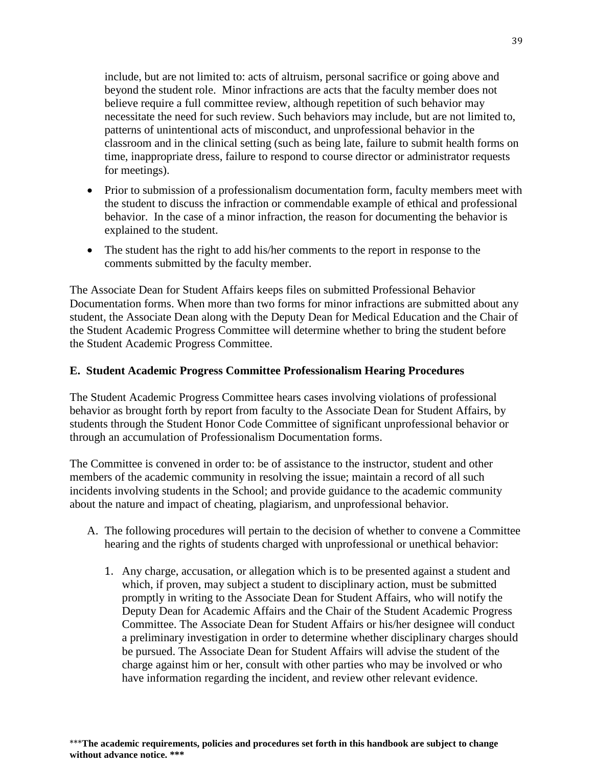include, but are not limited to: acts of altruism, personal sacrifice or going above and beyond the student role. Minor infractions are acts that the faculty member does not believe require a full committee review, although repetition of such behavior may necessitate the need for such review. Such behaviors may include, but are not limited to, patterns of unintentional acts of misconduct, and unprofessional behavior in the classroom and in the clinical setting (such as being late, failure to submit health forms on time, inappropriate dress, failure to respond to course director or administrator requests for meetings).

- Prior to submission of a professionalism documentation form, faculty members meet with the student to discuss the infraction or commendable example of ethical and professional behavior. In the case of a minor infraction, the reason for documenting the behavior is explained to the student.
- The student has the right to add his/her comments to the report in response to the comments submitted by the faculty member.

The Associate Dean for Student Affairs keeps files on submitted Professional Behavior Documentation forms. When more than two forms for minor infractions are submitted about any student, the Associate Dean along with the Deputy Dean for Medical Education and the Chair of the Student Academic Progress Committee will determine whether to bring the student before the Student Academic Progress Committee.

**E. Student Academic Progress Committee Professionalism Hearing Procedures**

The Student Academic Progress Committee hears cases involving violations of professional behavior as brought forth by report from faculty to the Associate Dean for Student Affairs, by students through the Student Honor Code Committee of significant unprofessional behavior or through an accumulation of Professionalism Documentation forms.

The Committee is convened in order to: be of assistance to the instructor, student and other members of the academic community in resolving the issue; maintain a record of all such incidents involving students in the School; and provide guidance to the academic community about the nature and impact of cheating, plagiarism, and unprofessional behavior.

A. The following procedures will pertain to the decision of whether to convene a Committee hearing and the rights of students charged with unprofessional or unethical behavior:

   1. Any charge, accusation, or allegation which is to be presented against a student and which, if proven, may subject a student to disciplinary action, must be submitted promptly in writing to the Associate Dean for Student Affairs, who will notify the Deputy Dean for Academic Affairs and the Chair of the Student Academic Progress Committee. The Associate Dean for Student Affairs or his/her designee will conduct a preliminary investigation in order to determine whether disciplinary charges should be pursued. The Associate Dean for Student Affairs will advise the student of the charge against him or her, consult with other parties who may be involved or who have information regarding the incident, and review other relevant evidence.

***The academic requirements, policies and procedures set forth in this handbook are subject to change without advance notice. ***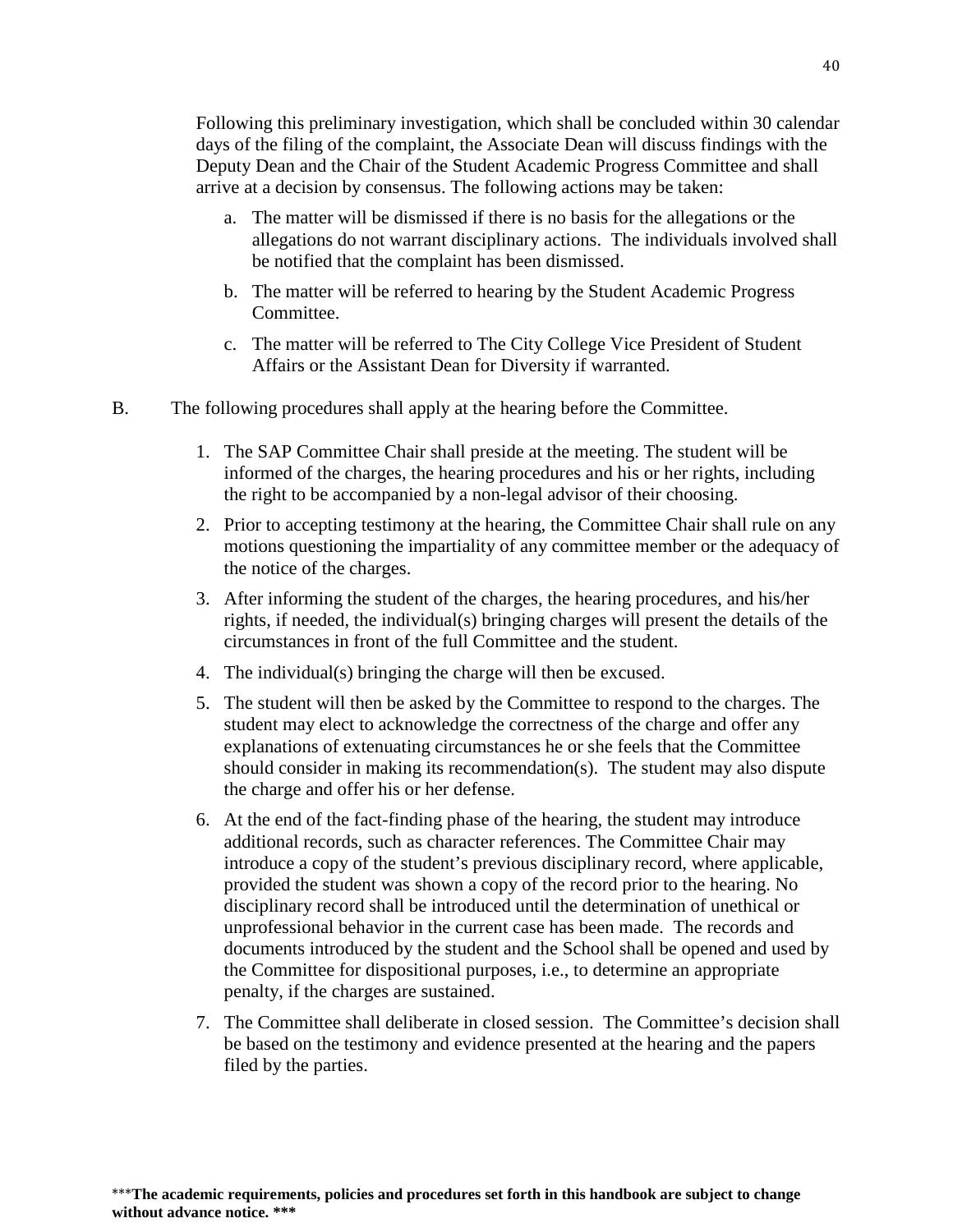Following this preliminary investigation, which shall be concluded within 30 calendar days of the filing of the complaint, the Associate Dean will discuss findings with the Deputy Dean and the Chair of the Student Academic Progress Committee and shall arrive at a decision by consensus. The following actions may be taken:

a. The matter will be dismissed if there is no basis for the allegations or the allegations do not warrant disciplinary actions. The individuals involved shall be notified that the complaint has been dismissed.

b. The matter will be referred to hearing by the Student Academic Progress Committee.

c. The matter will be referred to The City College Vice President of Student Affairs or the Assistant Dean for Diversity if warranted.

B. The following procedures shall apply at the hearing before the Committee.

1. The SAP Committee Chair shall preside at the meeting. The student will be informed of the charges, the hearing procedures and his or her rights, including the right to be accompanied by a non-legal advisor of their choosing.

2. Prior to accepting testimony at the hearing, the Committee Chair shall rule on any motions questioning the impartiality of any committee member or the adequacy of the notice of the charges.

3. After informing the student of the charges, the hearing procedures, and his/her rights, if needed, the individual(s) bringing charges will present the details of the circumstances in front of the full Committee and the student.

4. The individual(s) bringing the charge will then be excused.

5. The student will then be asked by the Committee to respond to the charges. The student may elect to acknowledge the correctness of the charge and offer any explanations of extenuating circumstances he or she feels that the Committee should consider in making its recommendation(s). The student may also dispute the charge and offer his or her defense.

6. At the end of the fact-finding phase of the hearing, the student may introduce additional records, such as character references. The Committee Chair may introduce a copy of the student's previous disciplinary record, where applicable, provided the student was shown a copy of the record prior to the hearing. No disciplinary record shall be introduced until the determination of unethical or unprofessional behavior in the current case has been made. The records and documents introduced by the student and the School shall be opened and used by the Committee for dispositional purposes, i.e., to determine an appropriate penalty, if the charges are sustained.

7. The Committee shall deliberate in closed session. The Committee's decision shall be based on the testimony and evidence presented at the hearing and the papers filed by the parties.

***The academic requirements, policies and procedures set forth in this handbook are subject to change without advance notice. ***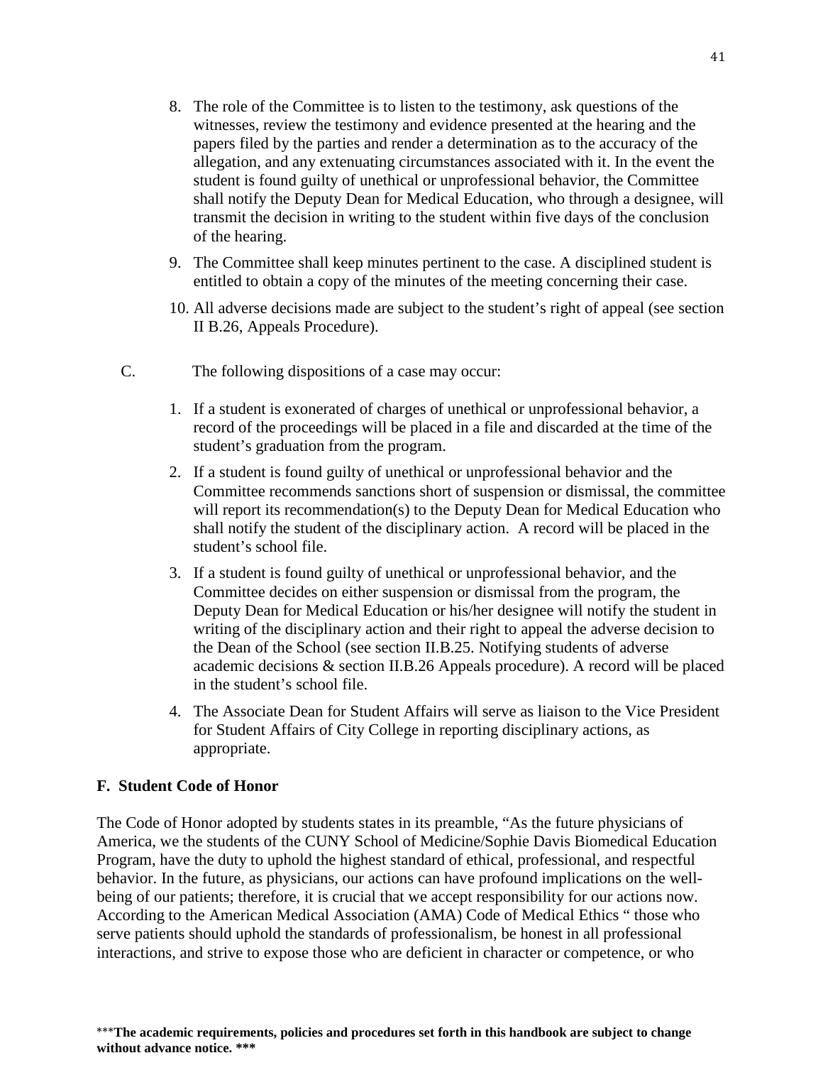8. The role of the Committee is to listen to the testimony, ask questions of the witnesses, review the testimony and evidence presented at the hearing and the papers filed by the parties and render a determination as to the accuracy of the allegation, and any extenuating circumstances associated with it. In the event the student is found guilty of unethical or unprofessional behavior, the Committee shall notify the Deputy Dean for Medical Education, who through a designee, will transmit the decision in writing to the student within five days of the conclusion of the hearing.

9. The Committee shall keep minutes pertinent to the case. A disciplined student is entitled to obtain a copy of the minutes of the meeting concerning their case.

10. All adverse decisions made are subject to the student's right of appeal (see section II B.26, Appeals Procedure).

C. The following dispositions of a case may occur:

1. If a student is exonerated of charges of unethical or unprofessional behavior, a record of the proceedings will be placed in a file and discarded at the time of the student's graduation from the program.

2. If a student is found guilty of unethical or unprofessional behavior and the Committee recommends sanctions short of suspension or dismissal, the committee will report its recommendation(s) to the Deputy Dean for Medical Education who shall notify the student of the disciplinary action. A record will be placed in the student's school file.

3. If a student is found guilty of unethical or unprofessional behavior, and the Committee decides on either suspension or dismissal from the program, the Deputy Dean for Medical Education or his/her designee will notify the student in writing of the disciplinary action and their right to appeal the adverse decision to the Dean of the School (see section II.B.25. Notifying students of adverse academic decisions & section II.B.26 Appeals procedure). A record will be placed in the student's school file.

4. The Associate Dean for Student Affairs will serve as liaison to the Vice President for Student Affairs of City College in reporting disciplinary actions, as appropriate.

## F. Student Code of Honor

The Code of Honor adopted by students states in its preamble, "As the future physicians of America, we the students of the CUNY School of Medicine/Sophie Davis Biomedical Education Program, have the duty to uphold the highest standard of ethical, professional, and respectful behavior. In the future, as physicians, our actions can have profound implications on the well-being of our patients; therefore, it is crucial that we accept responsibility for our actions now. According to the American Medical Association (AMA) Code of Medical Ethics " those who serve patients should uphold the standards of professionalism, be honest in all professional interactions, and strive to expose those who are deficient in character or competence, or who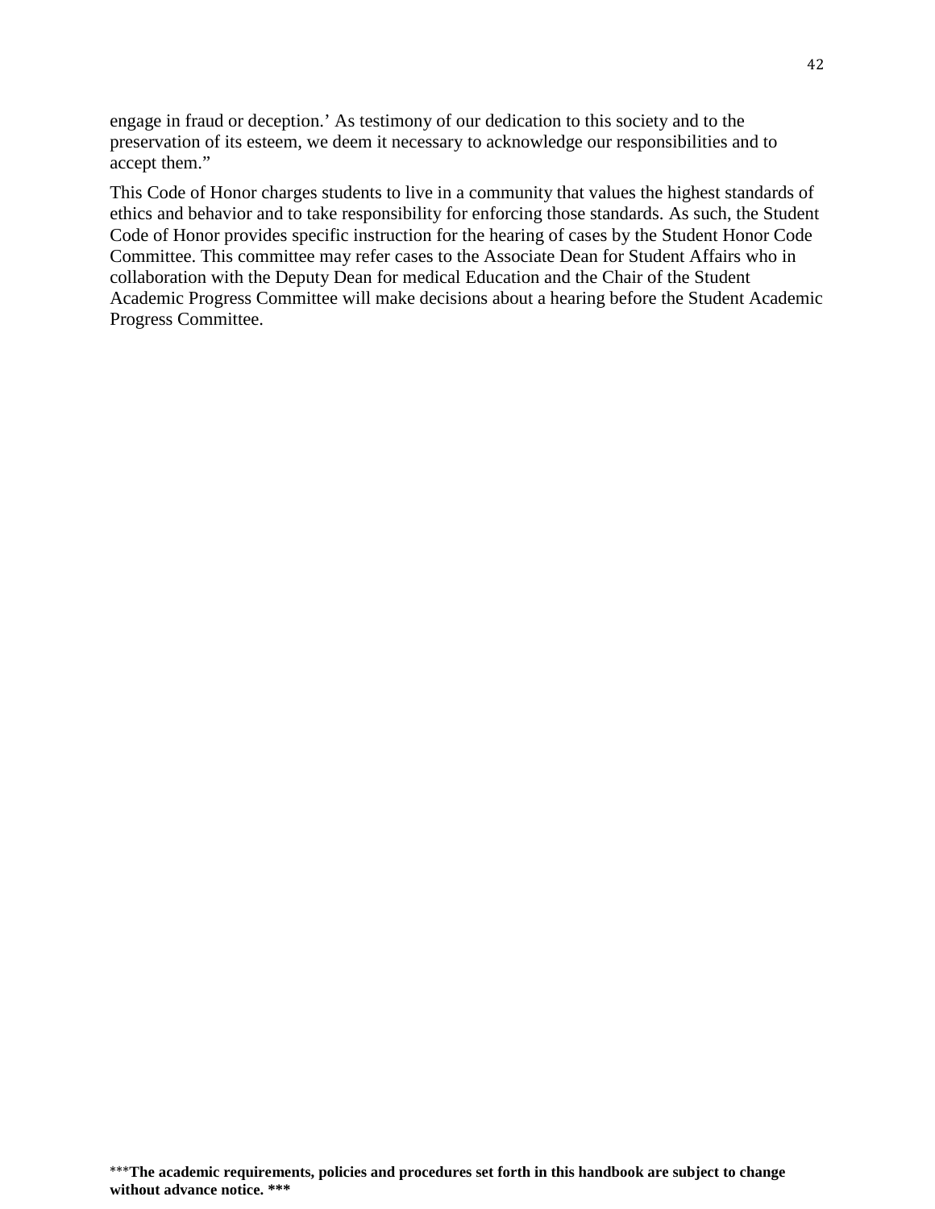engage in fraud or deception.' As testimony of our dedication to this society and to the preservation of its esteem, we deem it necessary to acknowledge our responsibilities and to accept them."

This Code of Honor charges students to live in a community that values the highest standards of ethics and behavior and to take responsibility for enforcing those standards. As such, the Student Code of Honor provides specific instruction for the hearing of cases by the Student Honor Code Committee. This committee may refer cases to the Associate Dean for Student Affairs who in collaboration with the Deputy Dean for medical Education and the Chair of the Student Academic Progress Committee will make decisions about a hearing before the Student Academic Progress Committee.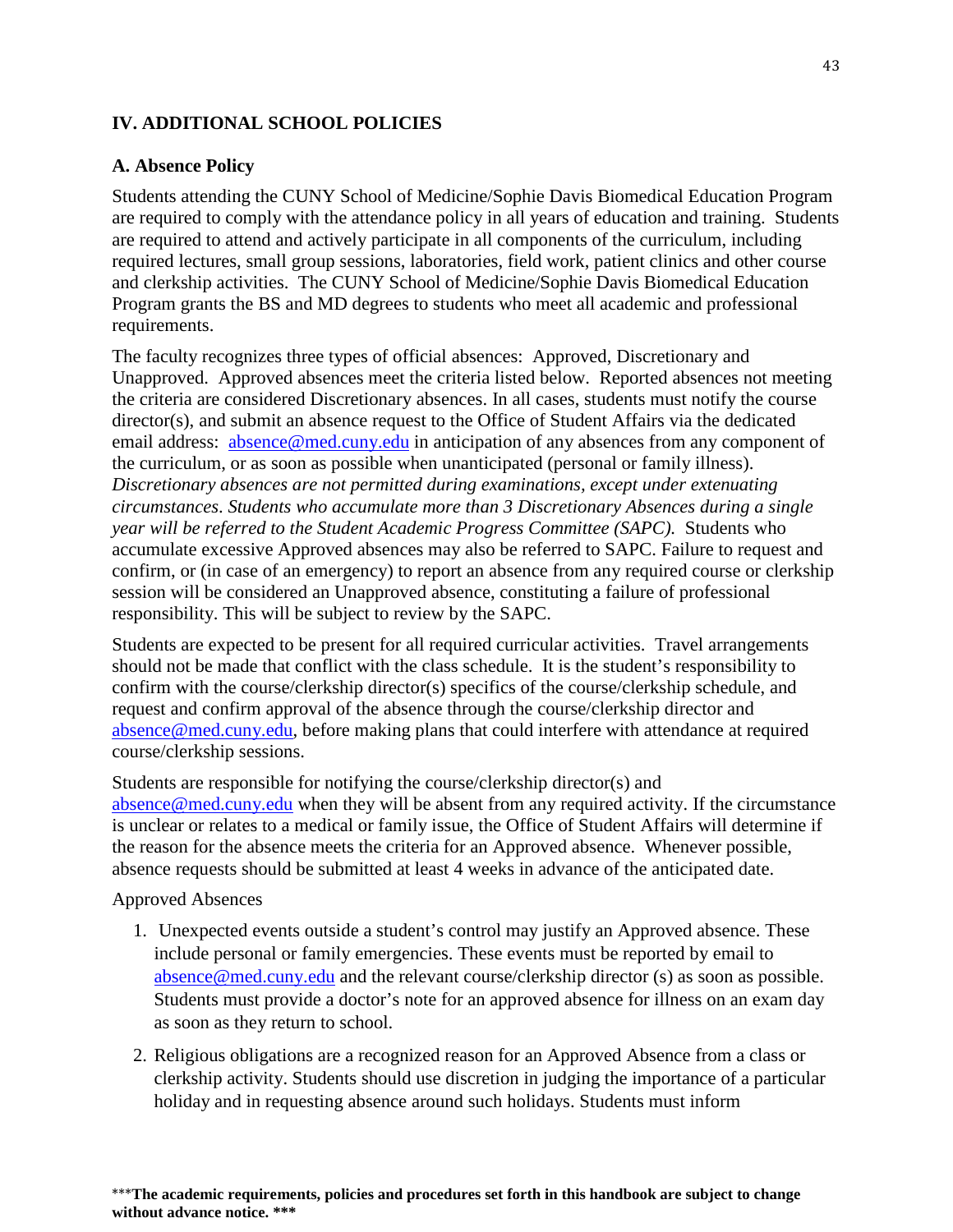## IV. ADDITIONAL SCHOOL POLICIES

### A. Absence Policy

Students attending the CUNY School of Medicine/Sophie Davis Biomedical Education Program are required to comply with the attendance policy in all years of education and training. Students are required to attend and actively participate in all components of the curriculum, including required lectures, small group sessions, laboratories, field work, patient clinics and other course and clerkship activities. The CUNY School of Medicine/Sophie Davis Biomedical Education Program grants the BS and MD degrees to students who meet all academic and professional requirements.

The faculty recognizes three types of official absences: Approved, Discretionary and Unapproved. Approved absences meet the criteria listed below. Reported absences not meeting the criteria are considered Discretionary absences. In all cases, students must notify the course director(s), and submit an absence request to the Office of Student Affairs via the dedicated email address: absence@med.cuny.edu in anticipation of any absences from any component of the curriculum, or as soon as possible when unanticipated (personal or family illness). *Discretionary absences are not permitted during examinations, except under extenuating circumstances. Students who accumulate more than 3 Discretionary Absences during a single year will be referred to the Student Academic Progress Committee (SAPC).* Students who accumulate excessive Approved absences may also be referred to SAPC. Failure to request and confirm, or (in case of an emergency) to report an absence from any required course or clerkship session will be considered an Unapproved absence, constituting a failure of professional responsibility. This will be subject to review by the SAPC.

Students are expected to be present for all required curricular activities. Travel arrangements should not be made that conflict with the class schedule. It is the student's responsibility to confirm with the course/clerkship director(s) specifics of the course/clerkship schedule, and request and confirm approval of the absence through the course/clerkship director and absence@med.cuny.edu, before making plans that could interfere with attendance at required course/clerkship sessions.

Students are responsible for notifying the course/clerkship director(s) and absence@med.cuny.edu when they will be absent from any required activity. If the circumstance is unclear or relates to a medical or family issue, the Office of Student Affairs will determine if the reason for the absence meets the criteria for an Approved absence. Whenever possible, absence requests should be submitted at least 4 weeks in advance of the anticipated date.

Approved Absences

1. Unexpected events outside a student's control may justify an Approved absence. These include personal or family emergencies. These events must be reported by email to absence@med.cuny.edu and the relevant course/clerkship director (s) as soon as possible. Students must provide a doctor's note for an approved absence for illness on an exam day as soon as they return to school.
2. Religious obligations are a recognized reason for an Approved Absence from a class or clerkship activity. Students should use discretion in judging the importance of a particular holiday and in requesting absence around such holidays. Students must inform

***The academic requirements, policies and procedures set forth in this handbook are subject to change without advance notice. ***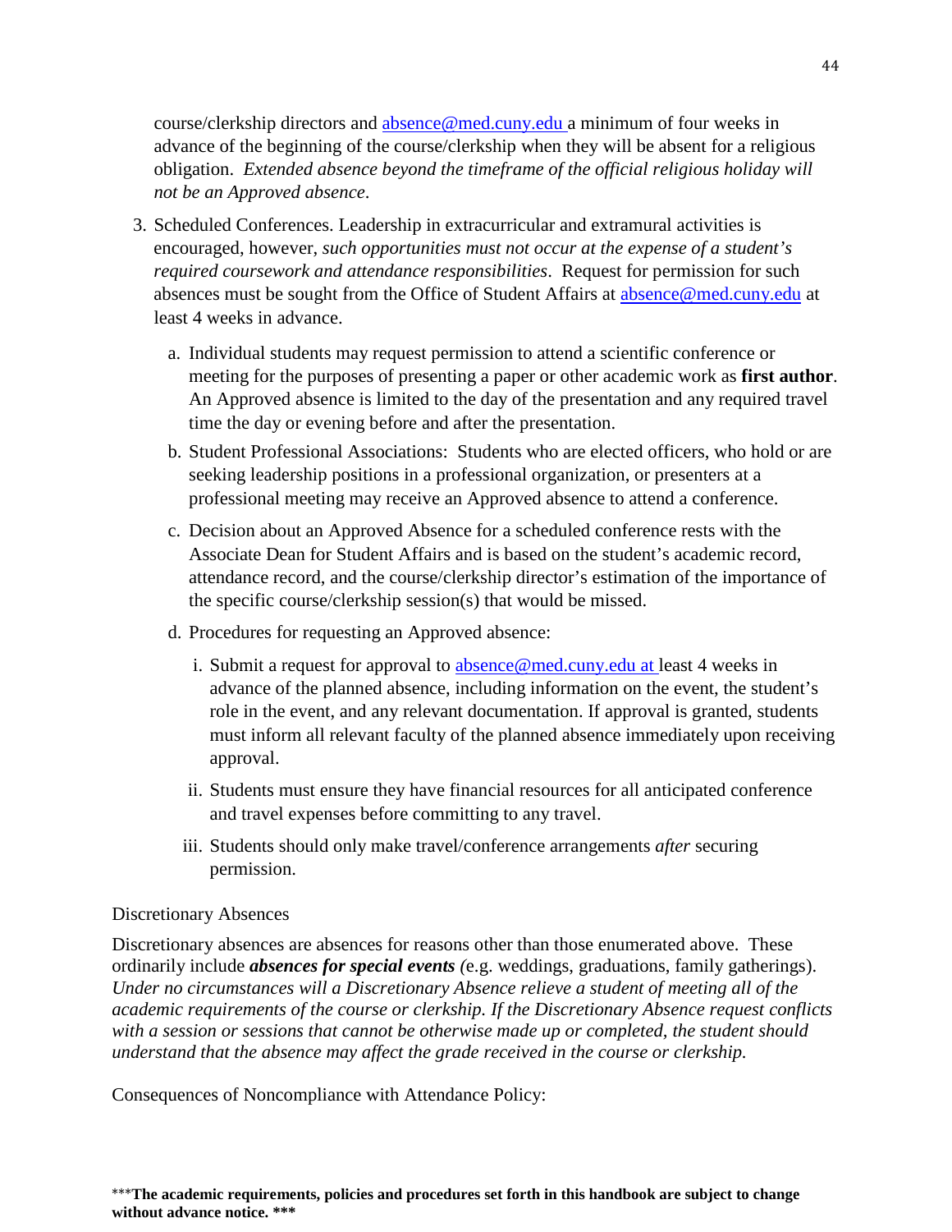course/clerkship directors and absence@med.cuny.edu a minimum of four weeks in advance of the beginning of the course/clerkship when they will be absent for a religious obligation. *Extended absence beyond the timeframe of the official religious holiday will not be an Approved absence*.

3. Scheduled Conferences. Leadership in extracurricular and extramural activities is encouraged, however, *such opportunities must not occur at the expense of a student's required coursework and attendance responsibilities*. Request for permission for such absences must be sought from the Office of Student Affairs at absence@med.cuny.edu at least 4 weeks in advance.

    a. Individual students may request permission to attend a scientific conference or meeting for the purposes of presenting a paper or other academic work as **first author**. An Approved absence is limited to the day of the presentation and any required travel time the day or evening before and after the presentation.

    b. Student Professional Associations: Students who are elected officers, who hold or are seeking leadership positions in a professional organization, or presenters at a professional meeting may receive an Approved absence to attend a conference.

    c. Decision about an Approved Absence for a scheduled conference rests with the Associate Dean for Student Affairs and is based on the student's academic record, attendance record, and the course/clerkship director's estimation of the importance of the specific course/clerkship session(s) that would be missed.

    d. Procedures for requesting an Approved absence:

        i. Submit a request for approval to absence@med.cuny.edu at least 4 weeks in advance of the planned absence, including information on the event, the student's role in the event, and any relevant documentation. If approval is granted, students must inform all relevant faculty of the planned absence immediately upon receiving approval.

        ii. Students must ensure they have financial resources for all anticipated conference and travel expenses before committing to any travel.

        iii. Students should only make travel/conference arrangements *after* securing permission.

Discretionary Absences

Discretionary absences are absences for reasons other than those enumerated above. These ordinarily include ***absences for special events*** (e.g. weddings, graduations, family gatherings). *Under no circumstances will a Discretionary Absence relieve a student of meeting all of the academic requirements of the course or clerkship. If the Discretionary Absence request conflicts with a session or sessions that cannot be otherwise made up or completed, the student should understand that the absence may affect the grade received in the course or clerkship.*

Consequences of Noncompliance with Attendance Policy:

\*\*\***The academic requirements, policies and procedures set forth in this handbook are subject to change without advance notice. \*\*\***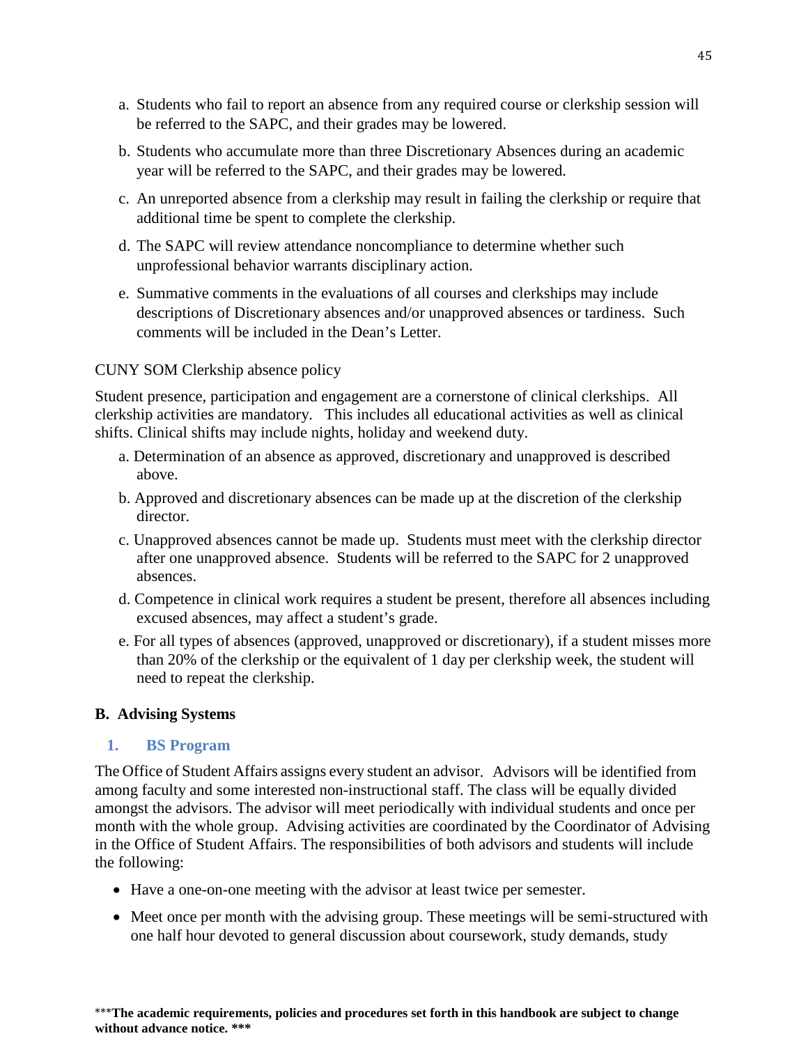a. Students who fail to report an absence from any required course or clerkship session will be referred to the SAPC, and their grades may be lowered.

b. Students who accumulate more than three Discretionary Absences during an academic year will be referred to the SAPC, and their grades may be lowered.

c. An unreported absence from a clerkship may result in failing the clerkship or require that additional time be spent to complete the clerkship.

d. The SAPC will review attendance noncompliance to determine whether such unprofessional behavior warrants disciplinary action.

e. Summative comments in the evaluations of all courses and clerkships may include descriptions of Discretionary absences and/or unapproved absences or tardiness. Such comments will be included in the Dean's Letter.

CUNY SOM Clerkship absence policy

Student presence, participation and engagement are a cornerstone of clinical clerkships. All clerkship activities are mandatory. This includes all educational activities as well as clinical shifts. Clinical shifts may include nights, holiday and weekend duty.

a. Determination of an absence as approved, discretionary and unapproved is described above.

b. Approved and discretionary absences can be made up at the discretion of the clerkship director.

c. Unapproved absences cannot be made up. Students must meet with the clerkship director after one unapproved absence. Students will be referred to the SAPC for 2 unapproved absences.

d. Competence in clinical work requires a student be present, therefore all absences including excused absences, may affect a student's grade.

e. For all types of absences (approved, unapproved or discretionary), if a student misses more than 20% of the clerkship or the equivalent of 1 day per clerkship week, the student will need to repeat the clerkship.

## B. Advising Systems

### 1. BS Program

The Office of Student Affairs assigns every student an advisor. Advisors will be identified from among faculty and some interested non-instructional staff. The class will be equally divided amongst the advisors. The advisor will meet periodically with individual students and once per month with the whole group. Advising activities are coordinated by the Coordinator of Advising in the Office of Student Affairs. The responsibilities of both advisors and students will include the following:

- Have a one-on-one meeting with the advisor at least twice per semester.
- Meet once per month with the advising group. These meetings will be semi-structured with one half hour devoted to general discussion about coursework, study demands, study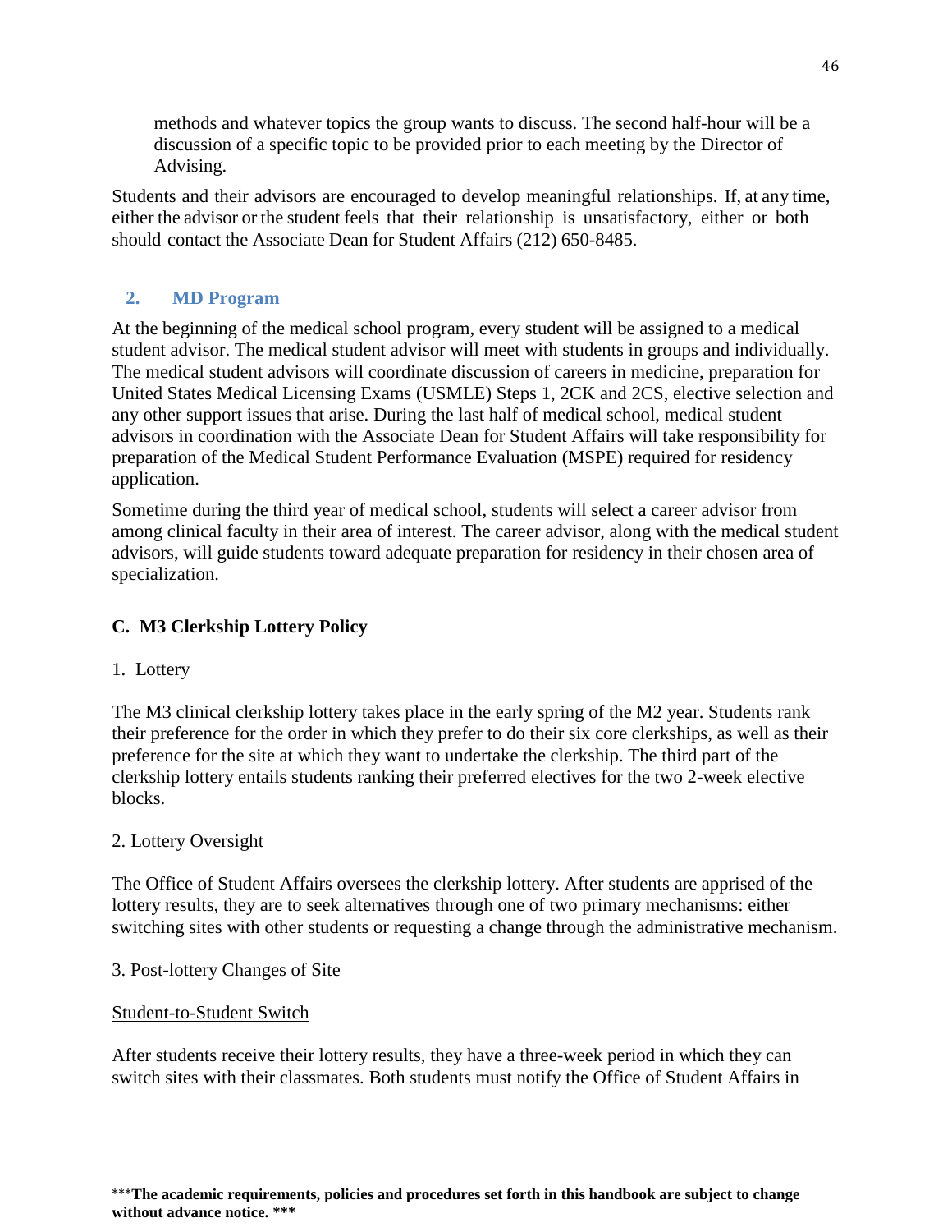methods and whatever topics the group wants to discuss. The second half-hour will be a discussion of a specific topic to be provided prior to each meeting by the Director of Advising.

Students and their advisors are encouraged to develop meaningful relationships. If, at any time, either the advisor or the student feels that their relationship is unsatisfactory, either or both should contact the Associate Dean for Student Affairs (212) 650-8485.

### 2. MD Program

At the beginning of the medical school program, every student will be assigned to a medical student advisor. The medical student advisor will meet with students in groups and individually. The medical student advisors will coordinate discussion of careers in medicine, preparation for United States Medical Licensing Exams (USMLE) Steps 1, 2CK and 2CS, elective selection and any other support issues that arise. During the last half of medical school, medical student advisors in coordination with the Associate Dean for Student Affairs will take responsibility for preparation of the Medical Student Performance Evaluation (MSPE) required for residency application.

Sometime during the third year of medical school, students will select a career advisor from among clinical faculty in their area of interest. The career advisor, along with the medical student advisors, will guide students toward adequate preparation for residency in their chosen area of specialization.

## C. M3 Clerkship Lottery Policy

1. Lottery

The M3 clinical clerkship lottery takes place in the early spring of the M2 year. Students rank their preference for the order in which they prefer to do their six core clerkships, as well as their preference for the site at which they want to undertake the clerkship. The third part of the clerkship lottery entails students ranking their preferred electives for the two 2-week elective blocks.

2. Lottery Oversight

The Office of Student Affairs oversees the clerkship lottery. After students are apprised of the lottery results, they are to seek alternatives through one of two primary mechanisms: either switching sites with other students or requesting a change through the administrative mechanism.

3. Post-lottery Changes of Site

<u>Student-to-Student Switch</u>

After students receive their lottery results, they have a three-week period in which they can switch sites with their classmates. Both students must notify the Office of Student Affairs in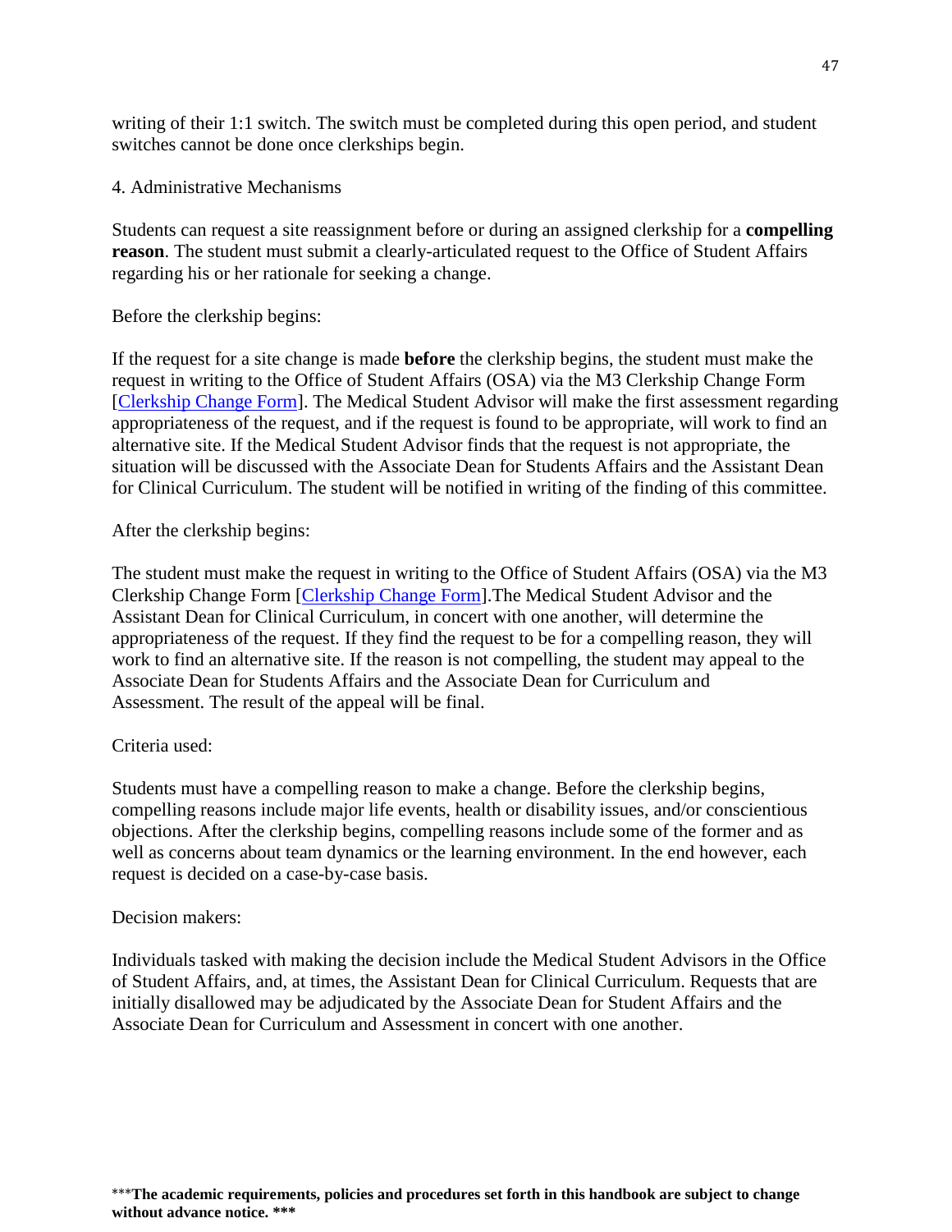writing of their 1:1 switch. The switch must be completed during this open period, and student switches cannot be done once clerkships begin.

4. Administrative Mechanisms

Students can request a site reassignment before or during an assigned clerkship for a **compelling reason**. The student must submit a clearly-articulated request to the Office of Student Affairs regarding his or her rationale for seeking a change.

Before the clerkship begins:

If the request for a site change is made **before** the clerkship begins, the student must make the request in writing to the Office of Student Affairs (OSA) via the M3 Clerkship Change Form [Clerkship Change Form]. The Medical Student Advisor will make the first assessment regarding appropriateness of the request, and if the request is found to be appropriate, will work to find an alternative site. If the Medical Student Advisor finds that the request is not appropriate, the situation will be discussed with the Associate Dean for Students Affairs and the Assistant Dean for Clinical Curriculum. The student will be notified in writing of the finding of this committee.

After the clerkship begins:

The student must make the request in writing to the Office of Student Affairs (OSA) via the M3 Clerkship Change Form [Clerkship Change Form].The Medical Student Advisor and the Assistant Dean for Clinical Curriculum, in concert with one another, will determine the appropriateness of the request. If they find the request to be for a compelling reason, they will work to find an alternative site. If the reason is not compelling, the student may appeal to the Associate Dean for Students Affairs and the Associate Dean for Curriculum and Assessment. The result of the appeal will be final.

Criteria used:

Students must have a compelling reason to make a change. Before the clerkship begins, compelling reasons include major life events, health or disability issues, and/or conscientious objections. After the clerkship begins, compelling reasons include some of the former and as well as concerns about team dynamics or the learning environment. In the end however, each request is decided on a case-by-case basis.

Decision makers:

Individuals tasked with making the decision include the Medical Student Advisors in the Office of Student Affairs, and, at times, the Assistant Dean for Clinical Curriculum. Requests that are initially disallowed may be adjudicated by the Associate Dean for Student Affairs and the Associate Dean for Curriculum and Assessment in concert with one another.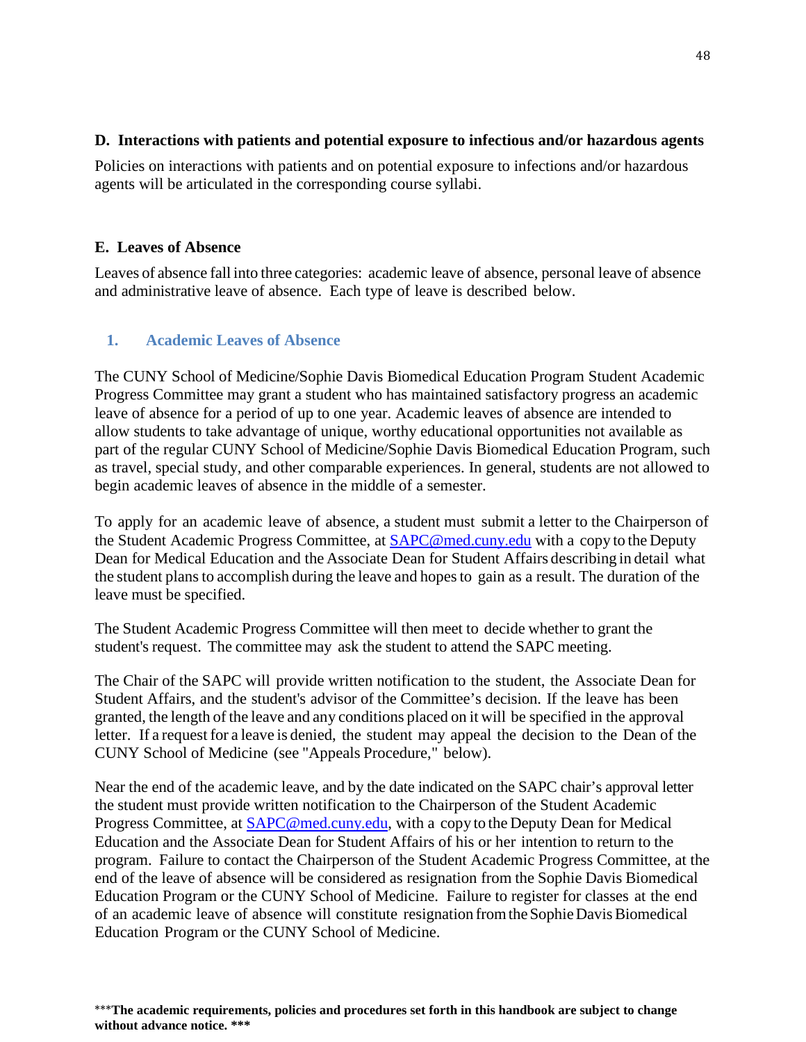### D. Interactions with patients and potential exposure to infectious and/or hazardous agents

Policies on interactions with patients and on potential exposure to infections and/or hazardous agents will be articulated in the corresponding course syllabi.

### E. Leaves of Absence

Leaves of absence fall into three categories: academic leave of absence, personal leave of absence and administrative leave of absence. Each type of leave is described below.

#### 1. Academic Leaves of Absence

The CUNY School of Medicine/Sophie Davis Biomedical Education Program Student Academic Progress Committee may grant a student who has maintained satisfactory progress an academic leave of absence for a period of up to one year. Academic leaves of absence are intended to allow students to take advantage of unique, worthy educational opportunities not available as part of the regular CUNY School of Medicine/Sophie Davis Biomedical Education Program, such as travel, special study, and other comparable experiences. In general, students are not allowed to begin academic leaves of absence in the middle of a semester.

To apply for an academic leave of absence, a student must submit a letter to the Chairperson of the Student Academic Progress Committee, at SAPC@med.cuny.edu with a copy to the Deputy Dean for Medical Education and the Associate Dean for Student Affairs describing in detail what the student plans to accomplish during the leave and hopes to gain as a result. The duration of the leave must be specified.

The Student Academic Progress Committee will then meet to decide whether to grant the student's request. The committee may ask the student to attend the SAPC meeting.

The Chair of the SAPC will provide written notification to the student, the Associate Dean for Student Affairs, and the student's advisor of the Committee's decision. If the leave has been granted, the length of the leave and any conditions placed on it will be specified in the approval letter. If a request for a leave is denied, the student may appeal the decision to the Dean of the CUNY School of Medicine (see "Appeals Procedure," below).

Near the end of the academic leave, and by the date indicated on the SAPC chair's approval letter the student must provide written notification to the Chairperson of the Student Academic Progress Committee, at SAPC@med.cuny.edu, with a copy to the Deputy Dean for Medical Education and the Associate Dean for Student Affairs of his or her intention to return to the program. Failure to contact the Chairperson of the Student Academic Progress Committee, at the end of the leave of absence will be considered as resignation from the Sophie Davis Biomedical Education Program or the CUNY School of Medicine. Failure to register for classes at the end of an academic leave of absence will constitute resignation from the Sophie Davis Biomedical Education Program or the CUNY School of Medicine.

***The academic requirements, policies and procedures set forth in this handbook are subject to change without advance notice. ***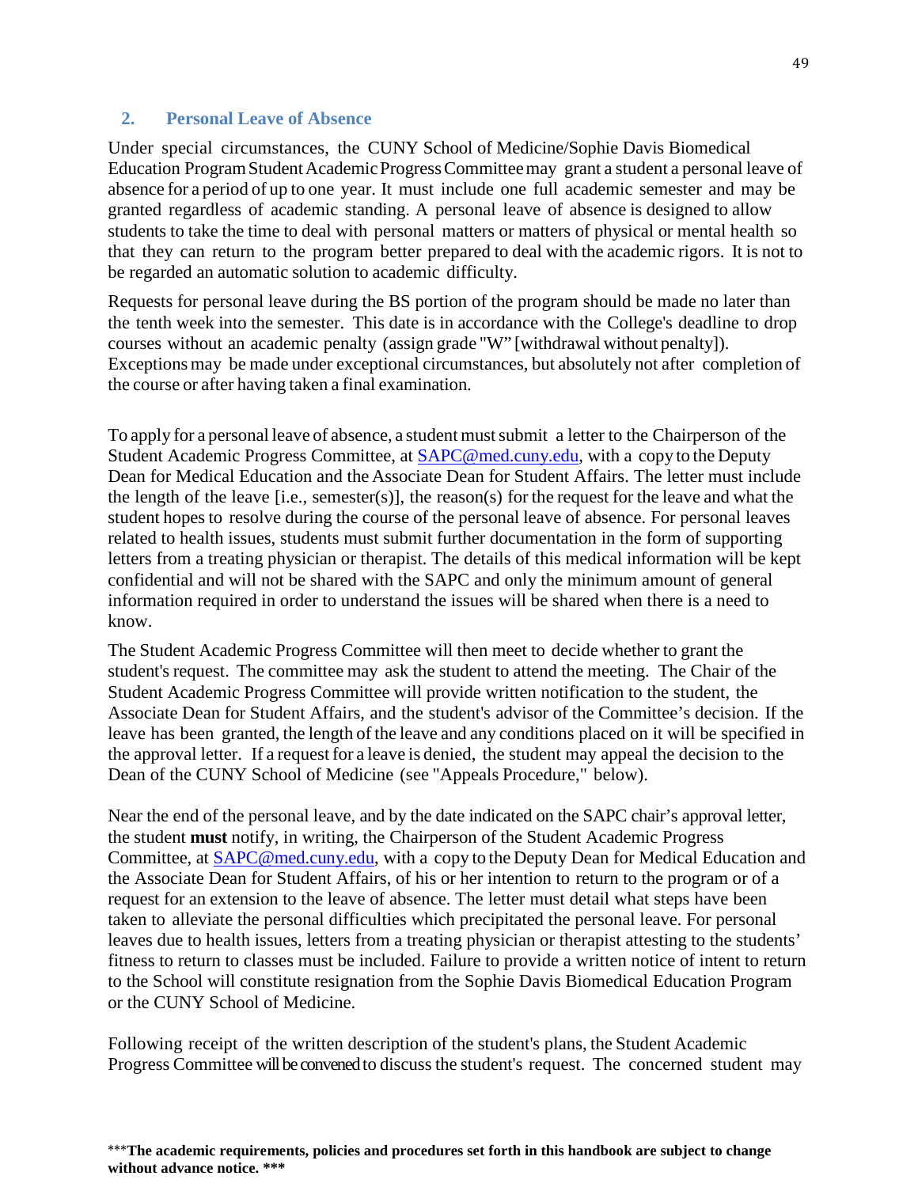## 2. Personal Leave of Absence

Under special circumstances, the CUNY School of Medicine/Sophie Davis Biomedical Education Program Student Academic Progress Committee may grant a student a personal leave of absence for a period of up to one year. It must include one full academic semester and may be granted regardless of academic standing. A personal leave of absence is designed to allow students to take the time to deal with personal matters or matters of physical or mental health so that they can return to the program better prepared to deal with the academic rigors. It is not to be regarded an automatic solution to academic difficulty.

Requests for personal leave during the BS portion of the program should be made no later than the tenth week into the semester. This date is in accordance with the College's deadline to drop courses without an academic penalty (assign grade "W" [withdrawal without penalty]). Exceptions may be made under exceptional circumstances, but absolutely not after completion of the course or after having taken a final examination.

To apply for a personal leave of absence, a student must submit a letter to the Chairperson of the Student Academic Progress Committee, at SAPC@med.cuny.edu, with a copy to the Deputy Dean for Medical Education and the Associate Dean for Student Affairs. The letter must include the length of the leave [i.e., semester(s)], the reason(s) for the request for the leave and what the student hopes to resolve during the course of the personal leave of absence. For personal leaves related to health issues, students must submit further documentation in the form of supporting letters from a treating physician or therapist. The details of this medical information will be kept confidential and will not be shared with the SAPC and only the minimum amount of general information required in order to understand the issues will be shared when there is a need to know.

The Student Academic Progress Committee will then meet to decide whether to grant the student's request. The committee may ask the student to attend the meeting. The Chair of the Student Academic Progress Committee will provide written notification to the student, the Associate Dean for Student Affairs, and the student's advisor of the Committee's decision. If the leave has been granted, the length of the leave and any conditions placed on it will be specified in the approval letter. If a request for a leave is denied, the student may appeal the decision to the Dean of the CUNY School of Medicine (see "Appeals Procedure," below).

Near the end of the personal leave, and by the date indicated on the SAPC chair's approval letter, the student **must** notify, in writing, the Chairperson of the Student Academic Progress Committee, at SAPC@med.cuny.edu, with a copy to the Deputy Dean for Medical Education and the Associate Dean for Student Affairs, of his or her intention to return to the program or of a request for an extension to the leave of absence. The letter must detail what steps have been taken to alleviate the personal difficulties which precipitated the personal leave. For personal leaves due to health issues, letters from a treating physician or therapist attesting to the students' fitness to return to classes must be included. Failure to provide a written notice of intent to return to the School will constitute resignation from the Sophie Davis Biomedical Education Program or the CUNY School of Medicine.

Following receipt of the written description of the student's plans, the Student Academic Progress Committee will be convened to discuss the student's request. The concerned student may

***The academic requirements, policies and procedures set forth in this handbook are subject to change without advance notice. ***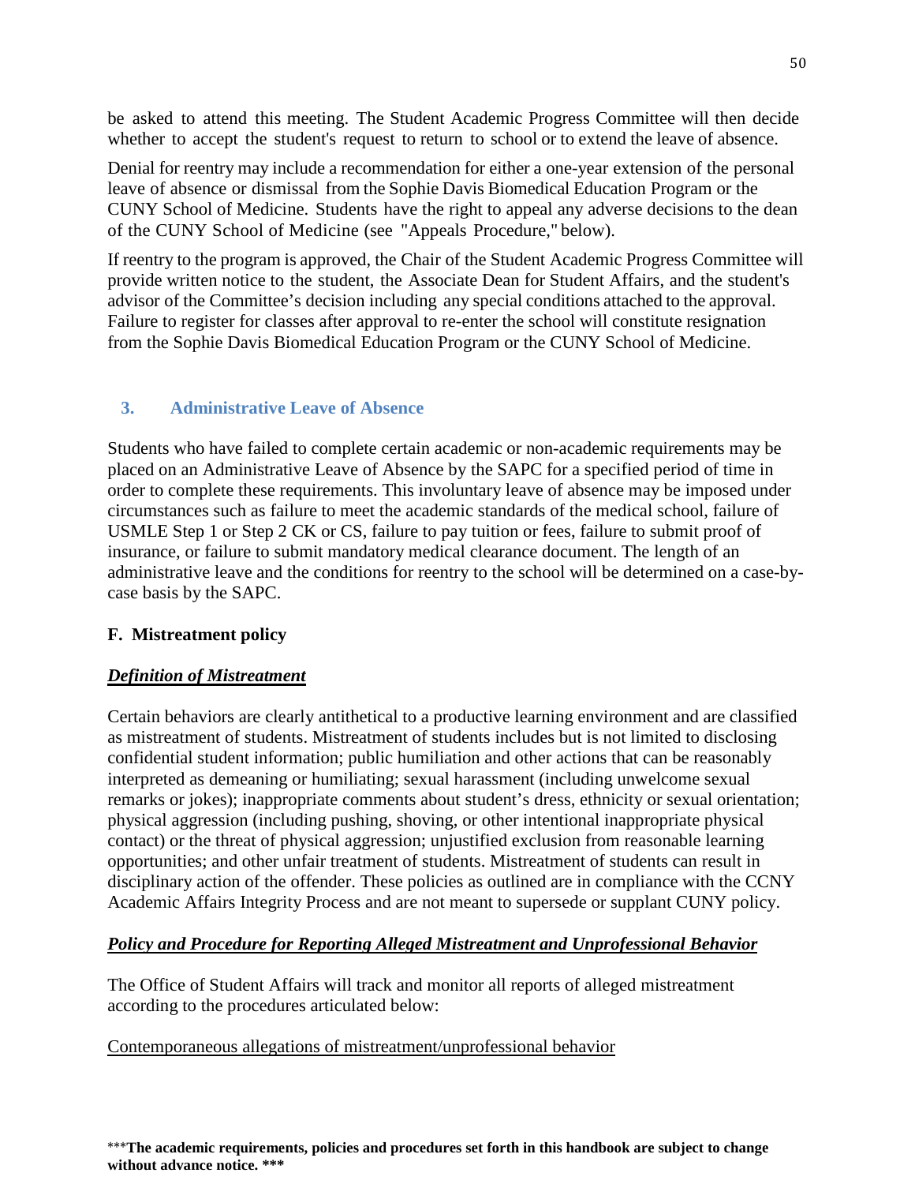be asked to attend this meeting. The Student Academic Progress Committee will then decide whether to accept the student's request to return to school or to extend the leave of absence.

Denial for reentry may include a recommendation for either a one-year extension of the personal leave of absence or dismissal from the Sophie Davis Biomedical Education Program or the CUNY School of Medicine. Students have the right to appeal any adverse decisions to the dean of the CUNY School of Medicine (see "Appeals Procedure," below).

If reentry to the program is approved, the Chair of the Student Academic Progress Committee will provide written notice to the student, the Associate Dean for Student Affairs, and the student's advisor of the Committee's decision including any special conditions attached to the approval. Failure to register for classes after approval to re-enter the school will constitute resignation from the Sophie Davis Biomedical Education Program or the CUNY School of Medicine.

### 3. Administrative Leave of Absence

Students who have failed to complete certain academic or non-academic requirements may be placed on an Administrative Leave of Absence by the SAPC for a specified period of time in order to complete these requirements. This involuntary leave of absence may be imposed under circumstances such as failure to meet the academic standards of the medical school, failure of USMLE Step 1 or Step 2 CK or CS, failure to pay tuition or fees, failure to submit proof of insurance, or failure to submit mandatory medical clearance document. The length of an administrative leave and the conditions for reentry to the school will be determined on a case-by-case basis by the SAPC.

## F. Mistreatment policy

***Definition of Mistreatment***

Certain behaviors are clearly antithetical to a productive learning environment and are classified as mistreatment of students. Mistreatment of students includes but is not limited to disclosing confidential student information; public humiliation and other actions that can be reasonably interpreted as demeaning or humiliating; sexual harassment (including unwelcome sexual remarks or jokes); inappropriate comments about student's dress, ethnicity or sexual orientation; physical aggression (including pushing, shoving, or other intentional inappropriate physical contact) or the threat of physical aggression; unjustified exclusion from reasonable learning opportunities; and other unfair treatment of students. Mistreatment of students can result in disciplinary action of the offender. These policies as outlined are in compliance with the CCNY Academic Affairs Integrity Process and are not meant to supersede or supplant CUNY policy.

***Policy and Procedure for Reporting Alleged Mistreatment and Unprofessional Behavior***

The Office of Student Affairs will track and monitor all reports of alleged mistreatment according to the procedures articulated below:

Contemporaneous allegations of mistreatment/unprofessional behavior

***The academic requirements, policies and procedures set forth in this handbook are subject to change without advance notice. ***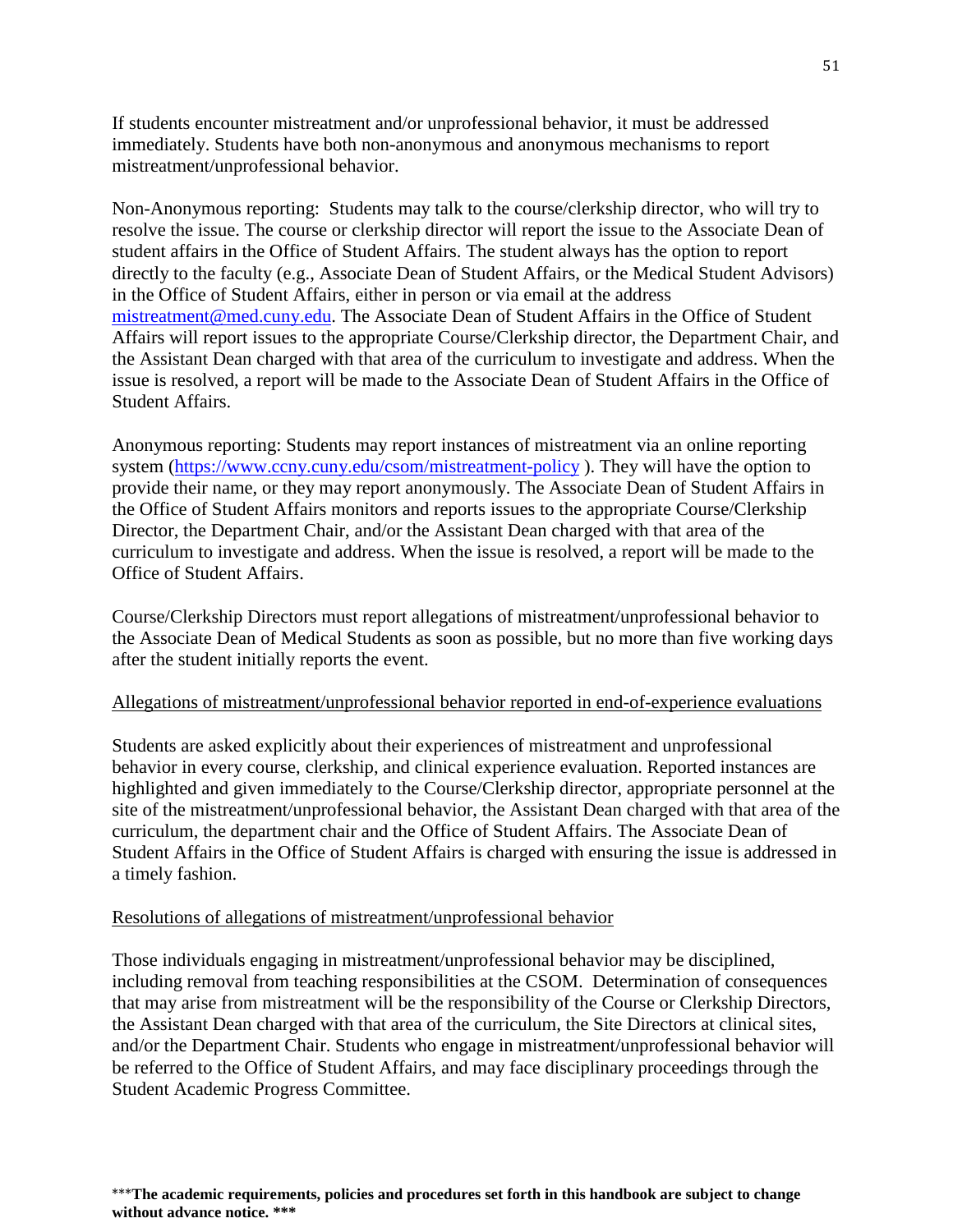If students encounter mistreatment and/or unprofessional behavior, it must be addressed immediately. Students have both non-anonymous and anonymous mechanisms to report mistreatment/unprofessional behavior.

Non-Anonymous reporting: Students may talk to the course/clerkship director, who will try to resolve the issue. The course or clerkship director will report the issue to the Associate Dean of student affairs in the Office of Student Affairs. The student always has the option to report directly to the faculty (e.g., Associate Dean of Student Affairs, or the Medical Student Advisors) in the Office of Student Affairs, either in person or via email at the address [mistreatment@med.cuny.edu](mailto:mistreatment@med.cuny.edu). The Associate Dean of Student Affairs in the Office of Student Affairs will report issues to the appropriate Course/Clerkship director, the Department Chair, and the Assistant Dean charged with that area of the curriculum to investigate and address. When the issue is resolved, a report will be made to the Associate Dean of Student Affairs in the Office of Student Affairs.

Anonymous reporting: Students may report instances of mistreatment via an online reporting system ([https://www.ccny.cuny.edu/csom/mistreatment-policy](https://www.ccny.cuny.edu/csom/mistreatment-policy) ). They will have the option to provide their name, or they may report anonymously. The Associate Dean of Student Affairs in the Office of Student Affairs monitors and reports issues to the appropriate Course/Clerkship Director, the Department Chair, and/or the Assistant Dean charged with that area of the curriculum to investigate and address. When the issue is resolved, a report will be made to the Office of Student Affairs.

Course/Clerkship Directors must report allegations of mistreatment/unprofessional behavior to the Associate Dean of Medical Students as soon as possible, but no more than five working days after the student initially reports the event.

<u>Allegations of mistreatment/unprofessional behavior reported in end-of-experience evaluations</u>

Students are asked explicitly about their experiences of mistreatment and unprofessional behavior in every course, clerkship, and clinical experience evaluation. Reported instances are highlighted and given immediately to the Course/Clerkship director, appropriate personnel at the site of the mistreatment/unprofessional behavior, the Assistant Dean charged with that area of the curriculum, the department chair and the Office of Student Affairs. The Associate Dean of Student Affairs in the Office of Student Affairs is charged with ensuring the issue is addressed in a timely fashion.

<u>Resolutions of allegations of mistreatment/unprofessional behavior</u>

Those individuals engaging in mistreatment/unprofessional behavior may be disciplined, including removal from teaching responsibilities at the CSOM. Determination of consequences that may arise from mistreatment will be the responsibility of the Course or Clerkship Directors, the Assistant Dean charged with that area of the curriculum, the Site Directors at clinical sites, and/or the Department Chair. Students who engage in mistreatment/unprofessional behavior will be referred to the Office of Student Affairs, and may face disciplinary proceedings through the Student Academic Progress Committee.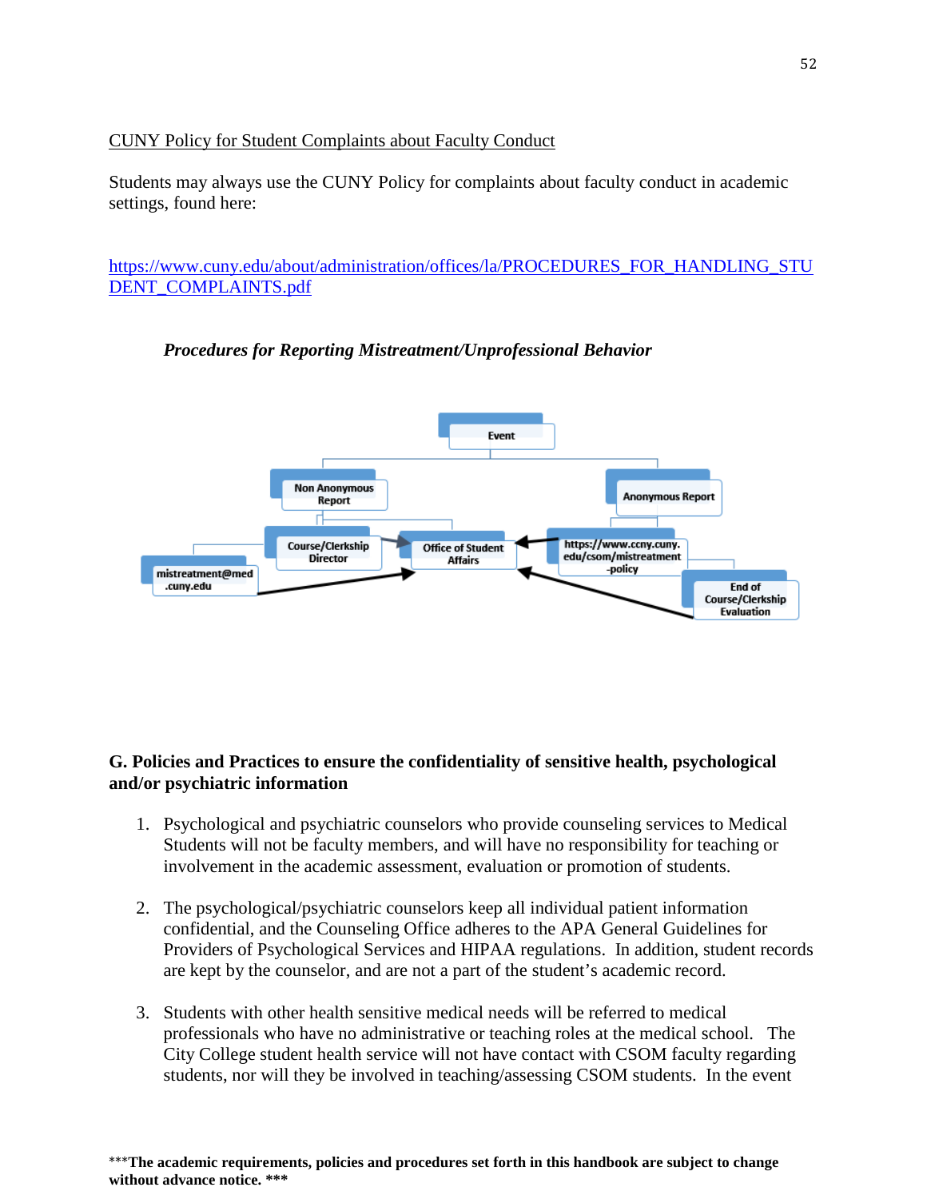CUNY Policy for Student Complaints about Faculty Conduct

Students may always use the CUNY Policy for complaints about faculty conduct in academic settings, found here:

https://www.cuny.edu/about/administration/offices/la/PROCEDURES_FOR_HANDLING_STUDENT_COMPLAINTS.pdf

***Procedures for Reporting Mistreatment/Unprofessional Behavior***

- Event
  - Non Anonymous Report
    - Course/Clerkship Director → Office of Student Affairs
    - mistreatment@med.cuny.edu → Office of Student Affairs
    - Office of Student Affairs
  - Anonymous Report
    - https://www.ccny.cuny.edu/csom/mistreatment-policy → Office of Student Affairs
    - End of Course/Clerkship Evaluation → Office of Student Affairs

**G. Policies and Practices to ensure the confidentiality of sensitive health, psychological and/or psychiatric information**

1. Psychological and psychiatric counselors who provide counseling services to Medical Students will not be faculty members, and will have no responsibility for teaching or involvement in the academic assessment, evaluation or promotion of students.

2. The psychological/psychiatric counselors keep all individual patient information confidential, and the Counseling Office adheres to the APA General Guidelines for Providers of Psychological Services and HIPAA regulations. In addition, student records are kept by the counselor, and are not a part of the student's academic record.

3. Students with other health sensitive medical needs will be referred to medical professionals who have no administrative or teaching roles at the medical school. The City College student health service will not have contact with CSOM faculty regarding students, nor will they be involved in teaching/assessing CSOM students. In the event

***The academic requirements, policies and procedures set forth in this handbook are subject to change without advance notice. ***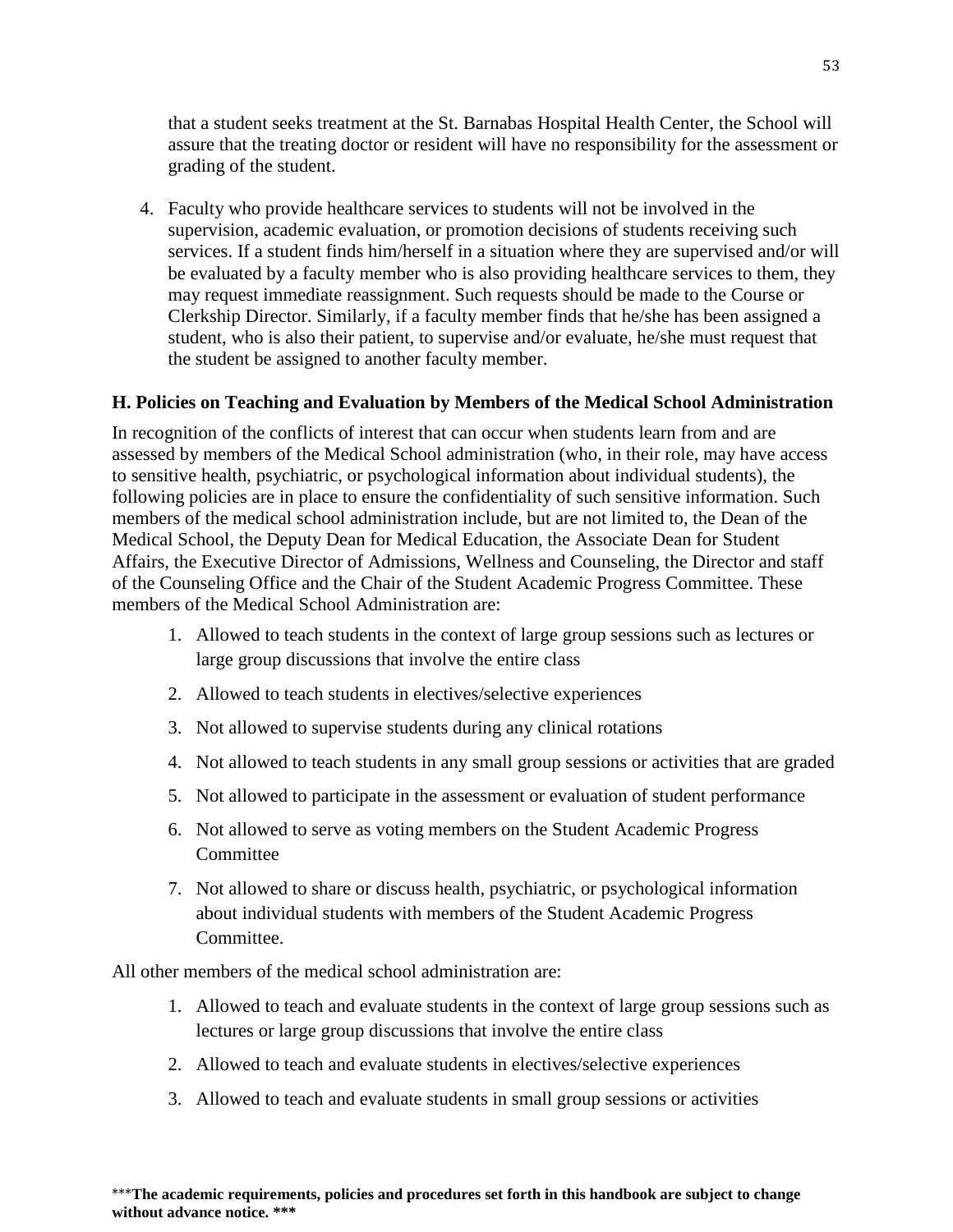that a student seeks treatment at the St. Barnabas Hospital Health Center, the School will assure that the treating doctor or resident will have no responsibility for the assessment or grading of the student.

4. Faculty who provide healthcare services to students will not be involved in the supervision, academic evaluation, or promotion decisions of students receiving such services. If a student finds him/herself in a situation where they are supervised and/or will be evaluated by a faculty member who is also providing healthcare services to them, they may request immediate reassignment. Such requests should be made to the Course or Clerkship Director. Similarly, if a faculty member finds that he/she has been assigned a student, who is also their patient, to supervise and/or evaluate, he/she must request that the student be assigned to another faculty member.

### H. Policies on Teaching and Evaluation by Members of the Medical School Administration

In recognition of the conflicts of interest that can occur when students learn from and are assessed by members of the Medical School administration (who, in their role, may have access to sensitive health, psychiatric, or psychological information about individual students), the following policies are in place to ensure the confidentiality of such sensitive information. Such members of the medical school administration include, but are not limited to, the Dean of the Medical School, the Deputy Dean for Medical Education, the Associate Dean for Student Affairs, the Executive Director of Admissions, Wellness and Counseling, the Director and staff of the Counseling Office and the Chair of the Student Academic Progress Committee. These members of the Medical School Administration are:

1. Allowed to teach students in the context of large group sessions such as lectures or large group discussions that involve the entire class
2. Allowed to teach students in electives/selective experiences
3. Not allowed to supervise students during any clinical rotations
4. Not allowed to teach students in any small group sessions or activities that are graded
5. Not allowed to participate in the assessment or evaluation of student performance
6. Not allowed to serve as voting members on the Student Academic Progress Committee
7. Not allowed to share or discuss health, psychiatric, or psychological information about individual students with members of the Student Academic Progress Committee.

All other members of the medical school administration are:

1. Allowed to teach and evaluate students in the context of large group sessions such as lectures or large group discussions that involve the entire class
2. Allowed to teach and evaluate students in electives/selective experiences
3. Allowed to teach and evaluate students in small group sessions or activities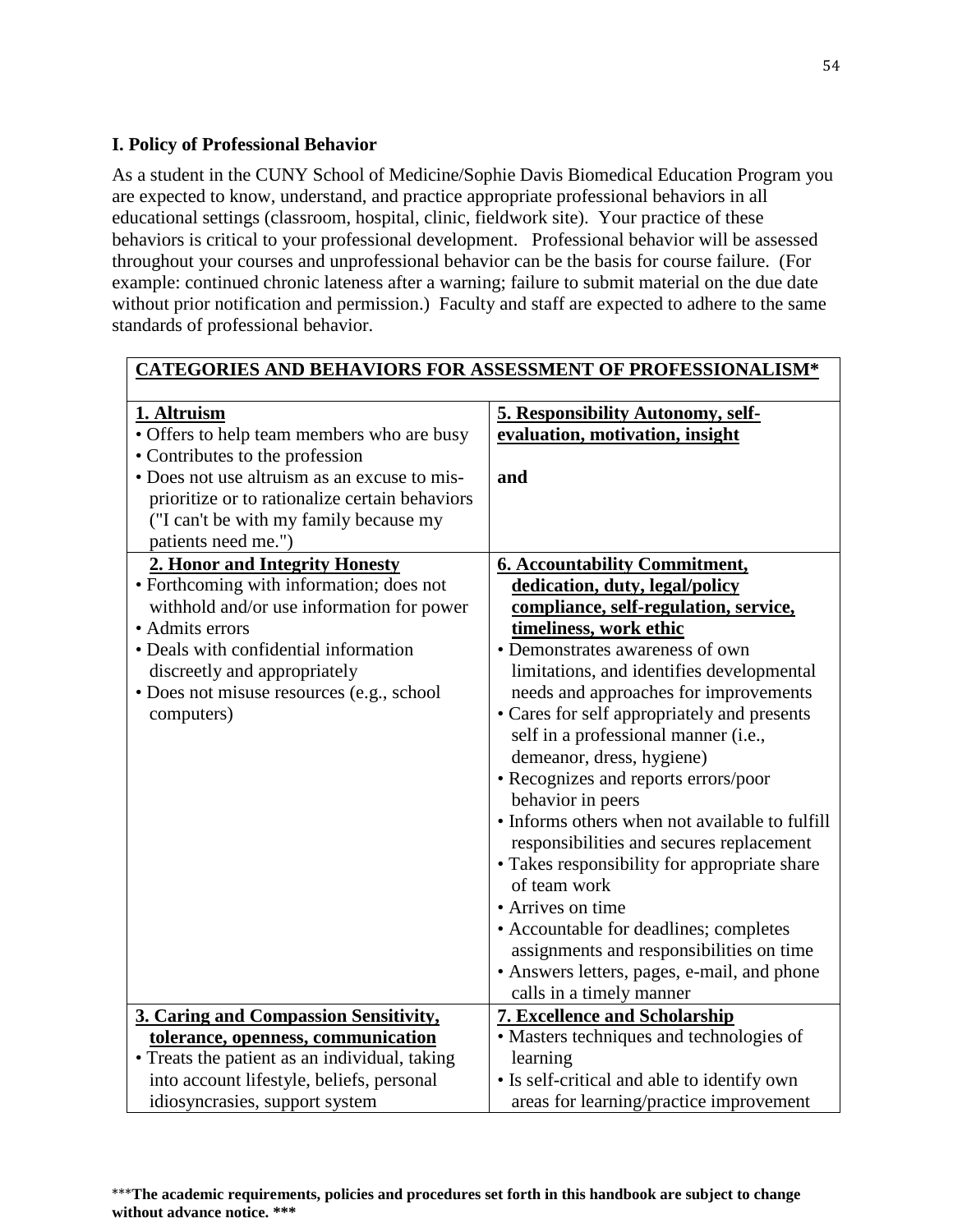### I. Policy of Professional Behavior

As a student in the CUNY School of Medicine/Sophie Davis Biomedical Education Program you are expected to know, understand, and practice appropriate professional behaviors in all educational settings (classroom, hospital, clinic, fieldwork site). Your practice of these behaviors is critical to your professional development. Professional behavior will be assessed throughout your courses and unprofessional behavior can be the basis for course failure. (For example: continued chronic lateness after a warning; failure to submit material on the due date without prior notification and permission.) Faculty and staff are expected to adhere to the same standards of professional behavior.

| **CATEGORIES AND BEHAVIORS FOR ASSESSMENT OF PROFESSIONALISM*** | |
|---|---|
| **1. Altruism**<br>• Offers to help team members who are busy<br>• Contributes to the profession<br>• Does not use altruism as an excuse to mis-prioritize or to rationalize certain behaviors ("I can't be with my family because my patients need me.") | **5. Responsibility Autonomy, self-evaluation, motivation, insight**<br><br>**and** |
| **2. Honor and Integrity Honesty**<br>• Forthcoming with information; does not withhold and/or use information for power<br>• Admits errors<br>• Deals with confidential information discreetly and appropriately<br>• Does not misuse resources (e.g., school computers) | **6. Accountability Commitment, dedication, duty, legal/policy compliance, self-regulation, service, timeliness, work ethic**<br>• Demonstrates awareness of own limitations, and identifies developmental needs and approaches for improvements<br>• Cares for self appropriately and presents self in a professional manner (i.e., demeanor, dress, hygiene)<br>• Recognizes and reports errors/poor behavior in peers<br>• Informs others when not available to fulfill responsibilities and secures replacement<br>• Takes responsibility for appropriate share of team work<br>• Arrives on time<br>• Accountable for deadlines; completes assignments and responsibilities on time<br>• Answers letters, pages, e-mail, and phone calls in a timely manner |
| **3. Caring and Compassion Sensitivity, tolerance, openness, communication**<br>• Treats the patient as an individual, taking into account lifestyle, beliefs, personal idiosyncrasies, support system | **7. Excellence and Scholarship**<br>• Masters techniques and technologies of learning<br>• Is self-critical and able to identify own areas for learning/practice improvement |

***The academic requirements, policies and procedures set forth in this handbook are subject to change without advance notice. ***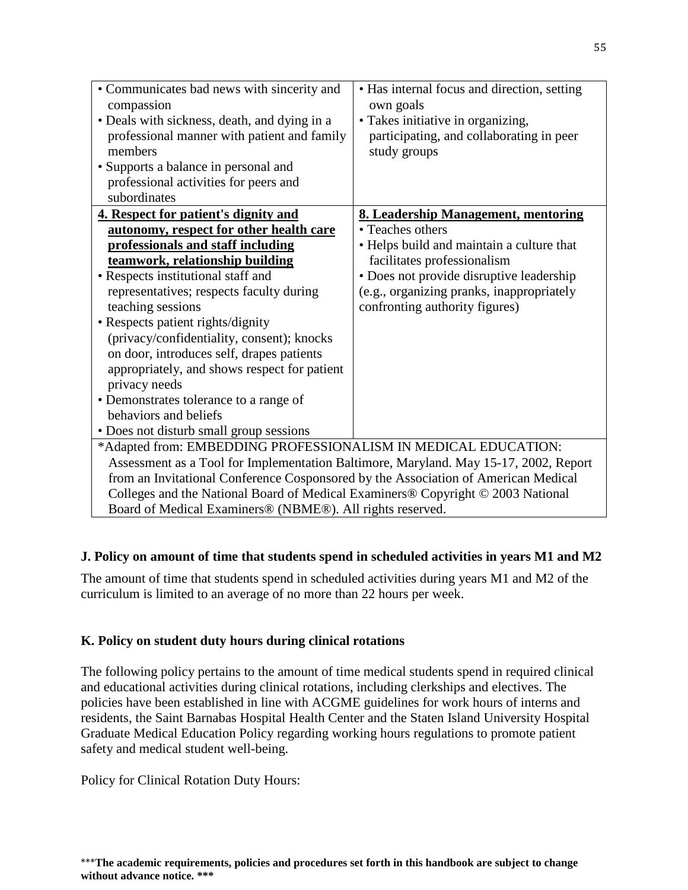| | |
|---|---|
| • Communicates bad news with sincerity and compassion<br>• Deals with sickness, death, and dying in a professional manner with patient and family members<br>• Supports a balance in personal and professional activities for peers and subordinates | • Has internal focus and direction, setting own goals<br>• Takes initiative in organizing, participating, and collaborating in peer study groups |
| **4. Respect for patient's dignity and autonomy, respect for other health care professionals and staff including teamwork, relationship building**<br>• Respects institutional staff and representatives; respects faculty during teaching sessions<br>• Respects patient rights/dignity (privacy/confidentiality, consent); knocks on door, introduces self, drapes patients appropriately, and shows respect for patient privacy needs<br>• Demonstrates tolerance to a range of behaviors and beliefs<br>• Does not disturb small group sessions | **8. Leadership Management, mentoring**<br>• Teaches others<br>• Helps build and maintain a culture that facilitates professionalism<br>• Does not provide disruptive leadership (e.g., organizing pranks, inappropriately confronting authority figures) |
| *Adapted from: EMBEDDING PROFESSIONALISM IN MEDICAL EDUCATION: Assessment as a Tool for Implementation Baltimore, Maryland. May 15-17, 2002, Report from an Invitational Conference Cosponsored by the Association of American Medical Colleges and the National Board of Medical Examiners® Copyright © 2003 National Board of Medical Examiners® (NBME®). All rights reserved. | |

**J. Policy on amount of time that students spend in scheduled activities in years M1 and M2**

The amount of time that students spend in scheduled activities during years M1 and M2 of the curriculum is limited to an average of no more than 22 hours per week.

**K. Policy on student duty hours during clinical rotations**

The following policy pertains to the amount of time medical students spend in required clinical and educational activities during clinical rotations, including clerkships and electives. The policies have been established in line with ACGME guidelines for work hours of interns and residents, the Saint Barnabas Hospital Health Center and the Staten Island University Hospital Graduate Medical Education Policy regarding working hours regulations to promote patient safety and medical student well-being.

Policy for Clinical Rotation Duty Hours:

***The academic requirements, policies and procedures set forth in this handbook are subject to change without advance notice. ***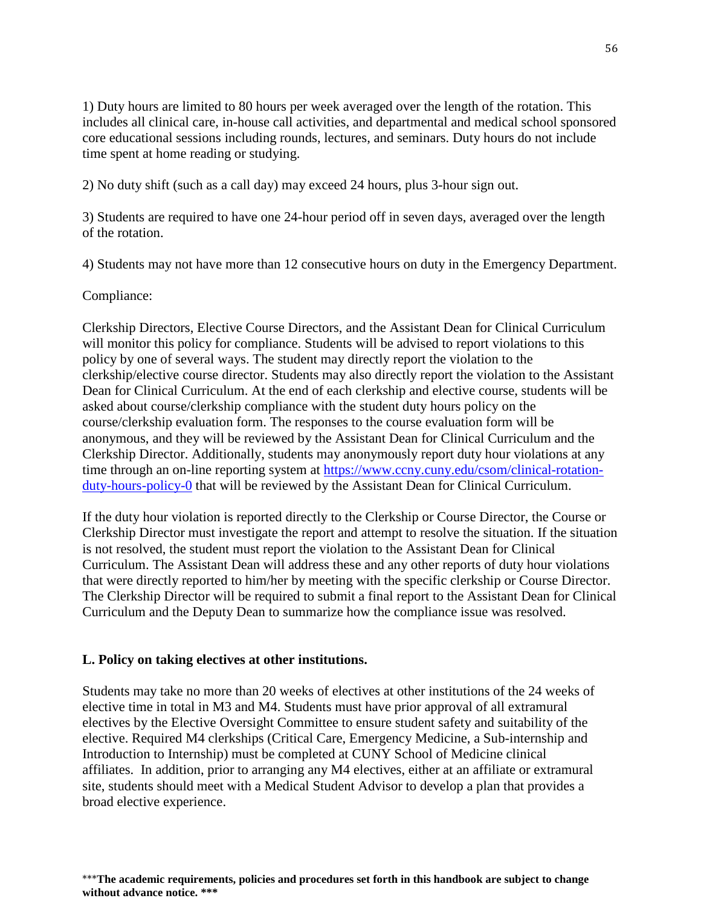1) Duty hours are limited to 80 hours per week averaged over the length of the rotation. This includes all clinical care, in-house call activities, and departmental and medical school sponsored core educational sessions including rounds, lectures, and seminars. Duty hours do not include time spent at home reading or studying.

2) No duty shift (such as a call day) may exceed 24 hours, plus 3-hour sign out.

3) Students are required to have one 24-hour period off in seven days, averaged over the length of the rotation.

4) Students may not have more than 12 consecutive hours on duty in the Emergency Department.

Compliance:

Clerkship Directors, Elective Course Directors, and the Assistant Dean for Clinical Curriculum will monitor this policy for compliance. Students will be advised to report violations to this policy by one of several ways. The student may directly report the violation to the clerkship/elective course director. Students may also directly report the violation to the Assistant Dean for Clinical Curriculum. At the end of each clerkship and elective course, students will be asked about course/clerkship compliance with the student duty hours policy on the course/clerkship evaluation form. The responses to the course evaluation form will be anonymous, and they will be reviewed by the Assistant Dean for Clinical Curriculum and the Clerkship Director. Additionally, students may anonymously report duty hour violations at any time through an on-line reporting system at [https://www.ccny.cuny.edu/csom/clinical-rotation-duty-hours-policy-0](https://www.ccny.cuny.edu/csom/clinical-rotation-duty-hours-policy-0) that will be reviewed by the Assistant Dean for Clinical Curriculum.

If the duty hour violation is reported directly to the Clerkship or Course Director, the Course or Clerkship Director must investigate the report and attempt to resolve the situation. If the situation is not resolved, the student must report the violation to the Assistant Dean for Clinical Curriculum. The Assistant Dean will address these and any other reports of duty hour violations that were directly reported to him/her by meeting with the specific clerkship or Course Director. The Clerkship Director will be required to submit a final report to the Assistant Dean for Clinical Curriculum and the Deputy Dean to summarize how the compliance issue was resolved.

### L. Policy on taking electives at other institutions.

Students may take no more than 20 weeks of electives at other institutions of the 24 weeks of elective time in total in M3 and M4. Students must have prior approval of all extramural electives by the Elective Oversight Committee to ensure student safety and suitability of the elective. Required M4 clerkships (Critical Care, Emergency Medicine, a Sub-internship and Introduction to Internship) must be completed at CUNY School of Medicine clinical affiliates. In addition, prior to arranging any M4 electives, either at an affiliate or extramural site, students should meet with a Medical Student Advisor to develop a plan that provides a broad elective experience.

***The academic requirements, policies and procedures set forth in this handbook are subject to change without advance notice. ***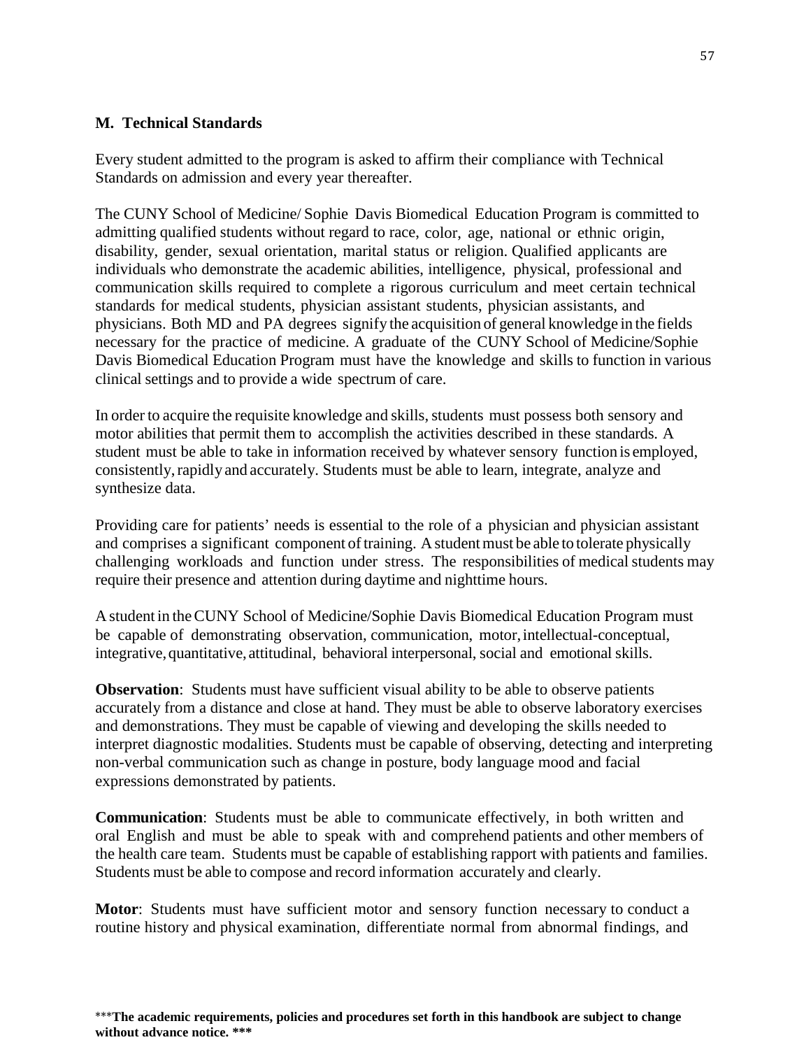## M. Technical Standards

Every student admitted to the program is asked to affirm their compliance with Technical Standards on admission and every year thereafter.

The CUNY School of Medicine/ Sophie Davis Biomedical Education Program is committed to admitting qualified students without regard to race, color, age, national or ethnic origin, disability, gender, sexual orientation, marital status or religion. Qualified applicants are individuals who demonstrate the academic abilities, intelligence, physical, professional and communication skills required to complete a rigorous curriculum and meet certain technical standards for medical students, physician assistant students, physician assistants, and physicians. Both MD and PA degrees signify the acquisition of general knowledge in the fields necessary for the practice of medicine. A graduate of the CUNY School of Medicine/Sophie Davis Biomedical Education Program must have the knowledge and skills to function in various clinical settings and to provide a wide spectrum of care.

In order to acquire the requisite knowledge and skills, students must possess both sensory and motor abilities that permit them to accomplish the activities described in these standards. A student must be able to take in information received by whatever sensory function is employed, consistently, rapidly and accurately. Students must be able to learn, integrate, analyze and synthesize data.

Providing care for patients' needs is essential to the role of a physician and physician assistant and comprises a significant component of training. A student must be able to tolerate physically challenging workloads and function under stress. The responsibilities of medical students may require their presence and attention during daytime and nighttime hours.

A student in the CUNY School of Medicine/Sophie Davis Biomedical Education Program must be capable of demonstrating observation, communication, motor, intellectual-conceptual, integrative, quantitative, attitudinal, behavioral interpersonal, social and emotional skills.

**Observation**: Students must have sufficient visual ability to be able to observe patients accurately from a distance and close at hand. They must be able to observe laboratory exercises and demonstrations. They must be capable of viewing and developing the skills needed to interpret diagnostic modalities. Students must be capable of observing, detecting and interpreting non-verbal communication such as change in posture, body language mood and facial expressions demonstrated by patients.

**Communication**: Students must be able to communicate effectively, in both written and oral English and must be able to speak with and comprehend patients and other members of the health care team. Students must be capable of establishing rapport with patients and families. Students must be able to compose and record information accurately and clearly.

**Motor**: Students must have sufficient motor and sensory function necessary to conduct a routine history and physical examination, differentiate normal from abnormal findings, and

***The academic requirements, policies and procedures set forth in this handbook are subject to change without advance notice. ***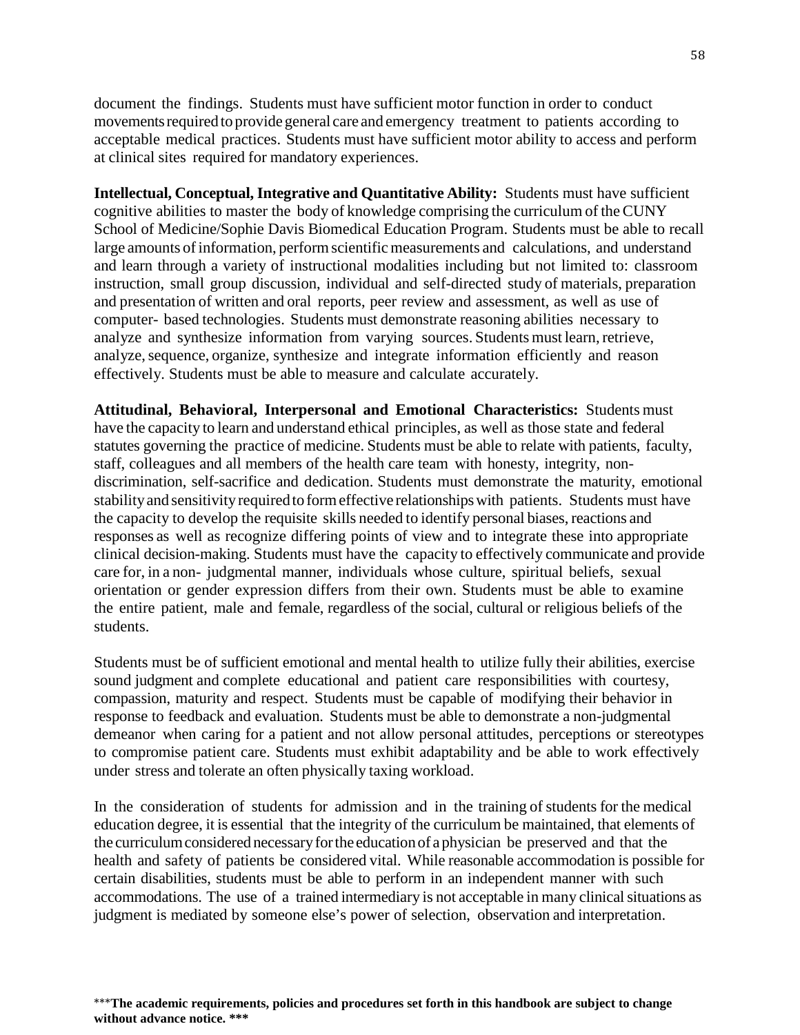document the findings. Students must have sufficient motor function in order to conduct movements required to provide general care and emergency treatment to patients according to acceptable medical practices. Students must have sufficient motor ability to access and perform at clinical sites required for mandatory experiences.

**Intellectual, Conceptual, Integrative and Quantitative Ability:** Students must have sufficient cognitive abilities to master the body of knowledge comprising the curriculum of the CUNY School of Medicine/Sophie Davis Biomedical Education Program. Students must be able to recall large amounts of information, perform scientific measurements and calculations, and understand and learn through a variety of instructional modalities including but not limited to: classroom instruction, small group discussion, individual and self-directed study of materials, preparation and presentation of written and oral reports, peer review and assessment, as well as use of computer- based technologies. Students must demonstrate reasoning abilities necessary to analyze and synthesize information from varying sources. Students must learn, retrieve, analyze, sequence, organize, synthesize and integrate information efficiently and reason effectively. Students must be able to measure and calculate accurately.

**Attitudinal, Behavioral, Interpersonal and Emotional Characteristics:** Students must have the capacity to learn and understand ethical principles, as well as those state and federal statutes governing the practice of medicine. Students must be able to relate with patients, faculty, staff, colleagues and all members of the health care team with honesty, integrity, non-discrimination, self-sacrifice and dedication. Students must demonstrate the maturity, emotional stability and sensitivity required to form effective relationships with patients. Students must have the capacity to develop the requisite skills needed to identify personal biases, reactions and responses as well as recognize differing points of view and to integrate these into appropriate clinical decision-making. Students must have the capacity to effectively communicate and provide care for, in a non- judgmental manner, individuals whose culture, spiritual beliefs, sexual orientation or gender expression differs from their own. Students must be able to examine the entire patient, male and female, regardless of the social, cultural or religious beliefs of the students.

Students must be of sufficient emotional and mental health to utilize fully their abilities, exercise sound judgment and complete educational and patient care responsibilities with courtesy, compassion, maturity and respect. Students must be capable of modifying their behavior in response to feedback and evaluation. Students must be able to demonstrate a non-judgmental demeanor when caring for a patient and not allow personal attitudes, perceptions or stereotypes to compromise patient care. Students must exhibit adaptability and be able to work effectively under stress and tolerate an often physically taxing workload.

In the consideration of students for admission and in the training of students for the medical education degree, it is essential that the integrity of the curriculum be maintained, that elements of the curriculum considered necessary for the education of a physician be preserved and that the health and safety of patients be considered vital. While reasonable accommodation is possible for certain disabilities, students must be able to perform in an independent manner with such accommodations. The use of a trained intermediary is not acceptable in many clinical situations as judgment is mediated by someone else's power of selection, observation and interpretation.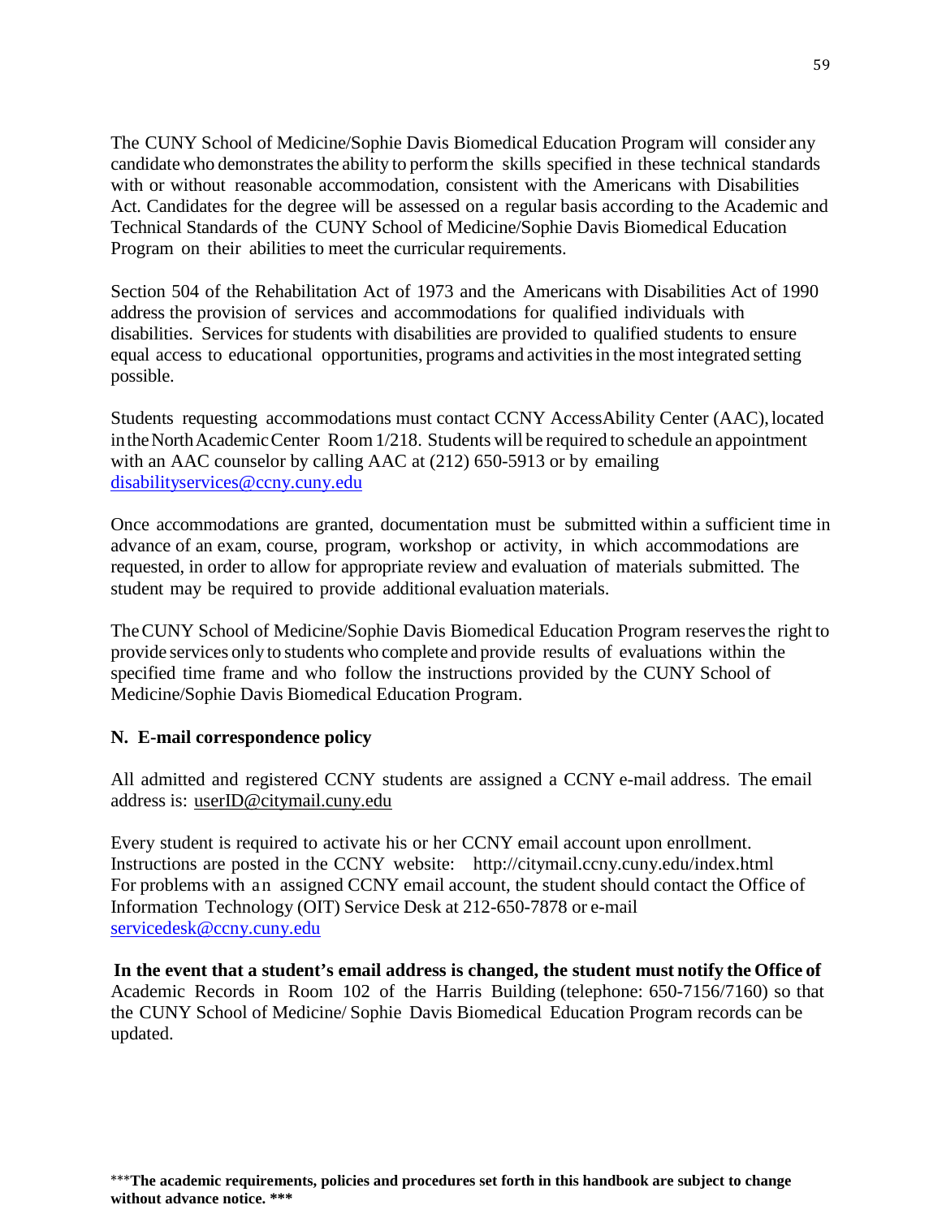The CUNY School of Medicine/Sophie Davis Biomedical Education Program will consider any candidate who demonstrates the ability to perform the skills specified in these technical standards with or without reasonable accommodation, consistent with the Americans with Disabilities Act. Candidates for the degree will be assessed on a regular basis according to the Academic and Technical Standards of the CUNY School of Medicine/Sophie Davis Biomedical Education Program on their abilities to meet the curricular requirements.

Section 504 of the Rehabilitation Act of 1973 and the Americans with Disabilities Act of 1990 address the provision of services and accommodations for qualified individuals with disabilities. Services for students with disabilities are provided to qualified students to ensure equal access to educational opportunities, programs and activities in the most integrated setting possible.

Students requesting accommodations must contact CCNY AccessAbility Center (AAC), located in the North Academic Center Room 1/218. Students will be required to schedule an appointment with an AAC counselor by calling AAC at (212) 650-5913 or by emailing disabilityservices@ccny.cuny.edu

Once accommodations are granted, documentation must be submitted within a sufficient time in advance of an exam, course, program, workshop or activity, in which accommodations are requested, in order to allow for appropriate review and evaluation of materials submitted. The student may be required to provide additional evaluation materials.

The CUNY School of Medicine/Sophie Davis Biomedical Education Program reserves the right to provide services only to students who complete and provide results of evaluations within the specified time frame and who follow the instructions provided by the CUNY School of Medicine/Sophie Davis Biomedical Education Program.

### N. E-mail correspondence policy

All admitted and registered CCNY students are assigned a CCNY e-mail address. The email address is: userID@citymail.cuny.edu

Every student is required to activate his or her CCNY email account upon enrollment. Instructions are posted in the CCNY website: http://citymail.ccny.cuny.edu/index.html For problems with an assigned CCNY email account, the student should contact the Office of Information Technology (OIT) Service Desk at 212-650-7878 or e-mail servicedesk@ccny.cuny.edu

**In the event that a student's email address is changed, the student must notify the Office of** Academic Records in Room 102 of the Harris Building (telephone: 650-7156/7160) so that the CUNY School of Medicine/ Sophie Davis Biomedical Education Program records can be updated.

***The academic requirements, policies and procedures set forth in this handbook are subject to change without advance notice. ***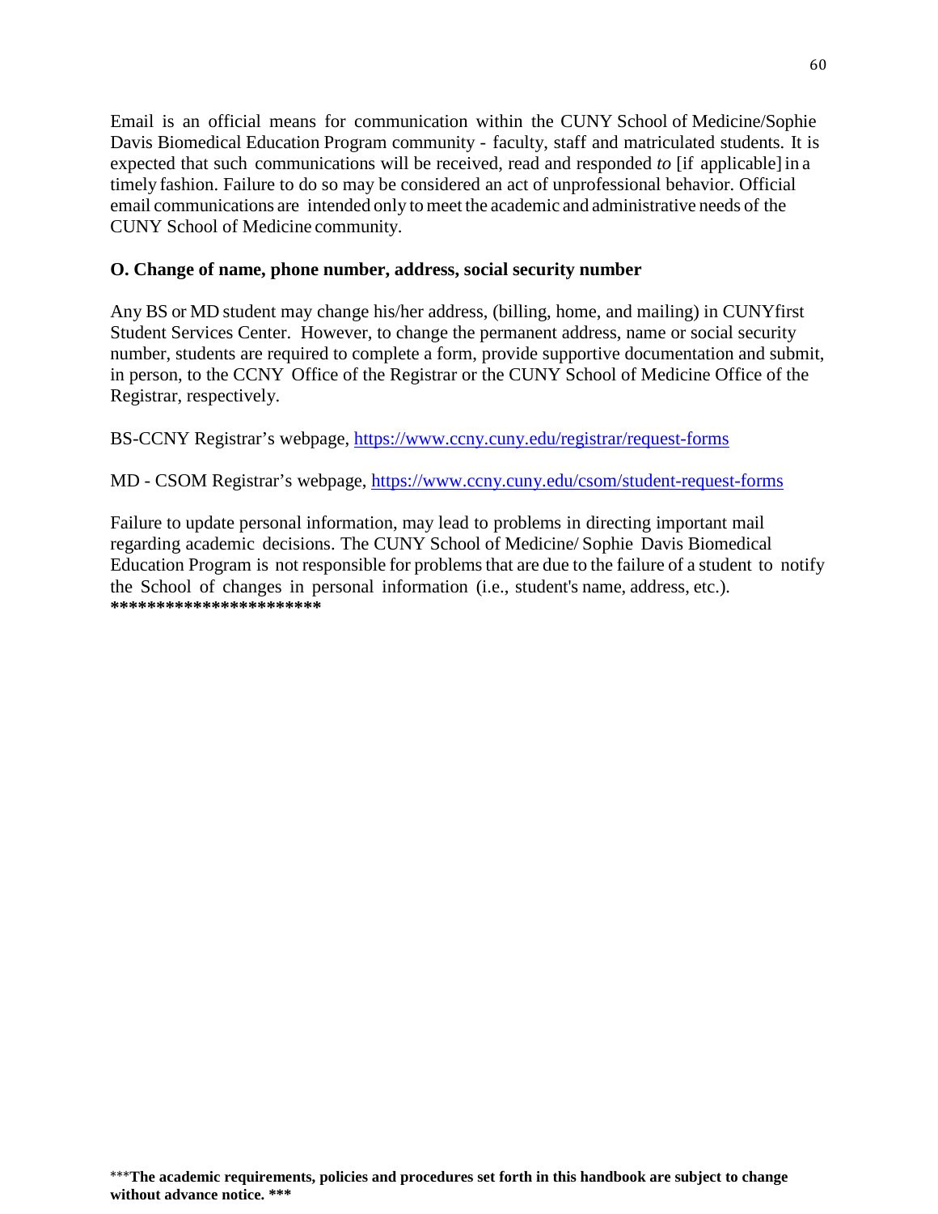Email is an official means for communication within the CUNY School of Medicine/Sophie Davis Biomedical Education Program community - faculty, staff and matriculated students. It is expected that such communications will be received, read and responded *to* [if applicable] in a timely fashion. Failure to do so may be considered an act of unprofessional behavior. Official email communications are intended only to meet the academic and administrative needs of the CUNY School of Medicine community.

**O. Change of name, phone number, address, social security number**

Any BS or MD student may change his/her address, (billing, home, and mailing) in CUNYfirst Student Services Center. However, to change the permanent address, name or social security number, students are required to complete a form, provide supportive documentation and submit, in person, to the CCNY Office of the Registrar or the CUNY School of Medicine Office of the Registrar, respectively.

BS-CCNY Registrar's webpage, https://www.ccny.cuny.edu/registrar/request-forms

MD - CSOM Registrar's webpage, https://www.ccny.cuny.edu/csom/student-request-forms

Failure to update personal information, may lead to problems in directing important mail regarding academic decisions. The CUNY School of Medicine/ Sophie Davis Biomedical Education Program is not responsible for problems that are due to the failure of a student to notify the School of changes in personal information (i.e., student's name, address, etc.).
**************************

***The academic requirements, policies and procedures set forth in this handbook are subject to change without advance notice. *****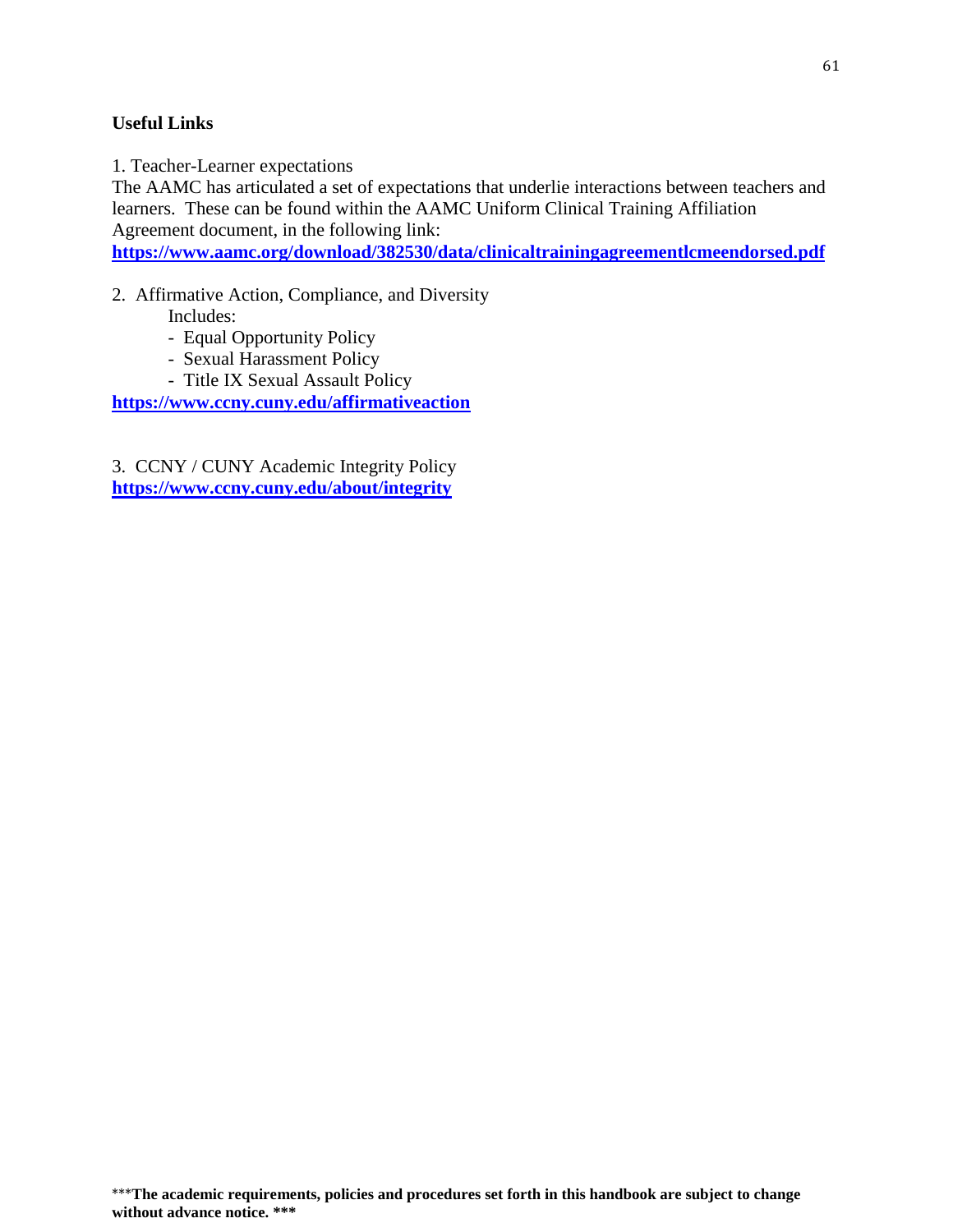## Useful Links

1. Teacher-Learner expectations

The AAMC has articulated a set of expectations that underlie interactions between teachers and learners. These can be found within the AAMC Uniform Clinical Training Affiliation Agreement document, in the following link:

**https://www.aamc.org/download/382530/data/clinicaltrainingagreementlcmeendorsed.pdf**

2. Affirmative Action, Compliance, and Diversity

   Includes:
   - Equal Opportunity Policy
   - Sexual Harassment Policy
   - Title IX Sexual Assault Policy

**https://www.ccny.cuny.edu/affirmativeaction**

3. CCNY / CUNY Academic Integrity Policy

**https://www.ccny.cuny.edu/about/integrity**

***The academic requirements, policies and procedures set forth in this handbook are subject to change without advance notice. ***